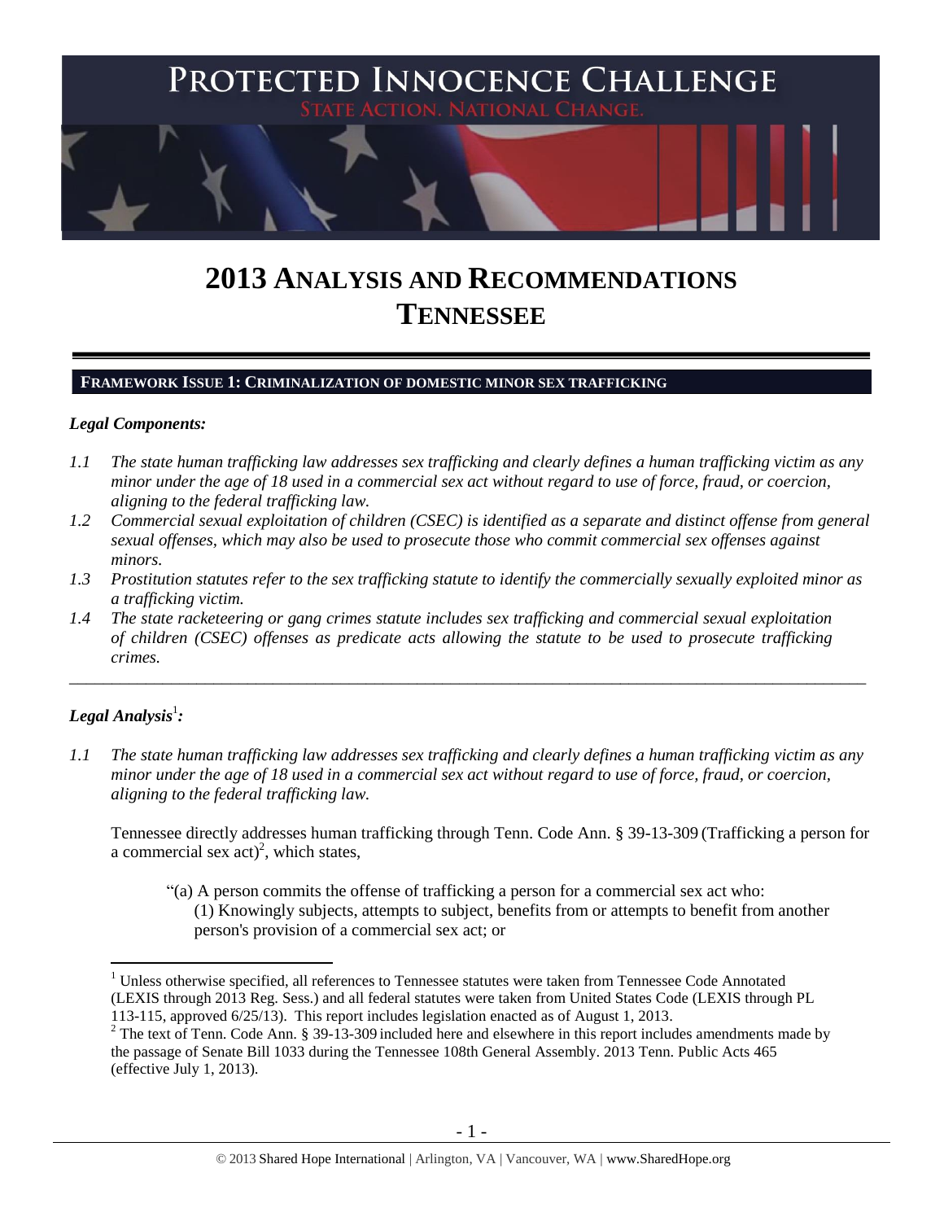# PROTECTED INNOCENCE CHALLENGE

STATE ACTION. NATIONAL CHANGE.

# 2013 ANALYSIS AND RECOMMENDATIONS TENNESSEE

## FRAMEWORK ISSUE 1: CRIMINALIZATION OF DOMESTIC MINOR SEX TRAFFICKING

### *Legal Components:*

*1.1 The state human trafficking law addresses sex trafficking and clearly defines a human trafficking victim as any minor under the age of 18 used in a commercial sex act without regard to use of force, fraud, or coercion, aligning to the federal trafficking law.*

*1.2 Commercial sexual exploitation of children (CSEC) is identified as a separate and distinct offense from general sexual offenses, which may also be used to prosecute those who commit commercial sex offenses against minors.*

*1.3 Prostitution statutes refer to the sex trafficking statute to identify the commercially sexually exploited minor as a trafficking victim.*

*1.4 The state racketeering or gang crimes statute includes sex trafficking and commercial sexual exploitation of children (CSEC) offenses as predicate acts allowing the statute to be used to prosecute trafficking crimes.*

---

### *Legal Analysis*[1]*:*

*1.1 The state human trafficking law addresses sex trafficking and clearly defines a human trafficking victim as any minor under the age of 18 used in a commercial sex act without regard to use of force, fraud, or coercion, aligning to the federal trafficking law.*

Tennessee directly addresses human trafficking through Tenn. Code Ann. § 39-13-309 (Trafficking a person for a commercial sex act)[2], which states,

> "(a) A person commits the offense of trafficking a person for a commercial sex act who:
> (1) Knowingly subjects, attempts to subject, benefits from or attempts to benefit from another person's provision of a commercial sex act; or

---

[1] Unless otherwise specified, all references to Tennessee statutes were taken from Tennessee Code Annotated (LEXIS through 2013 Reg. Sess.) and all federal statutes were taken from United States Code (LEXIS through PL 113-115, approved 6/25/13). This report includes legislation enacted as of August 1, 2013.

[2] The text of Tenn. Code Ann. § 39-13-309 included here and elsewhere in this report includes amendments made by the passage of Senate Bill 1033 during the Tennessee 108th General Assembly. 2013 Tenn. Public Acts 465 (effective July 1, 2013).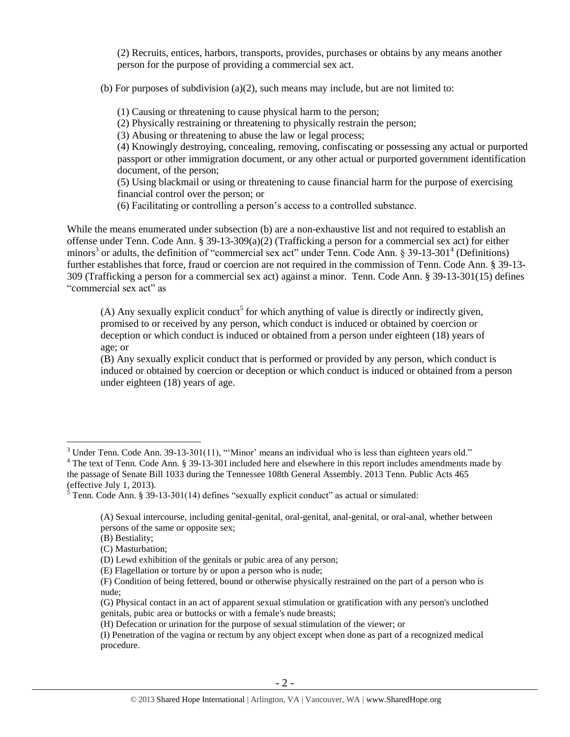(2) Recruits, entices, harbors, transports, provides, purchases or obtains by any means another person for the purpose of providing a commercial sex act.

(b) For purposes of subdivision (a)(2), such means may include, but are not limited to:

(1) Causing or threatening to cause physical harm to the person;
(2) Physically restraining or threatening to physically restrain the person;
(3) Abusing or threatening to abuse the law or legal process;
(4) Knowingly destroying, concealing, removing, confiscating or possessing any actual or purported passport or other immigration document, or any other actual or purported government identification document, of the person;
(5) Using blackmail or using or threatening to cause financial harm for the purpose of exercising financial control over the person; or
(6) Facilitating or controlling a person's access to a controlled substance.

While the means enumerated under subsection (b) are a non-exhaustive list and not required to establish an offense under Tenn. Code Ann. § 39-13-309(a)(2) (Trafficking a person for a commercial sex act) for either minors[3] or adults, the definition of "commercial sex act" under Tenn. Code Ann. § 39-13-301[4] (Definitions) further establishes that force, fraud or coercion are not required in the commission of Tenn. Code Ann. § 39-13-309 (Trafficking a person for a commercial sex act) against a minor. Tenn. Code Ann. § 39-13-301(15) defines "commercial sex act" as

(A) Any sexually explicit conduct[5] for which anything of value is directly or indirectly given, promised to or received by any person, which conduct is induced or obtained by coercion or deception or which conduct is induced or obtained from a person under eighteen (18) years of age; or
(B) Any sexually explicit conduct that is performed or provided by any person, which conduct is induced or obtained by coercion or deception or which conduct is induced or obtained from a person under eighteen (18) years of age.

---

[3] Under Tenn. Code Ann. 39-13-301(11), "'Minor' means an individual who is less than eighteen years old."

[4] The text of Tenn. Code Ann. § 39-13-301 included here and elsewhere in this report includes amendments made by the passage of Senate Bill 1033 during the Tennessee 108th General Assembly. 2013 Tenn. Public Acts 465 (effective July 1, 2013).

[5] Tenn. Code Ann. § 39-13-301(14) defines "sexually explicit conduct" as actual or simulated:

(A) Sexual intercourse, including genital-genital, oral-genital, anal-genital, or oral-anal, whether between persons of the same or opposite sex;
(B) Bestiality;
(C) Masturbation;
(D) Lewd exhibition of the genitals or pubic area of any person;
(E) Flagellation or torture by or upon a person who is nude;
(F) Condition of being fettered, bound or otherwise physically restrained on the part of a person who is nude;
(G) Physical contact in an act of apparent sexual stimulation or gratification with any person's unclothed genitals, pubic area or buttocks or with a female's nude breasts;
(H) Defecation or urination for the purpose of sexual stimulation of the viewer; or
(I) Penetration of the vagina or rectum by any object except when done as part of a recognized medical procedure.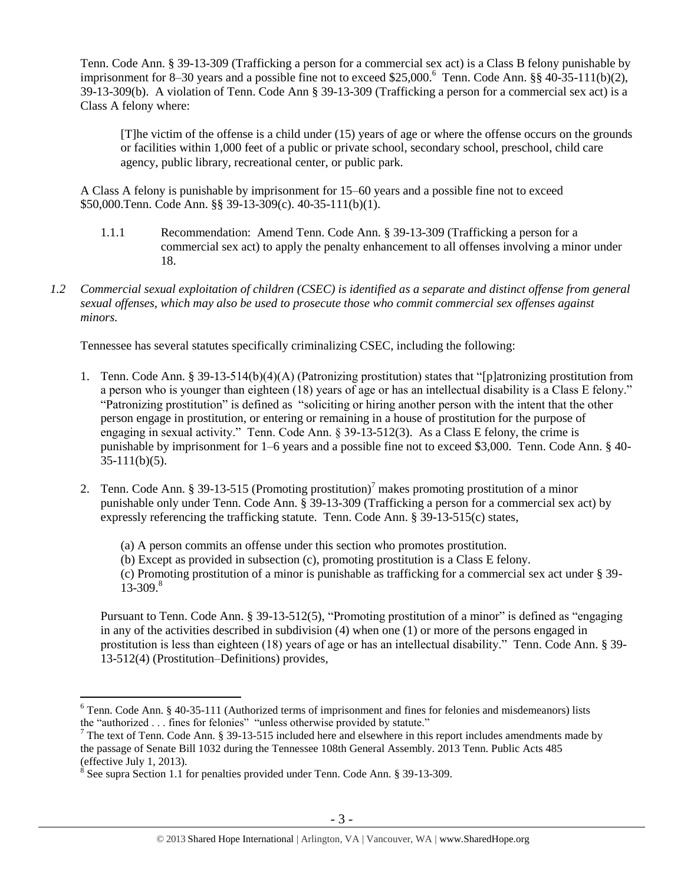Tenn. Code Ann. § 39-13-309 (Trafficking a person for a commercial sex act) is a Class B felony punishable by imprisonment for 8–30 years and a possible fine not to exceed $25,000.[6] Tenn. Code Ann. §§ 40-35-111(b)(2), 39-13-309(b). A violation of Tenn. Code Ann § 39-13-309 (Trafficking a person for a commercial sex act) is a Class A felony where:

> [T]he victim of the offense is a child under (15) years of age or where the offense occurs on the grounds or facilities within 1,000 feet of a public or private school, secondary school, preschool, child care agency, public library, recreational center, or public park.

A Class A felony is punishable by imprisonment for 15–60 years and a possible fine not to exceed $50,000.Tenn. Code Ann. §§ 39-13-309(c). 40-35-111(b)(1).

1.1.1 Recommendation: Amend Tenn. Code Ann. § 39-13-309 (Trafficking a person for a commercial sex act) to apply the penalty enhancement to all offenses involving a minor under 18.

*1.2 Commercial sexual exploitation of children (CSEC) is identified as a separate and distinct offense from general sexual offenses, which may also be used to prosecute those who commit commercial sex offenses against minors.*

Tennessee has several statutes specifically criminalizing CSEC, including the following:

1. Tenn. Code Ann. § 39-13-514(b)(4)(A) (Patronizing prostitution) states that "[p]atronizing prostitution from a person who is younger than eighteen (18) years of age or has an intellectual disability is a Class E felony." "Patronizing prostitution" is defined as "soliciting or hiring another person with the intent that the other person engage in prostitution, or entering or remaining in a house of prostitution for the purpose of engaging in sexual activity." Tenn. Code Ann. § 39-13-512(3). As a Class E felony, the crime is punishable by imprisonment for 1–6 years and a possible fine not to exceed $3,000. Tenn. Code Ann. § 40-35-111(b)(5).

2. Tenn. Code Ann. § 39-13-515 (Promoting prostitution)[7] makes promoting prostitution of a minor punishable only under Tenn. Code Ann. § 39-13-309 (Trafficking a person for a commercial sex act) by expressly referencing the trafficking statute. Tenn. Code Ann. § 39-13-515(c) states,

   > (a) A person commits an offense under this section who promotes prostitution.
   > (b) Except as provided in subsection (c), promoting prostitution is a Class E felony.
   > (c) Promoting prostitution of a minor is punishable as trafficking for a commercial sex act under § 39-13-309.[8]

   Pursuant to Tenn. Code Ann. § 39-13-512(5), "Promoting prostitution of a minor" is defined as "engaging in any of the activities described in subdivision (4) when one (1) or more of the persons engaged in prostitution is less than eighteen (18) years of age or has an intellectual disability." Tenn. Code Ann. § 39-13-512(4) (Prostitution–Definitions) provides,

---

[6] Tenn. Code Ann. § 40-35-111 (Authorized terms of imprisonment and fines for felonies and misdemeanors) lists the "authorized . . . fines for felonies" "unless otherwise provided by statute."

[7] The text of Tenn. Code Ann. § 39-13-515 included here and elsewhere in this report includes amendments made by the passage of Senate Bill 1032 during the Tennessee 108th General Assembly. 2013 Tenn. Public Acts 485 (effective July 1, 2013).

[8] See supra Section 1.1 for penalties provided under Tenn. Code Ann. § 39-13-309.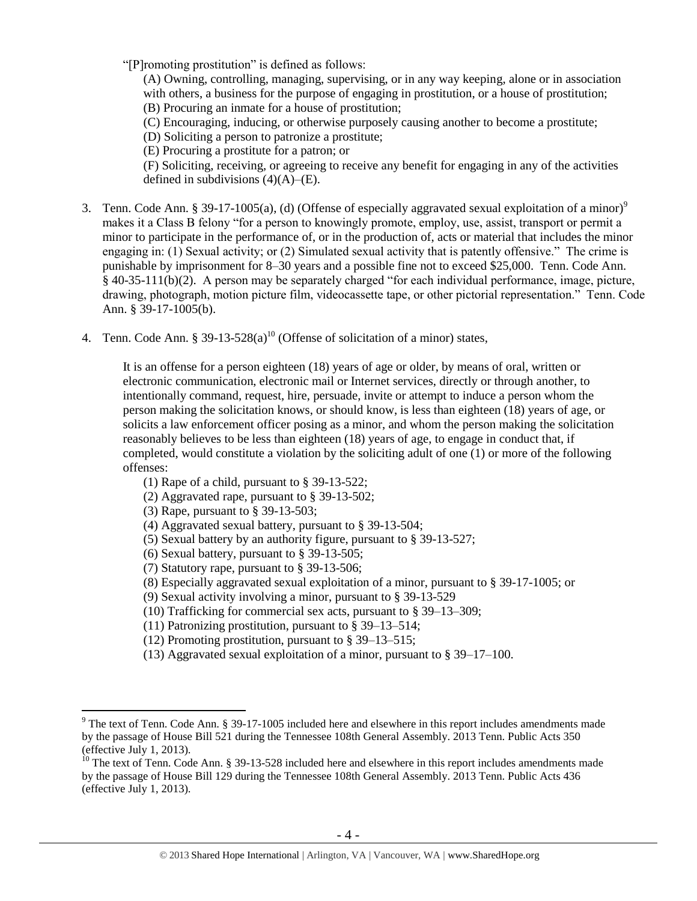"[P]romoting prostitution" is defined as follows:

> (A) Owning, controlling, managing, supervising, or in any way keeping, alone or in association with others, a business for the purpose of engaging in prostitution, or a house of prostitution;
> (B) Procuring an inmate for a house of prostitution;
> (C) Encouraging, inducing, or otherwise purposely causing another to become a prostitute;
> (D) Soliciting a person to patronize a prostitute;
> (E) Procuring a prostitute for a patron; or
> (F) Soliciting, receiving, or agreeing to receive any benefit for engaging in any of the activities defined in subdivisions (4)(A)–(E).

3. Tenn. Code Ann. § 39-17-1005(a), (d) (Offense of especially aggravated sexual exploitation of a minor)[9] makes it a Class B felony "for a person to knowingly promote, employ, use, assist, transport or permit a minor to participate in the performance of, or in the production of, acts or material that includes the minor engaging in: (1) Sexual activity; or (2) Simulated sexual activity that is patently offensive." The crime is punishable by imprisonment for 8–30 years and a possible fine not to exceed $25,000. Tenn. Code Ann. § 40-35-111(b)(2). A person may be separately charged "for each individual performance, image, picture, drawing, photograph, motion picture film, videocassette tape, or other pictorial representation." Tenn. Code Ann. § 39-17-1005(b).

4. Tenn. Code Ann. § 39-13-528(a)[10] (Offense of solicitation of a minor) states,

> It is an offense for a person eighteen (18) years of age or older, by means of oral, written or electronic communication, electronic mail or Internet services, directly or through another, to intentionally command, request, hire, persuade, invite or attempt to induce a person whom the person making the solicitation knows, or should know, is less than eighteen (18) years of age, or solicits a law enforcement officer posing as a minor, and whom the person making the solicitation reasonably believes to be less than eighteen (18) years of age, to engage in conduct that, if completed, would constitute a violation by the soliciting adult of one (1) or more of the following offenses:
>
> (1) Rape of a child, pursuant to § 39-13-522;
> (2) Aggravated rape, pursuant to § 39-13-502;
> (3) Rape, pursuant to § 39-13-503;
> (4) Aggravated sexual battery, pursuant to § 39-13-504;
> (5) Sexual battery by an authority figure, pursuant to § 39-13-527;
> (6) Sexual battery, pursuant to § 39-13-505;
> (7) Statutory rape, pursuant to § 39-13-506;
> (8) Especially aggravated sexual exploitation of a minor, pursuant to § 39-17-1005; or
> (9) Sexual activity involving a minor, pursuant to § 39-13-529
> (10) Trafficking for commercial sex acts, pursuant to § 39–13–309;
> (11) Patronizing prostitution, pursuant to § 39–13–514;
> (12) Promoting prostitution, pursuant to § 39–13–515;
> (13) Aggravated sexual exploitation of a minor, pursuant to § 39–17–100.

---

[9] The text of Tenn. Code Ann. § 39-17-1005 included here and elsewhere in this report includes amendments made by the passage of House Bill 521 during the Tennessee 108th General Assembly. 2013 Tenn. Public Acts 350 (effective July 1, 2013).

[10] The text of Tenn. Code Ann. § 39-13-528 included here and elsewhere in this report includes amendments made by the passage of House Bill 129 during the Tennessee 108th General Assembly. 2013 Tenn. Public Acts 436 (effective July 1, 2013).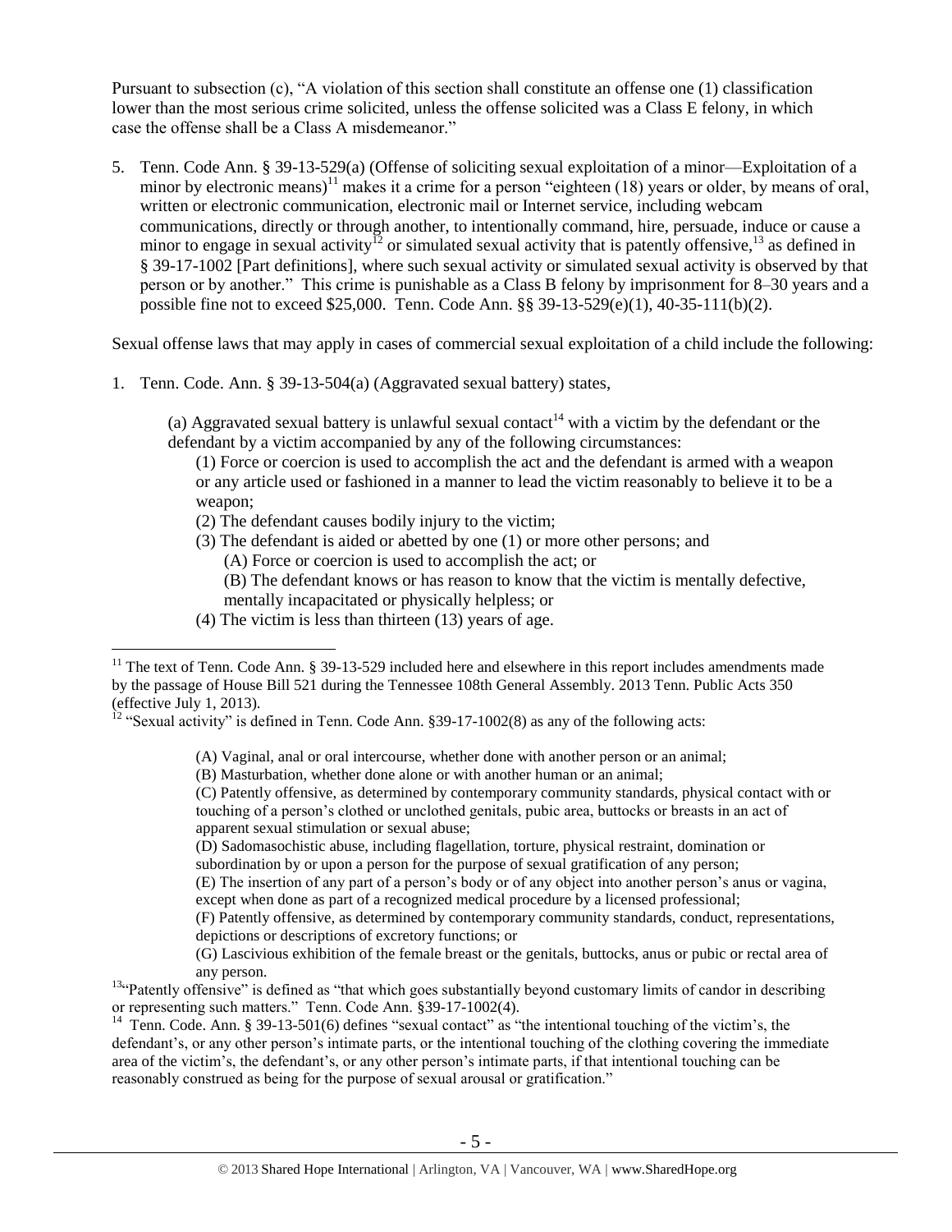Pursuant to subsection (c), "A violation of this section shall constitute an offense one (1) classification lower than the most serious crime solicited, unless the offense solicited was a Class E felony, in which case the offense shall be a Class A misdemeanor."

5. Tenn. Code Ann. § 39-13-529(a) (Offense of soliciting sexual exploitation of a minor—Exploitation of a minor by electronic means)[11] makes it a crime for a person "eighteen (18) years or older, by means of oral, written or electronic communication, electronic mail or Internet service, including webcam communications, directly or through another, to intentionally command, hire, persuade, induce or cause a minor to engage in sexual activity[12] or simulated sexual activity that is patently offensive,[13] as defined in § 39-17-1002 [Part definitions], where such sexual activity or simulated sexual activity is observed by that person or by another." This crime is punishable as a Class B felony by imprisonment for 8–30 years and a possible fine not to exceed $25,000. Tenn. Code Ann. §§ 39-13-529(e)(1), 40-35-111(b)(2).

Sexual offense laws that may apply in cases of commercial sexual exploitation of a child include the following:

1. Tenn. Code. Ann. § 39-13-504(a) (Aggravated sexual battery) states,

   (a) Aggravated sexual battery is unlawful sexual contact[14] with a victim by the defendant or the defendant by a victim accompanied by any of the following circumstances:
   
   (1) Force or coercion is used to accomplish the act and the defendant is armed with a weapon or any article used or fashioned in a manner to lead the victim reasonably to believe it to be a weapon;
   
   (2) The defendant causes bodily injury to the victim;
   
   (3) The defendant is aided or abetted by one (1) or more other persons; and
   
   (A) Force or coercion is used to accomplish the act; or
   
   (B) The defendant knows or has reason to know that the victim is mentally defective, mentally incapacitated or physically helpless; or
   
   (4) The victim is less than thirteen (13) years of age.

---

[11] The text of Tenn. Code Ann. § 39-13-529 included here and elsewhere in this report includes amendments made by the passage of House Bill 521 during the Tennessee 108th General Assembly. 2013 Tenn. Public Acts 350 (effective July 1, 2013).

[12] "Sexual activity" is defined in Tenn. Code Ann. §39-17-1002(8) as any of the following acts:

(A) Vaginal, anal or oral intercourse, whether done with another person or an animal;
(B) Masturbation, whether done alone or with another human or an animal;
(C) Patently offensive, as determined by contemporary community standards, physical contact with or touching of a person's clothed or unclothed genitals, pubic area, buttocks or breasts in an act of apparent sexual stimulation or sexual abuse;
(D) Sadomasochistic abuse, including flagellation, torture, physical restraint, domination or subordination by or upon a person for the purpose of sexual gratification of any person;
(E) The insertion of any part of a person's body or of any object into another person's anus or vagina, except when done as part of a recognized medical procedure by a licensed professional;
(F) Patently offensive, as determined by contemporary community standards, conduct, representations, depictions or descriptions of excretory functions; or
(G) Lascivious exhibition of the female breast or the genitals, buttocks, anus or pubic or rectal area of any person.

[13] "Patently offensive" is defined as "that which goes substantially beyond customary limits of candor in describing or representing such matters." Tenn. Code Ann. §39-17-1002(4).

[14] Tenn. Code. Ann. § 39-13-501(6) defines "sexual contact" as "the intentional touching of the victim's, the defendant's, or any other person's intimate parts, or the intentional touching of the clothing covering the immediate area of the victim's, the defendant's, or any other person's intimate parts, if that intentional touching can be reasonably construed as being for the purpose of sexual arousal or gratification."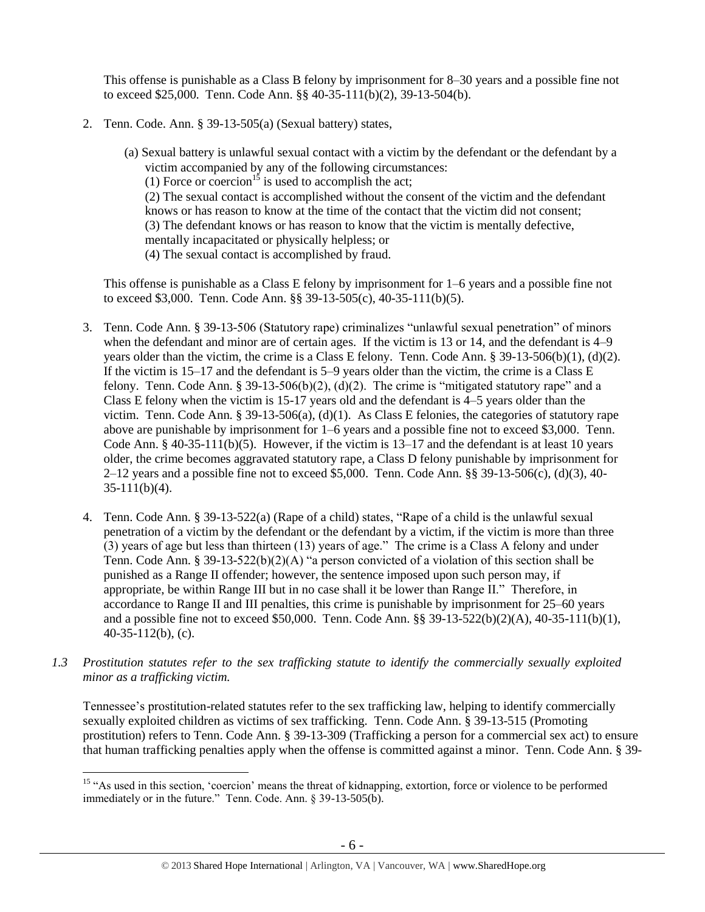This offense is punishable as a Class B felony by imprisonment for 8–30 years and a possible fine not to exceed $25,000. Tenn. Code Ann. §§ 40-35-111(b)(2), 39-13-504(b).

2. Tenn. Code Ann. § 39-13-505(a) (Sexual battery) states,

   (a) Sexual battery is unlawful sexual contact with a victim by the defendant or the defendant by a victim accompanied by any of the following circumstances:
   (1) Force or coercion[15] is used to accomplish the act;
   (2) The sexual contact is accomplished without the consent of the victim and the defendant knows or has reason to know at the time of the contact that the victim did not consent;
   (3) The defendant knows or has reason to know that the victim is mentally defective, mentally incapacitated or physically helpless; or
   (4) The sexual contact is accomplished by fraud.

   This offense is punishable as a Class E felony by imprisonment for 1–6 years and a possible fine not to exceed $3,000. Tenn. Code Ann. §§ 39-13-505(c), 40-35-111(b)(5).

3. Tenn. Code Ann. § 39-13-506 (Statutory rape) criminalizes "unlawful sexual penetration" of minors when the defendant and minor are of certain ages. If the victim is 13 or 14, and the defendant is 4–9 years older than the victim, the crime is a Class E felony. Tenn. Code Ann. § 39-13-506(b)(1), (d)(2). If the victim is 15–17 and the defendant is 5–9 years older than the victim, the crime is a Class E felony. Tenn. Code Ann. § 39-13-506(b)(2), (d)(2). The crime is "mitigated statutory rape" and a Class E felony when the victim is 15-17 years old and the defendant is 4–5 years older than the victim. Tenn. Code Ann. § 39-13-506(a), (d)(1). As Class E felonies, the categories of statutory rape above are punishable by imprisonment for 1–6 years and a possible fine not to exceed $3,000. Tenn. Code Ann. § 40-35-111(b)(5). However, if the victim is 13–17 and the defendant is at least 10 years older, the crime becomes aggravated statutory rape, a Class D felony punishable by imprisonment for 2–12 years and a possible fine not to exceed $5,000. Tenn. Code Ann. §§ 39-13-506(c), (d)(3), 40-35-111(b)(4).

4. Tenn. Code Ann. § 39-13-522(a) (Rape of a child) states, "Rape of a child is the unlawful sexual penetration of a victim by the defendant or the defendant by a victim, if the victim is more than three (3) years of age but less than thirteen (13) years of age." The crime is a Class A felony and under Tenn. Code Ann. § 39-13-522(b)(2)(A) "a person convicted of a violation of this section shall be punished as a Range II offender; however, the sentence imposed upon such person may, if appropriate, be within Range III but in no case shall it be lower than Range II." Therefore, in accordance to Range II and III penalties, this crime is punishable by imprisonment for 25–60 years and a possible fine not to exceed $50,000. Tenn. Code Ann. §§ 39-13-522(b)(2)(A), 40-35-111(b)(1), 40-35-112(b), (c).

*1.3 Prostitution statutes refer to the sex trafficking statute to identify the commercially sexually exploited minor as a trafficking victim.*

Tennessee's prostitution-related statutes refer to the sex trafficking law, helping to identify commercially sexually exploited children as victims of sex trafficking. Tenn. Code Ann. § 39-13-515 (Promoting prostitution) refers to Tenn. Code Ann. § 39-13-309 (Trafficking a person for a commercial sex act) to ensure that human trafficking penalties apply when the offense is committed against a minor. Tenn. Code Ann. § 39-

[15] "As used in this section, 'coercion' means the threat of kidnapping, extortion, force or violence to be performed immediately or in the future." Tenn. Code. Ann. § 39-13-505(b).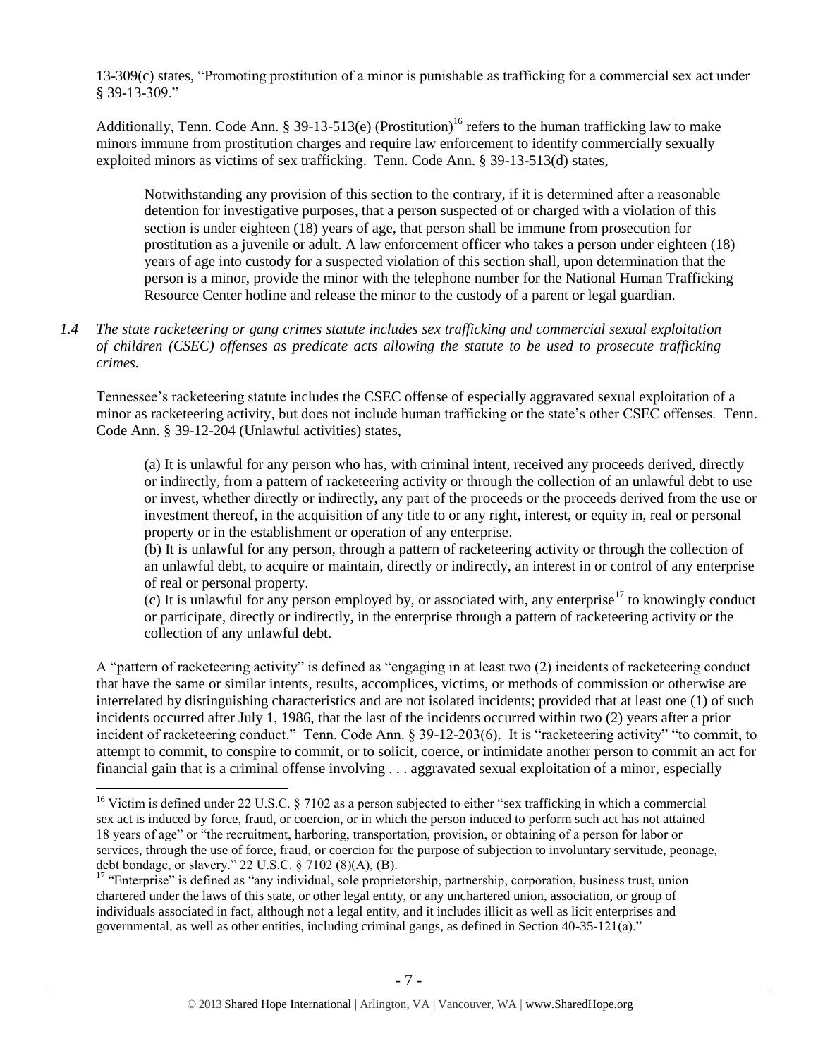13-309(c) states, "Promoting prostitution of a minor is punishable as trafficking for a commercial sex act under § 39-13-309."

Additionally, Tenn. Code Ann. § 39-13-513(e) (Prostitution)[16] refers to the human trafficking law to make minors immune from prostitution charges and require law enforcement to identify commercially sexually exploited minors as victims of sex trafficking. Tenn. Code Ann. § 39-13-513(d) states,

> Notwithstanding any provision of this section to the contrary, if it is determined after a reasonable detention for investigative purposes, that a person suspected of or charged with a violation of this section is under eighteen (18) years of age, that person shall be immune from prosecution for prostitution as a juvenile or adult. A law enforcement officer who takes a person under eighteen (18) years of age into custody for a suspected violation of this section shall, upon determination that the person is a minor, provide the minor with the telephone number for the National Human Trafficking Resource Center hotline and release the minor to the custody of a parent or legal guardian.

*1.4 The state racketeering or gang crimes statute includes sex trafficking and commercial sexual exploitation of children (CSEC) offenses as predicate acts allowing the statute to be used to prosecute trafficking crimes.*

Tennessee's racketeering statute includes the CSEC offense of especially aggravated sexual exploitation of a minor as racketeering activity, but does not include human trafficking or the state's other CSEC offenses. Tenn. Code Ann. § 39-12-204 (Unlawful activities) states,

> (a) It is unlawful for any person who has, with criminal intent, received any proceeds derived, directly or indirectly, from a pattern of racketeering activity or through the collection of an unlawful debt to use or invest, whether directly or indirectly, any part of the proceeds or the proceeds derived from the use or investment thereof, in the acquisition of any title to or any right, interest, or equity in, real or personal property or in the establishment or operation of any enterprise.
> (b) It is unlawful for any person, through a pattern of racketeering activity or through the collection of an unlawful debt, to acquire or maintain, directly or indirectly, an interest in or control of any enterprise of real or personal property.
> (c) It is unlawful for any person employed by, or associated with, any enterprise[17] to knowingly conduct or participate, directly or indirectly, in the enterprise through a pattern of racketeering activity or the collection of any unlawful debt.

A "pattern of racketeering activity" is defined as "engaging in at least two (2) incidents of racketeering conduct that have the same or similar intents, results, accomplices, victims, or methods of commission or otherwise are interrelated by distinguishing characteristics and are not isolated incidents; provided that at least one (1) of such incidents occurred after July 1, 1986, that the last of the incidents occurred within two (2) years after a prior incident of racketeering conduct." Tenn. Code Ann. § 39-12-203(6). It is "racketeering activity" "to commit, to attempt to commit, to conspire to commit, or to solicit, coerce, or intimidate another person to commit an act for financial gain that is a criminal offense involving . . . aggravated sexual exploitation of a minor, especially

---

[16] Victim is defined under 22 U.S.C. § 7102 as a person subjected to either "sex trafficking in which a commercial sex act is induced by force, fraud, or coercion, or in which the person induced to perform such act has not attained 18 years of age" or "the recruitment, harboring, transportation, provision, or obtaining of a person for labor or services, through the use of force, fraud, or coercion for the purpose of subjection to involuntary servitude, peonage, debt bondage, or slavery." 22 U.S.C. § 7102 (8)(A), (B).

[17] "Enterprise" is defined as "any individual, sole proprietorship, partnership, corporation, business trust, union chartered under the laws of this state, or other legal entity, or any unchartered union, association, or group of individuals associated in fact, although not a legal entity, and it includes illicit as well as licit enterprises and governmental, as well as other entities, including criminal gangs, as defined in Section 40-35-121(a)."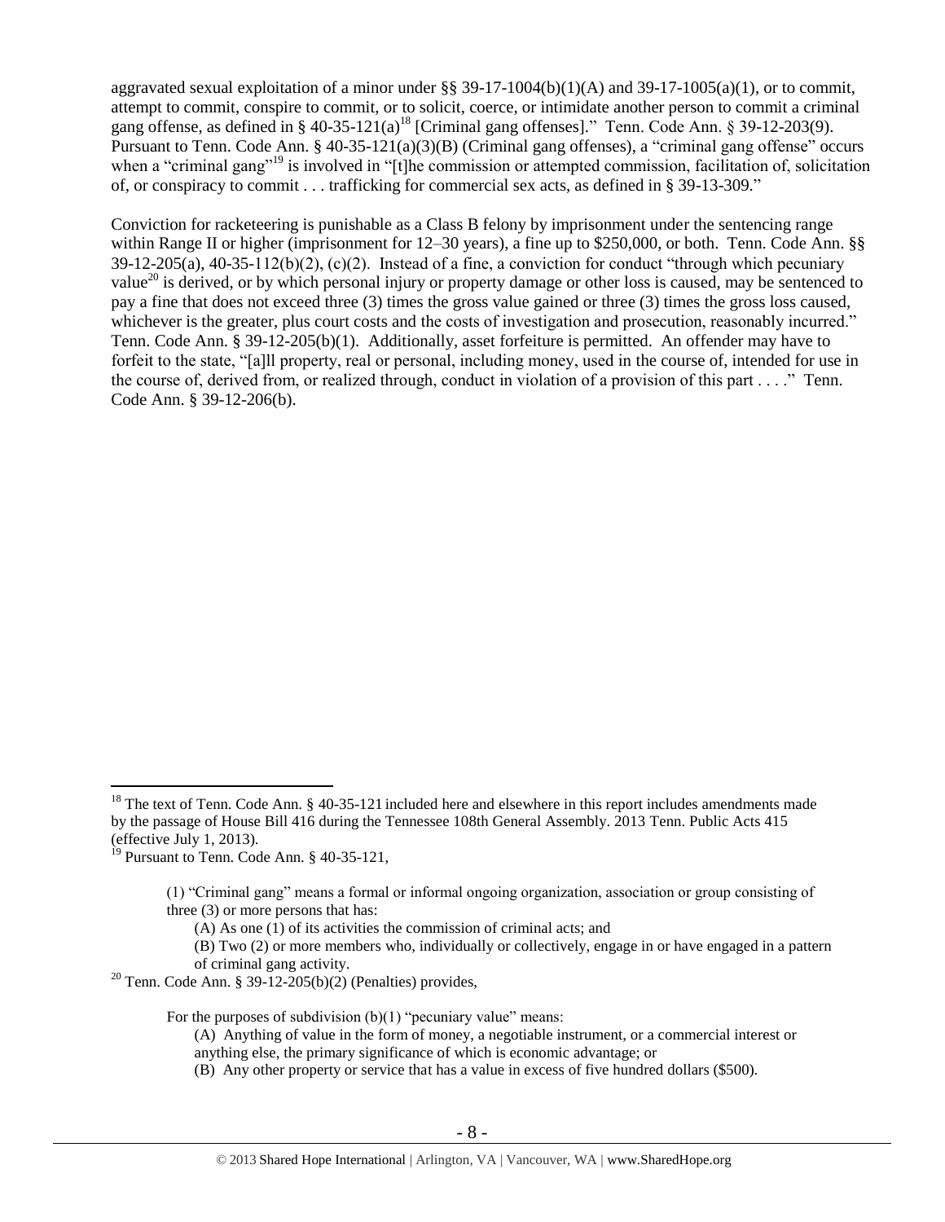aggravated sexual exploitation of a minor under §§ 39-17-1004(b)(1)(A) and 39-17-1005(a)(1), or to commit, attempt to commit, conspire to commit, or to solicit, coerce, or intimidate another person to commit a criminal gang offense, as defined in § 40-35-121(a)[18] [Criminal gang offenses]." Tenn. Code Ann. § 39-12-203(9). Pursuant to Tenn. Code Ann. § 40-35-121(a)(3)(B) (Criminal gang offenses), a "criminal gang offense" occurs when a "criminal gang"[19] is involved in "[t]he commission or attempted commission, facilitation of, solicitation of, or conspiracy to commit . . . trafficking for commercial sex acts, as defined in § 39-13-309."

Conviction for racketeering is punishable as a Class B felony by imprisonment under the sentencing range within Range II or higher (imprisonment for 12–30 years), a fine up to $250,000, or both. Tenn. Code Ann. §§ 39-12-205(a), 40-35-112(b)(2), (c)(2). Instead of a fine, a conviction for conduct "through which pecuniary value[20] is derived, or by which personal injury or property damage or other loss is caused, may be sentenced to pay a fine that does not exceed three (3) times the gross value gained or three (3) times the gross loss caused, whichever is the greater, plus court costs and the costs of investigation and prosecution, reasonably incurred." Tenn. Code Ann. § 39-12-205(b)(1). Additionally, asset forfeiture is permitted. An offender may have to forfeit to the state, "[a]ll property, real or personal, including money, used in the course of, intended for use in the course of, derived from, or realized through, conduct in violation of a provision of this part . . . ." Tenn. Code Ann. § 39-12-206(b).

---

[18] The text of Tenn. Code Ann. § 40-35-121 included here and elsewhere in this report includes amendments made by the passage of House Bill 416 during the Tennessee 108th General Assembly. 2013 Tenn. Public Acts 415 (effective July 1, 2013).

[19] Pursuant to Tenn. Code Ann. § 40-35-121,

> (1) "Criminal gang" means a formal or informal ongoing organization, association or group consisting of three (3) or more persons that has:
>
> (A) As one (1) of its activities the commission of criminal acts; and
>
> (B) Two (2) or more members who, individually or collectively, engage in or have engaged in a pattern of criminal gang activity.

[20] Tenn. Code Ann. § 39-12-205(b)(2) (Penalties) provides,

> For the purposes of subdivision (b)(1) "pecuniary value" means:
>
> (A) Anything of value in the form of money, a negotiable instrument, or a commercial interest or anything else, the primary significance of which is economic advantage; or
>
> (B) Any other property or service that has a value in excess of five hundred dollars ($500).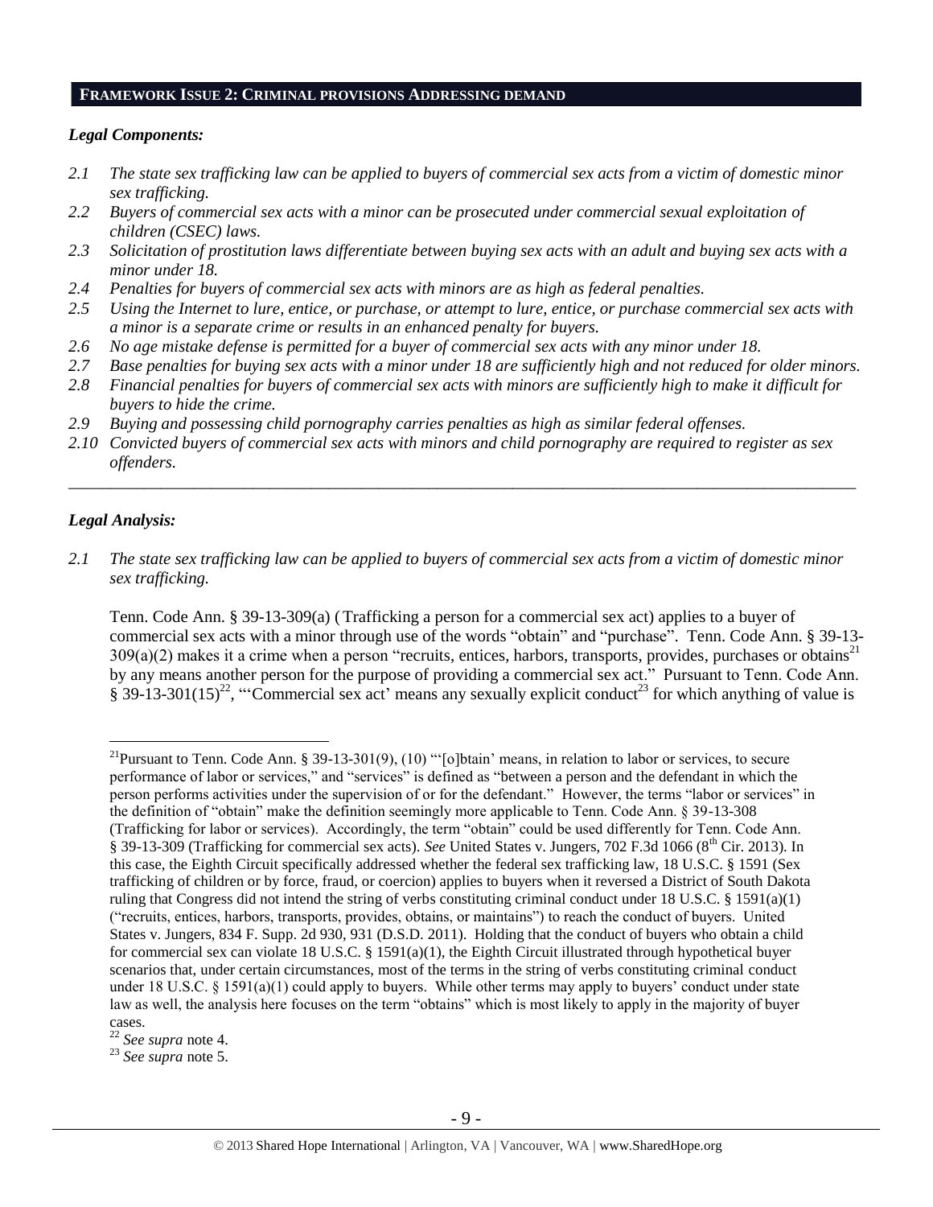## FRAMEWORK ISSUE 2: CRIMINAL PROVISIONS ADDRESSING DEMAND

### *Legal Components:*

*2.1 The state sex trafficking law can be applied to buyers of commercial sex acts from a victim of domestic minor sex trafficking.*

*2.2 Buyers of commercial sex acts with a minor can be prosecuted under commercial sexual exploitation of children (CSEC) laws.*

*2.3 Solicitation of prostitution laws differentiate between buying sex acts with an adult and buying sex acts with a minor under 18.*

*2.4 Penalties for buyers of commercial sex acts with minors are as high as federal penalties.*

*2.5 Using the Internet to lure, entice, or purchase, or attempt to lure, entice, or purchase commercial sex acts with a minor is a separate crime or results in an enhanced penalty for buyers.*

*2.6 No age mistake defense is permitted for a buyer of commercial sex acts with any minor under 18.*

*2.7 Base penalties for buying sex acts with a minor under 18 are sufficiently high and not reduced for older minors.*

*2.8 Financial penalties for buyers of commercial sex acts with minors are sufficiently high to make it difficult for buyers to hide the crime.*

*2.9 Buying and possessing child pornography carries penalties as high as similar federal offenses.*

*2.10 Convicted buyers of commercial sex acts with minors and child pornography are required to register as sex offenders.*

---

### *Legal Analysis:*

*2.1 The state sex trafficking law can be applied to buyers of commercial sex acts from a victim of domestic minor sex trafficking.*

Tenn. Code Ann. § 39-13-309(a) (Trafficking a person for a commercial sex act) applies to a buyer of commercial sex acts with a minor through use of the words "obtain" and "purchase". Tenn. Code Ann. § 39-13-309(a)(2) makes it a crime when a person "recruits, entices, harbors, transports, provides, purchases or obtains[21] by any means another person for the purpose of providing a commercial sex act." Pursuant to Tenn. Code Ann. § 39-13-301(15)[22], "'Commercial sex act' means any sexually explicit conduct[23] for which anything of value is

---

[21] Pursuant to Tenn. Code Ann. § 39-13-301(9), (10) "'[o]btain' means, in relation to labor or services, to secure performance of labor or services," and "services" is defined as "between a person and the defendant in which the person performs activities under the supervision of or for the defendant." However, the terms "labor or services" in the definition of "obtain" make the definition seemingly more applicable to Tenn. Code Ann. § 39-13-308 (Trafficking for labor or services). Accordingly, the term "obtain" could be used differently for Tenn. Code Ann. § 39-13-309 (Trafficking for commercial sex acts). *See* United States v. Jungers, 702 F.3d 1066 (8th Cir. 2013). In this case, the Eighth Circuit specifically addressed whether the federal sex trafficking law, 18 U.S.C. § 1591 (Sex trafficking of children or by force, fraud, or coercion) applies to buyers when it reversed a District of South Dakota ruling that Congress did not intend the string of verbs constituting criminal conduct under 18 U.S.C. § 1591(a)(1) ("recruits, entices, harbors, transports, provides, obtains, or maintains") to reach the conduct of buyers. United States v. Jungers, 834 F. Supp. 2d 930, 931 (D.S.D. 2011). Holding that the conduct of buyers who obtain a child for commercial sex can violate 18 U.S.C. § 1591(a)(1), the Eighth Circuit illustrated through hypothetical buyer scenarios that, under certain circumstances, most of the terms in the string of verbs constituting criminal conduct under 18 U.S.C. § 1591(a)(1) could apply to buyers. While other terms may apply to buyers' conduct under state law as well, the analysis here focuses on the term "obtains" which is most likely to apply in the majority of buyer cases.

[22] *See supra* note 4.

[23] *See supra* note 5.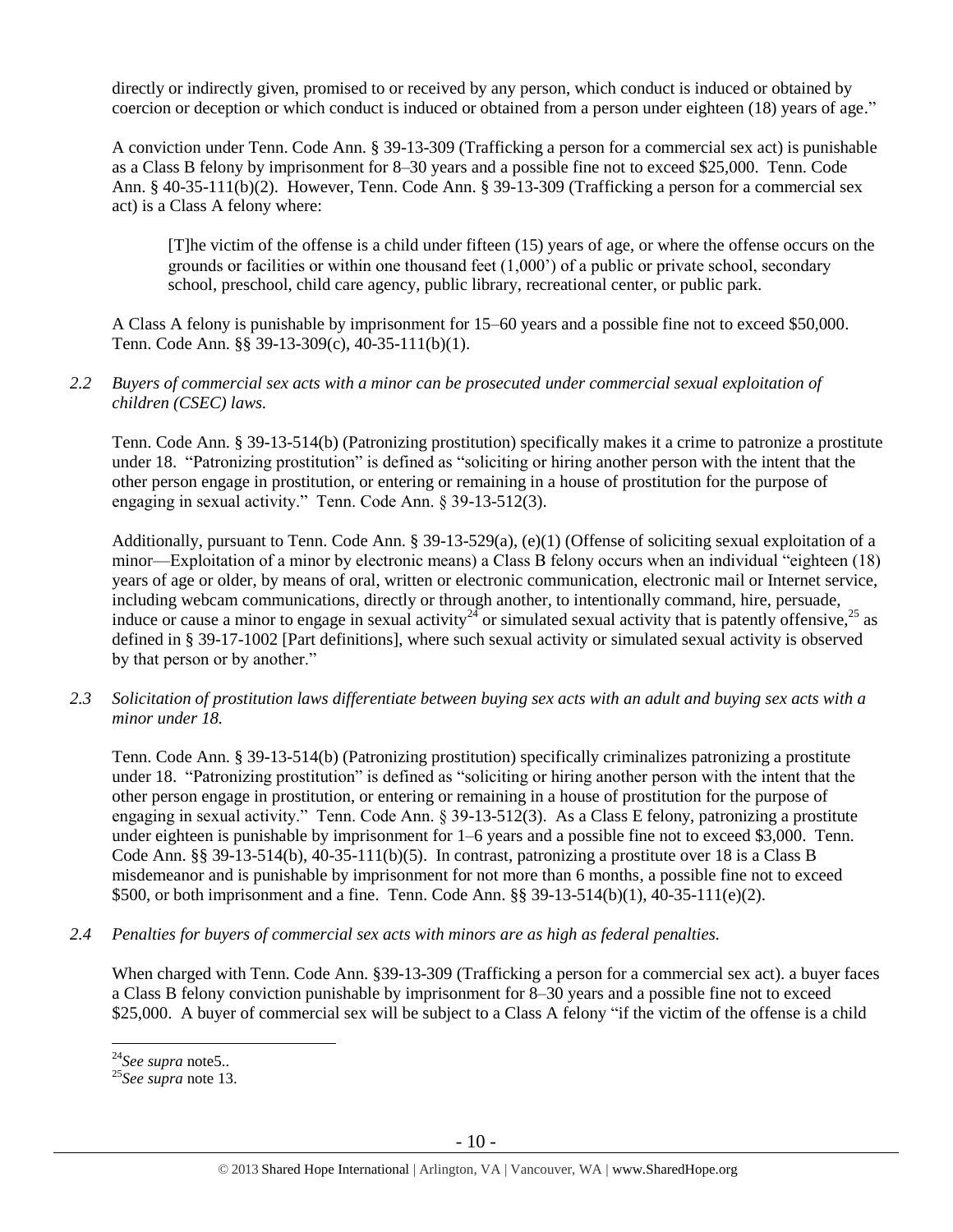directly or indirectly given, promised to or received by any person, which conduct is induced or obtained by coercion or deception or which conduct is induced or obtained from a person under eighteen (18) years of age."

A conviction under Tenn. Code Ann. § 39-13-309 (Trafficking a person for a commercial sex act) is punishable as a Class B felony by imprisonment for 8–30 years and a possible fine not to exceed $25,000. Tenn. Code Ann. § 40-35-111(b)(2). However, Tenn. Code Ann. § 39-13-309 (Trafficking a person for a commercial sex act) is a Class A felony where:

> [T]he victim of the offense is a child under fifteen (15) years of age, or where the offense occurs on the grounds or facilities or within one thousand feet (1,000') of a public or private school, secondary school, preschool, child care agency, public library, recreational center, or public park.

A Class A felony is punishable by imprisonment for 15–60 years and a possible fine not to exceed $50,000. Tenn. Code Ann. §§ 39-13-309(c), 40-35-111(b)(1).

*2.2 Buyers of commercial sex acts with a minor can be prosecuted under commercial sexual exploitation of children (CSEC) laws.*

Tenn. Code Ann. § 39-13-514(b) (Patronizing prostitution) specifically makes it a crime to patronize a prostitute under 18. "Patronizing prostitution" is defined as "soliciting or hiring another person with the intent that the other person engage in prostitution, or entering or remaining in a house of prostitution for the purpose of engaging in sexual activity." Tenn. Code Ann. § 39-13-512(3).

Additionally, pursuant to Tenn. Code Ann. § 39-13-529(a), (e)(1) (Offense of soliciting sexual exploitation of a minor—Exploitation of a minor by electronic means) a Class B felony occurs when an individual "eighteen (18) years of age or older, by means of oral, written or electronic communication, electronic mail or Internet service, including webcam communications, directly or through another, to intentionally command, hire, persuade, induce or cause a minor to engage in sexual activity[24] or simulated sexual activity that is patently offensive,[25] as defined in § 39-17-1002 [Part definitions], where such sexual activity or simulated sexual activity is observed by that person or by another."

*2.3 Solicitation of prostitution laws differentiate between buying sex acts with an adult and buying sex acts with a minor under 18.*

Tenn. Code Ann. § 39-13-514(b) (Patronizing prostitution) specifically criminalizes patronizing a prostitute under 18. "Patronizing prostitution" is defined as "soliciting or hiring another person with the intent that the other person engage in prostitution, or entering or remaining in a house of prostitution for the purpose of engaging in sexual activity." Tenn. Code Ann. § 39-13-512(3). As a Class E felony, patronizing a prostitute under eighteen is punishable by imprisonment for 1–6 years and a possible fine not to exceed $3,000. Tenn. Code Ann. §§ 39-13-514(b), 40-35-111(b)(5). In contrast, patronizing a prostitute over 18 is a Class B misdemeanor and is punishable by imprisonment for not more than 6 months, a possible fine not to exceed $500, or both imprisonment and a fine. Tenn. Code Ann. §§ 39-13-514(b)(1), 40-35-111(e)(2).

*2.4 Penalties for buyers of commercial sex acts with minors are as high as federal penalties.*

When charged with Tenn. Code Ann. §39-13-309 (Trafficking a person for a commercial sex act). a buyer faces a Class B felony conviction punishable by imprisonment for 8–30 years and a possible fine not to exceed $25,000. A buyer of commercial sex will be subject to a Class A felony "if the victim of the offense is a child

---

[24] *See supra* note5..

[25] *See supra* note 13.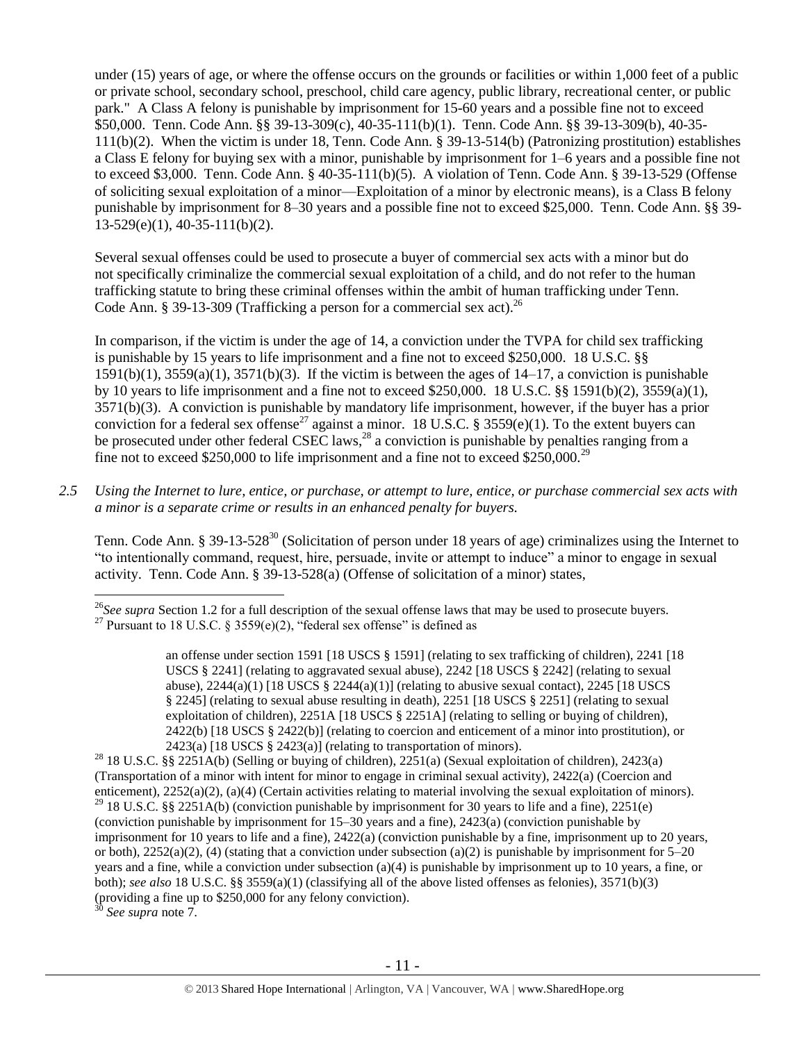under (15) years of age, or where the offense occurs on the grounds or facilities or within 1,000 feet of a public or private school, secondary school, preschool, child care agency, public library, recreational center, or public park." A Class A felony is punishable by imprisonment for 15-60 years and a possible fine not to exceed $50,000. Tenn. Code Ann. §§ 39-13-309(c), 40-35-111(b)(1). Tenn. Code Ann. §§ 39-13-309(b), 40-35-111(b)(2). When the victim is under 18, Tenn. Code Ann. § 39-13-514(b) (Patronizing prostitution) establishes a Class E felony for buying sex with a minor, punishable by imprisonment for 1–6 years and a possible fine not to exceed $3,000. Tenn. Code Ann. § 40-35-111(b)(5). A violation of Tenn. Code Ann. § 39-13-529 (Offense of soliciting sexual exploitation of a minor—Exploitation of a minor by electronic means), is a Class B felony punishable by imprisonment for 8–30 years and a possible fine not to exceed $25,000. Tenn. Code Ann. §§ 39-13-529(e)(1), 40-35-111(b)(2).

Several sexual offenses could be used to prosecute a buyer of commercial sex acts with a minor but do not specifically criminalize the commercial sexual exploitation of a child, and do not refer to the human trafficking statute to bring these criminal offenses within the ambit of human trafficking under Tenn. Code Ann. § 39-13-309 (Trafficking a person for a commercial sex act).[26]

In comparison, if the victim is under the age of 14, a conviction under the TVPA for child sex trafficking is punishable by 15 years to life imprisonment and a fine not to exceed $250,000. 18 U.S.C. §§ 1591(b)(1), 3559(a)(1), 3571(b)(3). If the victim is between the ages of 14–17, a conviction is punishable by 10 years to life imprisonment and a fine not to exceed $250,000. 18 U.S.C. §§ 1591(b)(2), 3559(a)(1), 3571(b)(3). A conviction is punishable by mandatory life imprisonment, however, if the buyer has a prior conviction for a federal sex offense[27] against a minor. 18 U.S.C. § 3559(e)(1). To the extent buyers can be prosecuted under other federal CSEC laws,[28] a conviction is punishable by penalties ranging from a fine not to exceed $250,000 to life imprisonment and a fine not to exceed $250,000.[29]

*2.5 Using the Internet to lure, entice, or purchase, or attempt to lure, entice, or purchase commercial sex acts with a minor is a separate crime or results in an enhanced penalty for buyers.*

Tenn. Code Ann. § 39-13-528[30] (Solicitation of person under 18 years of age) criminalizes using the Internet to "to intentionally command, request, hire, persuade, invite or attempt to induce" a minor to engage in sexual activity. Tenn. Code Ann. § 39-13-528(a) (Offense of solicitation of a minor) states,

---

[26] *See supra* Section 1.2 for a full description of the sexual offense laws that may be used to prosecute buyers.

[27] Pursuant to 18 U.S.C. § 3559(e)(2), "federal sex offense" is defined as

> an offense under section 1591 [18 USCS § 1591] (relating to sex trafficking of children), 2241 [18 USCS § 2241] (relating to aggravated sexual abuse), 2242 [18 USCS § 2242] (relating to sexual abuse), 2244(a)(1) [18 USCS § 2244(a)(1)] (relating to abusive sexual contact), 2245 [18 USCS § 2245] (relating to sexual abuse resulting in death), 2251 [18 USCS § 2251] (relating to sexual exploitation of children), 2251A [18 USCS § 2251A] (relating to selling or buying of children), 2422(b) [18 USCS § 2422(b)] (relating to coercion and enticement of a minor into prostitution), or 2423(a) [18 USCS § 2423(a)] (relating to transportation of minors).

[28] 18 U.S.C. §§ 2251A(b) (Selling or buying of children), 2251(a) (Sexual exploitation of children), 2423(a) (Transportation of a minor with intent for minor to engage in criminal sexual activity), 2422(a) (Coercion and enticement), 2252(a)(2), (a)(4) (Certain activities relating to material involving the sexual exploitation of minors).

[29] 18 U.S.C. §§ 2251A(b) (conviction punishable by imprisonment for 30 years to life and a fine), 2251(e) (conviction punishable by imprisonment for 15–30 years and a fine), 2423(a) (conviction punishable by imprisonment for 10 years to life and a fine), 2422(a) (conviction punishable by a fine, imprisonment up to 20 years, or both), 2252(a)(2), (4) (stating that a conviction under subsection (a)(2) is punishable by imprisonment for 5–20 years and a fine, while a conviction under subsection (a)(4) is punishable by imprisonment up to 10 years, a fine, or both); *see also* 18 U.S.C. §§ 3559(a)(1) (classifying all of the above listed offenses as felonies), 3571(b)(3) (providing a fine up to $250,000 for any felony conviction).

[30] *See supra* note 7.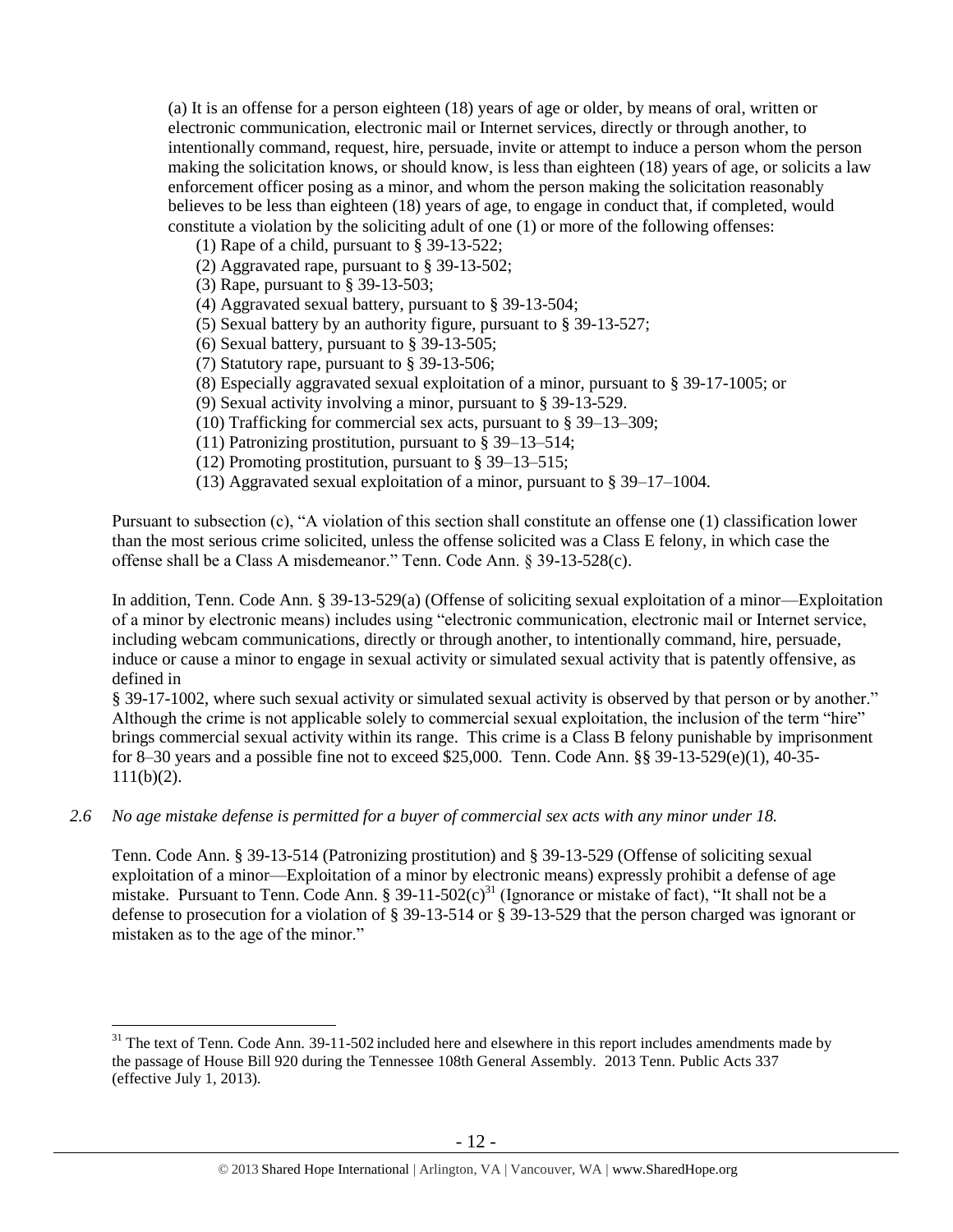(a) It is an offense for a person eighteen (18) years of age or older, by means of oral, written or electronic communication, electronic mail or Internet services, directly or through another, to intentionally command, request, hire, persuade, invite or attempt to induce a person whom the person making the solicitation knows, or should know, is less than eighteen (18) years of age, or solicits a law enforcement officer posing as a minor, and whom the person making the solicitation reasonably believes to be less than eighteen (18) years of age, to engage in conduct that, if completed, would constitute a violation by the soliciting adult of one (1) or more of the following offenses:

(1) Rape of a child, pursuant to § 39-13-522;
(2) Aggravated rape, pursuant to § 39-13-502;
(3) Rape, pursuant to § 39-13-503;
(4) Aggravated sexual battery, pursuant to § 39-13-504;
(5) Sexual battery by an authority figure, pursuant to § 39-13-527;
(6) Sexual battery, pursuant to § 39-13-505;
(7) Statutory rape, pursuant to § 39-13-506;
(8) Especially aggravated sexual exploitation of a minor, pursuant to § 39-17-1005; or
(9) Sexual activity involving a minor, pursuant to § 39-13-529.
(10) Trafficking for commercial sex acts, pursuant to § 39–13–309;
(11) Patronizing prostitution, pursuant to § 39–13–514;
(12) Promoting prostitution, pursuant to § 39–13–515;
(13) Aggravated sexual exploitation of a minor, pursuant to § 39–17–1004.

Pursuant to subsection (c), "A violation of this section shall constitute an offense one (1) classification lower than the most serious crime solicited, unless the offense solicited was a Class E felony, in which case the offense shall be a Class A misdemeanor." Tenn. Code Ann. § 39-13-528(c).

In addition, Tenn. Code Ann. § 39-13-529(a) (Offense of soliciting sexual exploitation of a minor—Exploitation of a minor by electronic means) includes using "electronic communication, electronic mail or Internet service, including webcam communications, directly or through another, to intentionally command, hire, persuade, induce or cause a minor to engage in sexual activity or simulated sexual activity that is patently offensive, as defined in § 39-17-1002, where such sexual activity or simulated sexual activity is observed by that person or by another." Although the crime is not applicable solely to commercial sexual exploitation, the inclusion of the term "hire" brings commercial sexual activity within its range. This crime is a Class B felony punishable by imprisonment for 8–30 years and a possible fine not to exceed $25,000. Tenn. Code Ann. §§ 39-13-529(e)(1), 40-35-111(b)(2).

*2.6 No age mistake defense is permitted for a buyer of commercial sex acts with any minor under 18.*

Tenn. Code Ann. § 39-13-514 (Patronizing prostitution) and § 39-13-529 (Offense of soliciting sexual exploitation of a minor—Exploitation of a minor by electronic means) expressly prohibit a defense of age mistake. Pursuant to Tenn. Code Ann. § 39-11-502(c)[31] (Ignorance or mistake of fact), "It shall not be a defense to prosecution for a violation of § 39-13-514 or § 39-13-529 that the person charged was ignorant or mistaken as to the age of the minor."

[31] The text of Tenn. Code Ann. 39-11-502 included here and elsewhere in this report includes amendments made by the passage of House Bill 920 during the Tennessee 108th General Assembly. 2013 Tenn. Public Acts 337 (effective July 1, 2013).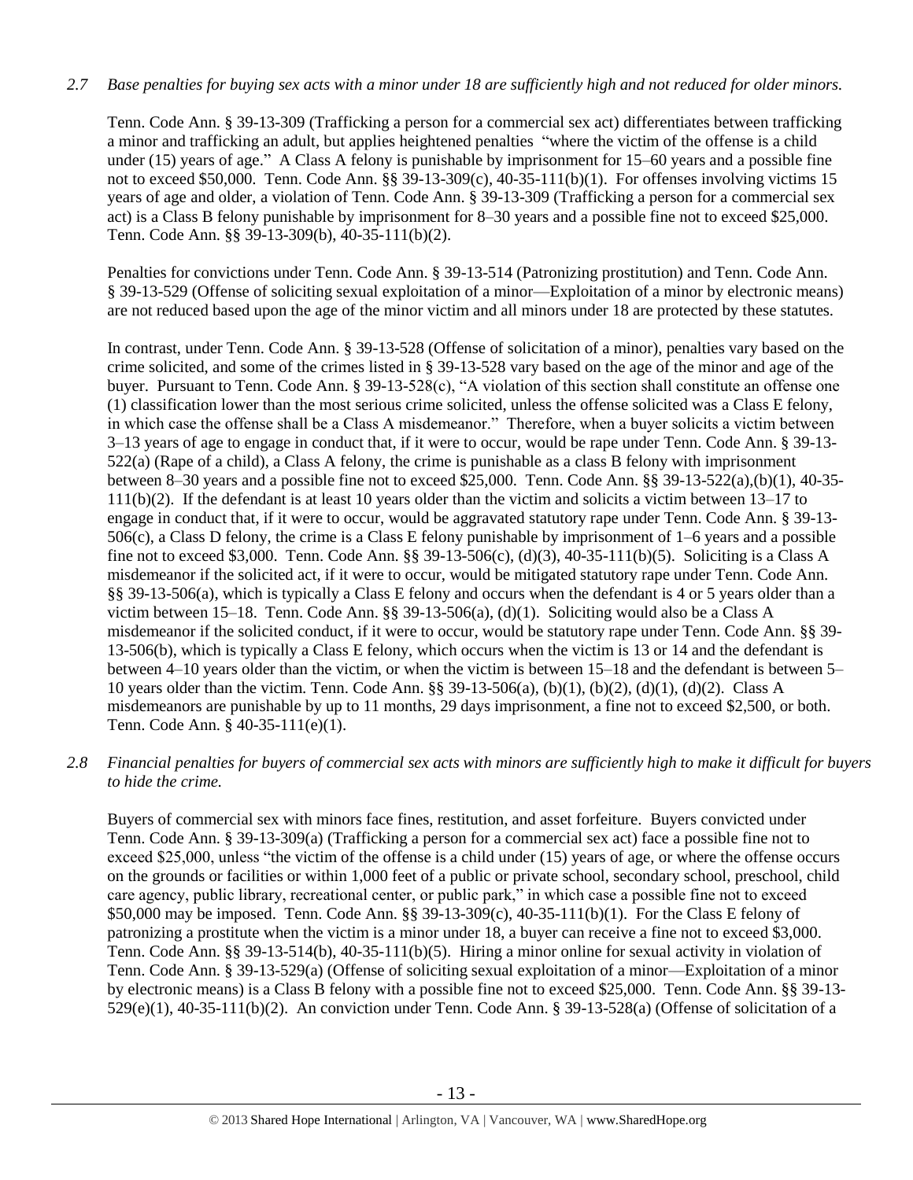*2.7 Base penalties for buying sex acts with a minor under 18 are sufficiently high and not reduced for older minors.*

Tenn. Code Ann. § 39-13-309 (Trafficking a person for a commercial sex act) differentiates between trafficking a minor and trafficking an adult, but applies heightened penalties "where the victim of the offense is a child under (15) years of age." A Class A felony is punishable by imprisonment for 15–60 years and a possible fine not to exceed $50,000. Tenn. Code Ann. §§ 39-13-309(c), 40-35-111(b)(1). For offenses involving victims 15 years of age and older, a violation of Tenn. Code Ann. § 39-13-309 (Trafficking a person for a commercial sex act) is a Class B felony punishable by imprisonment for 8–30 years and a possible fine not to exceed $25,000. Tenn. Code Ann. §§ 39-13-309(b), 40-35-111(b)(2).

Penalties for convictions under Tenn. Code Ann. § 39-13-514 (Patronizing prostitution) and Tenn. Code Ann. § 39-13-529 (Offense of soliciting sexual exploitation of a minor—Exploitation of a minor by electronic means) are not reduced based upon the age of the minor victim and all minors under 18 are protected by these statutes.

In contrast, under Tenn. Code Ann. § 39-13-528 (Offense of solicitation of a minor), penalties vary based on the crime solicited, and some of the crimes listed in § 39-13-528 vary based on the age of the minor and age of the buyer. Pursuant to Tenn. Code Ann. § 39-13-528(c), "A violation of this section shall constitute an offense one (1) classification lower than the most serious crime solicited, unless the offense solicited was a Class E felony, in which case the offense shall be a Class A misdemeanor." Therefore, when a buyer solicits a victim between 3–13 years of age to engage in conduct that, if it were to occur, would be rape under Tenn. Code Ann. § 39-13-522(a) (Rape of a child), a Class A felony, the crime is punishable as a class B felony with imprisonment between 8–30 years and a possible fine not to exceed $25,000. Tenn. Code Ann. §§ 39-13-522(a),(b)(1), 40-35-111(b)(2). If the defendant is at least 10 years older than the victim and solicits a victim between 13–17 to engage in conduct that, if it were to occur, would be aggravated statutory rape under Tenn. Code Ann. § 39-13-506(c), a Class D felony, the crime is a Class E felony punishable by imprisonment of 1–6 years and a possible fine not to exceed $3,000. Tenn. Code Ann. §§ 39-13-506(c), (d)(3), 40-35-111(b)(5). Soliciting is a Class A misdemeanor if the solicited act, if it were to occur, would be mitigated statutory rape under Tenn. Code Ann. §§ 39-13-506(a), which is typically a Class E felony and occurs when the defendant is 4 or 5 years older than a victim between 15–18. Tenn. Code Ann. §§ 39-13-506(a), (d)(1). Soliciting would also be a Class A misdemeanor if the solicited conduct, if it were to occur, would be statutory rape under Tenn. Code Ann. §§ 39-13-506(b), which is typically a Class E felony, which occurs when the victim is 13 or 14 and the defendant is between 4–10 years older than the victim, or when the victim is between 15–18 and the defendant is between 5–10 years older than the victim. Tenn. Code Ann. §§ 39-13-506(a), (b)(1), (b)(2), (d)(1), (d)(2). Class A misdemeanors are punishable by up to 11 months, 29 days imprisonment, a fine not to exceed $2,500, or both. Tenn. Code Ann. § 40-35-111(e)(1).

*2.8 Financial penalties for buyers of commercial sex acts with minors are sufficiently high to make it difficult for buyers to hide the crime.*

Buyers of commercial sex with minors face fines, restitution, and asset forfeiture. Buyers convicted under Tenn. Code Ann. § 39-13-309(a) (Trafficking a person for a commercial sex act) face a possible fine not to exceed $25,000, unless "the victim of the offense is a child under (15) years of age, or where the offense occurs on the grounds or facilities or within 1,000 feet of a public or private school, secondary school, preschool, child care agency, public library, recreational center, or public park," in which case a possible fine not to exceed $50,000 may be imposed. Tenn. Code Ann. §§ 39-13-309(c), 40-35-111(b)(1). For the Class E felony of patronizing a prostitute when the victim is a minor under 18, a buyer can receive a fine not to exceed $3,000. Tenn. Code Ann. §§ 39-13-514(b), 40-35-111(b)(5). Hiring a minor online for sexual activity in violation of Tenn. Code Ann. § 39-13-529(a) (Offense of soliciting sexual exploitation of a minor—Exploitation of a minor by electronic means) is a Class B felony with a possible fine not to exceed $25,000. Tenn. Code Ann. §§ 39-13-529(e)(1), 40-35-111(b)(2). An conviction under Tenn. Code Ann. § 39-13-528(a) (Offense of solicitation of a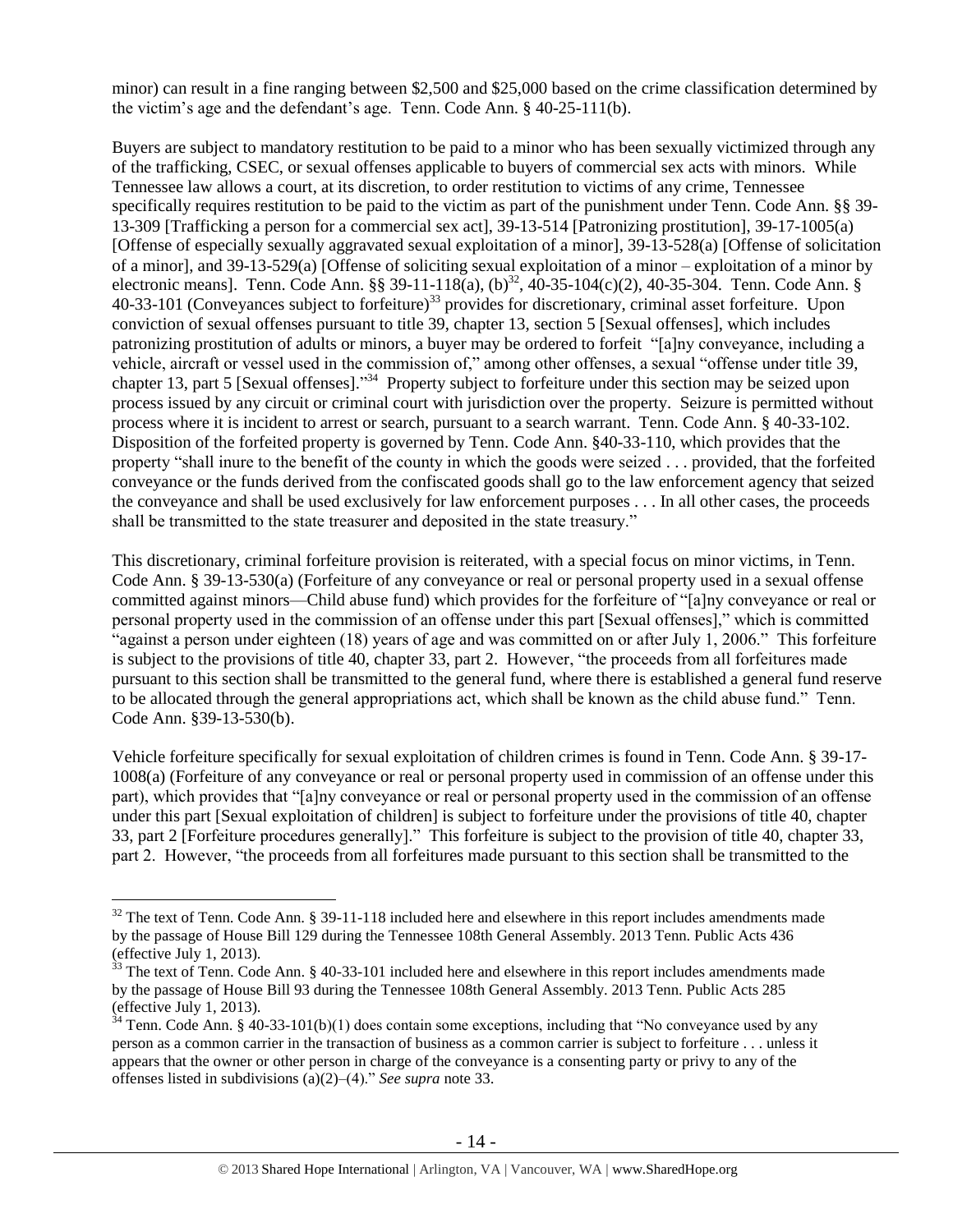minor) can result in a fine ranging between $2,500 and $25,000 based on the crime classification determined by the victim's age and the defendant's age. Tenn. Code Ann. § 40-25-111(b).

Buyers are subject to mandatory restitution to be paid to a minor who has been sexually victimized through any of the trafficking, CSEC, or sexual offenses applicable to buyers of commercial sex acts with minors. While Tennessee law allows a court, at its discretion, to order restitution to victims of any crime, Tennessee specifically requires restitution to be paid to the victim as part of the punishment under Tenn. Code Ann. §§ 39-13-309 [Trafficking a person for a commercial sex act], 39-13-514 [Patronizing prostitution], 39-17-1005(a) [Offense of especially sexually aggravated sexual exploitation of a minor], 39-13-528(a) [Offense of solicitation of a minor], and 39-13-529(a) [Offense of soliciting sexual exploitation of a minor – exploitation of a minor by electronic means]. Tenn. Code Ann. §§ 39-11-118(a), (b)[32], 40-35-104(c)(2), 40-35-304. Tenn. Code Ann. § 40-33-101 (Conveyances subject to forfeiture)[33] provides for discretionary, criminal asset forfeiture. Upon conviction of sexual offenses pursuant to title 39, chapter 13, section 5 [Sexual offenses], which includes patronizing prostitution of adults or minors, a buyer may be ordered to forfeit "[a]ny conveyance, including a vehicle, aircraft or vessel used in the commission of," among other offenses, a sexual "offense under title 39, chapter 13, part 5 [Sexual offenses]."[34] Property subject to forfeiture under this section may be seized upon process issued by any circuit or criminal court with jurisdiction over the property. Seizure is permitted without process where it is incident to arrest or search, pursuant to a search warrant. Tenn. Code Ann. § 40-33-102. Disposition of the forfeited property is governed by Tenn. Code Ann. §40-33-110, which provides that the property "shall inure to the benefit of the county in which the goods were seized . . . provided, that the forfeited conveyance or the funds derived from the confiscated goods shall go to the law enforcement agency that seized the conveyance and shall be used exclusively for law enforcement purposes . . . In all other cases, the proceeds shall be transmitted to the state treasurer and deposited in the state treasury."

This discretionary, criminal forfeiture provision is reiterated, with a special focus on minor victims, in Tenn. Code Ann. § 39-13-530(a) (Forfeiture of any conveyance or real or personal property used in a sexual offense committed against minors—Child abuse fund) which provides for the forfeiture of "[a]ny conveyance or real or personal property used in the commission of an offense under this part [Sexual offenses]," which is committed "against a person under eighteen (18) years of age and was committed on or after July 1, 2006." This forfeiture is subject to the provisions of title 40, chapter 33, part 2. However, "the proceeds from all forfeitures made pursuant to this section shall be transmitted to the general fund, where there is established a general fund reserve to be allocated through the general appropriations act, which shall be known as the child abuse fund." Tenn. Code Ann. §39-13-530(b).

Vehicle forfeiture specifically for sexual exploitation of children crimes is found in Tenn. Code Ann. § 39-17-1008(a) (Forfeiture of any conveyance or real or personal property used in commission of an offense under this part), which provides that "[a]ny conveyance or real or personal property used in the commission of an offense under this part [Sexual exploitation of children] is subject to forfeiture under the provisions of title 40, chapter 33, part 2 [Forfeiture procedures generally]." This forfeiture is subject to the provision of title 40, chapter 33, part 2. However, "the proceeds from all forfeitures made pursuant to this section shall be transmitted to the

---

[32] The text of Tenn. Code Ann. § 39-11-118 included here and elsewhere in this report includes amendments made by the passage of House Bill 129 during the Tennessee 108th General Assembly. 2013 Tenn. Public Acts 436 (effective July 1, 2013).

[33] The text of Tenn. Code Ann. § 40-33-101 included here and elsewhere in this report includes amendments made by the passage of House Bill 93 during the Tennessee 108th General Assembly. 2013 Tenn. Public Acts 285 (effective July 1, 2013).

[34] Tenn. Code Ann. § 40-33-101(b)(1) does contain some exceptions, including that "No conveyance used by any person as a common carrier in the transaction of business as a common carrier is subject to forfeiture . . . unless it appears that the owner or other person in charge of the conveyance is a consenting party or privy to any of the offenses listed in subdivisions (a)(2)–(4)." *See supra* note 33.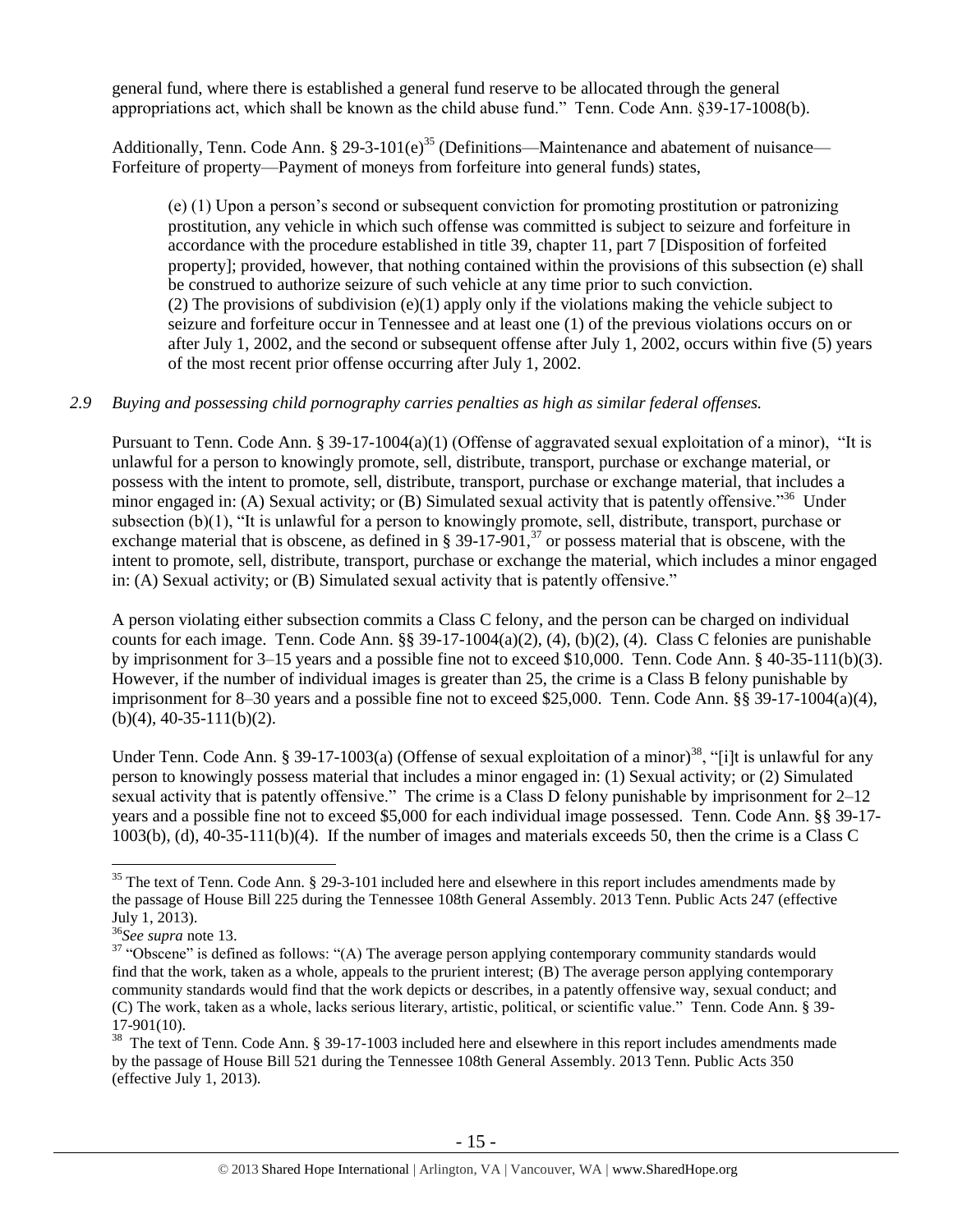general fund, where there is established a general fund reserve to be allocated through the general appropriations act, which shall be known as the child abuse fund." Tenn. Code Ann. §39-17-1008(b).

Additionally, Tenn. Code Ann. § 29-3-101(e)[35] (Definitions—Maintenance and abatement of nuisance—Forfeiture of property—Payment of moneys from forfeiture into general funds) states,

> (e) (1) Upon a person's second or subsequent conviction for promoting prostitution or patronizing prostitution, any vehicle in which such offense was committed is subject to seizure and forfeiture in accordance with the procedure established in title 39, chapter 11, part 7 [Disposition of forfeited property]; provided, however, that nothing contained within the provisions of this subsection (e) shall be construed to authorize seizure of such vehicle at any time prior to such conviction.
> (2) The provisions of subdivision (e)(1) apply only if the violations making the vehicle subject to seizure and forfeiture occur in Tennessee and at least one (1) of the previous violations occurs on or after July 1, 2002, and the second or subsequent offense after July 1, 2002, occurs within five (5) years of the most recent prior offense occurring after July 1, 2002.

*2.9 Buying and possessing child pornography carries penalties as high as similar federal offenses.*

Pursuant to Tenn. Code Ann. § 39-17-1004(a)(1) (Offense of aggravated sexual exploitation of a minor), "It is unlawful for a person to knowingly promote, sell, distribute, transport, purchase or exchange material, or possess with the intent to promote, sell, distribute, transport, purchase or exchange material, that includes a minor engaged in: (A) Sexual activity; or (B) Simulated sexual activity that is patently offensive."[36] Under subsection (b)(1), "It is unlawful for a person to knowingly promote, sell, distribute, transport, purchase or exchange material that is obscene, as defined in § 39-17-901,[37] or possess material that is obscene, with the intent to promote, sell, distribute, transport, purchase or exchange the material, which includes a minor engaged in: (A) Sexual activity; or (B) Simulated sexual activity that is patently offensive."

A person violating either subsection commits a Class C felony, and the person can be charged on individual counts for each image. Tenn. Code Ann. §§ 39-17-1004(a)(2), (4), (b)(2), (4). Class C felonies are punishable by imprisonment for 3–15 years and a possible fine not to exceed \$10,000. Tenn. Code Ann. § 40-35-111(b)(3). However, if the number of individual images is greater than 25, the crime is a Class B felony punishable by imprisonment for 8–30 years and a possible fine not to exceed \$25,000. Tenn. Code Ann. §§ 39-17-1004(a)(4), (b)(4), 40-35-111(b)(2).

Under Tenn. Code Ann. § 39-17-1003(a) (Offense of sexual exploitation of a minor)[38], "[i]t is unlawful for any person to knowingly possess material that includes a minor engaged in: (1) Sexual activity; or (2) Simulated sexual activity that is patently offensive." The crime is a Class D felony punishable by imprisonment for 2–12 years and a possible fine not to exceed \$5,000 for each individual image possessed. Tenn. Code Ann. §§ 39-17-1003(b), (d), 40-35-111(b)(4). If the number of images and materials exceeds 50, then the crime is a Class C

---

[35] The text of Tenn. Code Ann. § 29-3-101 included here and elsewhere in this report includes amendments made by the passage of House Bill 225 during the Tennessee 108th General Assembly. 2013 Tenn. Public Acts 247 (effective July 1, 2013).

[36] *See supra* note 13.

[37] "Obscene" is defined as follows: "(A) The average person applying contemporary community standards would find that the work, taken as a whole, appeals to the prurient interest; (B) The average person applying contemporary community standards would find that the work depicts or describes, in a patently offensive way, sexual conduct; and (C) The work, taken as a whole, lacks serious literary, artistic, political, or scientific value." Tenn. Code Ann. § 39-17-901(10).

[38] The text of Tenn. Code Ann. § 39-17-1003 included here and elsewhere in this report includes amendments made by the passage of House Bill 521 during the Tennessee 108th General Assembly. 2013 Tenn. Public Acts 350 (effective July 1, 2013).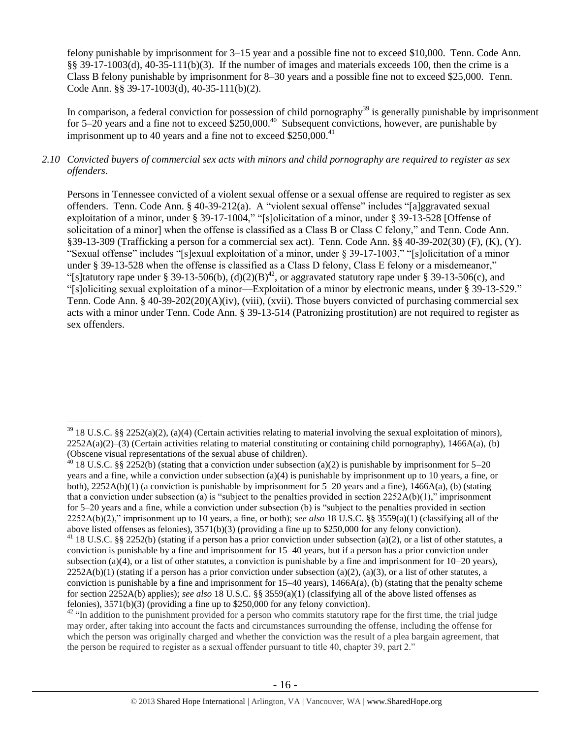felony punishable by imprisonment for 3–15 year and a possible fine not to exceed $10,000. Tenn. Code Ann. §§ 39-17-1003(d), 40-35-111(b)(3). If the number of images and materials exceeds 100, then the crime is a Class B felony punishable by imprisonment for 8–30 years and a possible fine not to exceed $25,000. Tenn. Code Ann. §§ 39-17-1003(d), 40-35-111(b)(2).

In comparison, a federal conviction for possession of child pornography[39] is generally punishable by imprisonment for 5–20 years and a fine not to exceed $250,000.[40] Subsequent convictions, however, are punishable by imprisonment up to 40 years and a fine not to exceed $250,000.[41]

*2.10 Convicted buyers of commercial sex acts with minors and child pornography are required to register as sex offenders.*

Persons in Tennessee convicted of a violent sexual offense or a sexual offense are required to register as sex offenders. Tenn. Code Ann. § 40-39-212(a). A "violent sexual offense" includes "[a]ggravated sexual exploitation of a minor, under § 39-17-1004," "[s]olicitation of a minor, under § 39-13-528 [Offense of solicitation of a minor] when the offense is classified as a Class B or Class C felony," and Tenn. Code Ann. §39-13-309 (Trafficking a person for a commercial sex act). Tenn. Code Ann. §§ 40-39-202(30) (F), (K), (Y). "Sexual offense" includes "[s]exual exploitation of a minor, under § 39-17-1003," "[s]olicitation of a minor under § 39-13-528 when the offense is classified as a Class D felony, Class E felony or a misdemeanor," "[s]tatutory rape under § 39-13-506(b), (d)(2)(B)[42], or aggravated statutory rape under § 39-13-506(c), and "[s]oliciting sexual exploitation of a minor—Exploitation of a minor by electronic means, under § 39-13-529." Tenn. Code Ann. § 40-39-202(20)(A)(iv), (viii), (xvii). Those buyers convicted of purchasing commercial sex acts with a minor under Tenn. Code Ann. § 39-13-514 (Patronizing prostitution) are not required to register as sex offenders.

---

[39] 18 U.S.C. §§ 2252(a)(2), (a)(4) (Certain activities relating to material involving the sexual exploitation of minors), 2252A(a)(2)–(3) (Certain activities relating to material constituting or containing child pornography), 1466A(a), (b) (Obscene visual representations of the sexual abuse of children).

[40] 18 U.S.C. §§ 2252(b) (stating that a conviction under subsection (a)(2) is punishable by imprisonment for 5–20 years and a fine, while a conviction under subsection (a)(4) is punishable by imprisonment up to 10 years, a fine, or both), 2252A(b)(1) (a conviction is punishable by imprisonment for 5–20 years and a fine), 1466A(a), (b) (stating that a conviction under subsection (a) is "subject to the penalties provided in section 2252A(b)(1)," imprisonment for 5–20 years and a fine, while a conviction under subsection (b) is "subject to the penalties provided in section 2252A(b)(2)," imprisonment up to 10 years, a fine, or both); *see also* 18 U.S.C. §§ 3559(a)(1) (classifying all of the above listed offenses as felonies), 3571(b)(3) (providing a fine up to $250,000 for any felony conviction).

[41] 18 U.S.C. §§ 2252(b) (stating if a person has a prior conviction under subsection (a)(2), or a list of other statutes, a conviction is punishable by a fine and imprisonment for 15–40 years, but if a person has a prior conviction under subsection (a)(4), or a list of other statutes, a conviction is punishable by a fine and imprisonment for 10–20 years), 2252A(b)(1) (stating if a person has a prior conviction under subsection (a)(2), (a)(3), or a list of other statutes, a conviction is punishable by a fine and imprisonment for 15–40 years), 1466A(a), (b) (stating that the penalty scheme for section 2252A(b) applies); *see also* 18 U.S.C. §§ 3559(a)(1) (classifying all of the above listed offenses as felonies), 3571(b)(3) (providing a fine up to $250,000 for any felony conviction).

[42] "In addition to the punishment provided for a person who commits statutory rape for the first time, the trial judge may order, after taking into account the facts and circumstances surrounding the offense, including the offense for which the person was originally charged and whether the conviction was the result of a plea bargain agreement, that the person be required to register as a sexual offender pursuant to title 40, chapter 39, part 2."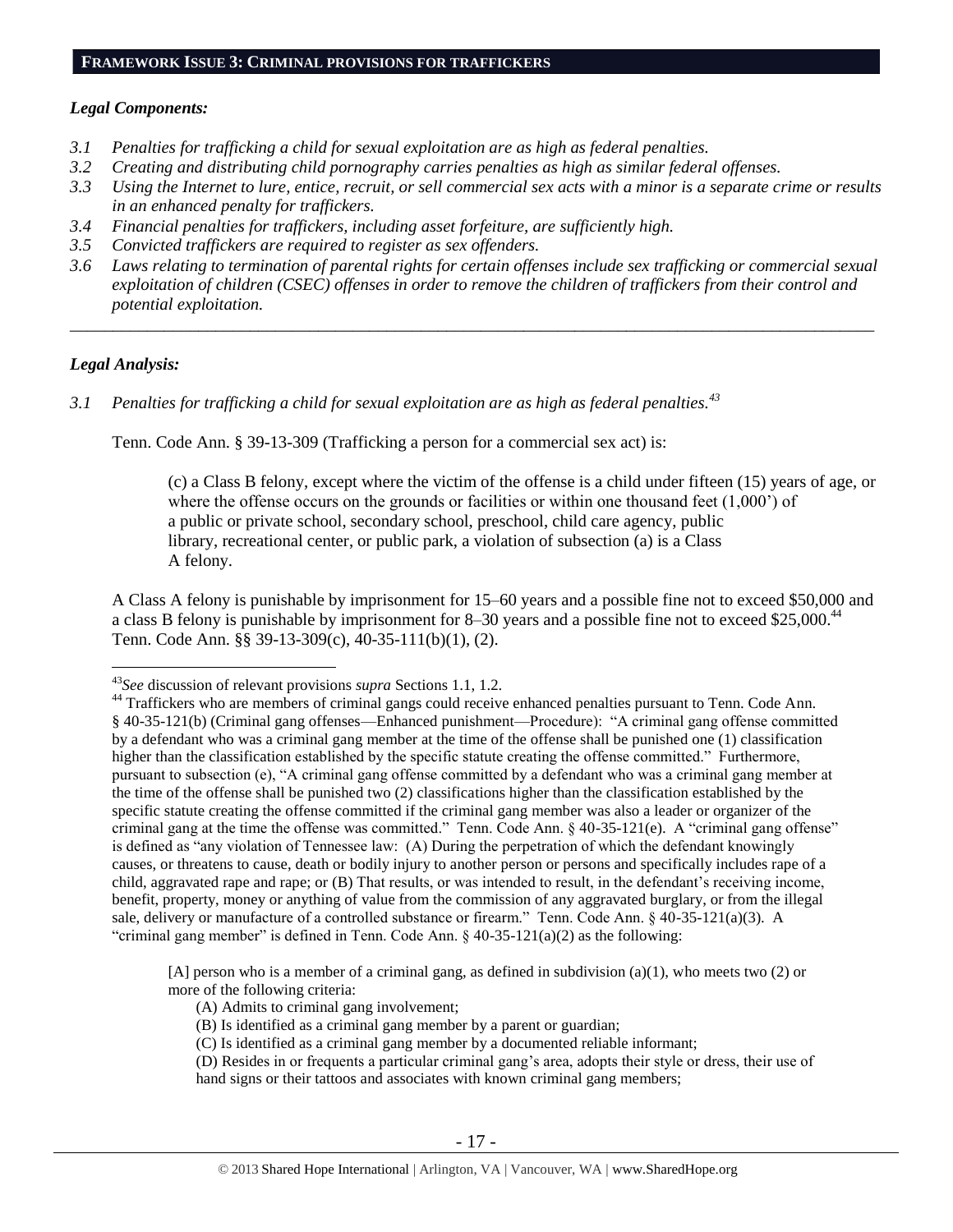## FRAMEWORK ISSUE 3: CRIMINAL PROVISIONS FOR TRAFFICKERS

### *Legal Components:*

*3.1 Penalties for trafficking a child for sexual exploitation are as high as federal penalties.*

*3.2 Creating and distributing child pornography carries penalties as high as similar federal offenses.*

*3.3 Using the Internet to lure, entice, recruit, or sell commercial sex acts with a minor is a separate crime or results in an enhanced penalty for traffickers.*

*3.4 Financial penalties for traffickers, including asset forfeiture, are sufficiently high.*

*3.5 Convicted traffickers are required to register as sex offenders.*

*3.6 Laws relating to termination of parental rights for certain offenses include sex trafficking or commercial sexual exploitation of children (CSEC) offenses in order to remove the children of traffickers from their control and potential exploitation.*

---

### *Legal Analysis:*

*3.1 Penalties for trafficking a child for sexual exploitation are as high as federal penalties.*[43]

Tenn. Code Ann. § 39-13-309 (Trafficking a person for a commercial sex act) is:

> (c) a Class B felony, except where the victim of the offense is a child under fifteen (15) years of age, or where the offense occurs on the grounds or facilities or within one thousand feet (1,000') of a public or private school, secondary school, preschool, child care agency, public library, recreational center, or public park, a violation of subsection (a) is a Class A felony.

A Class A felony is punishable by imprisonment for 15–60 years and a possible fine not to exceed $50,000 and a class B felony is punishable by imprisonment for 8–30 years and a possible fine not to exceed $25,000.[44] Tenn. Code Ann. §§ 39-13-309(c), 40-35-111(b)(1), (2).

---

[43] *See* discussion of relevant provisions *supra* Sections 1.1, 1.2.

[44] Traffickers who are members of criminal gangs could receive enhanced penalties pursuant to Tenn. Code Ann. § 40-35-121(b) (Criminal gang offenses—Enhanced punishment—Procedure): "A criminal gang offense committed by a defendant who was a criminal gang member at the time of the offense shall be punished one (1) classification higher than the classification established by the specific statute creating the offense committed." Furthermore, pursuant to subsection (e), "A criminal gang offense committed by a defendant who was a criminal gang member at the time of the offense shall be punished two (2) classifications higher than the classification established by the specific statute creating the offense committed if the criminal gang member was also a leader or organizer of the criminal gang at the time the offense was committed." Tenn. Code Ann. § 40-35-121(e). A "criminal gang offense" is defined as "any violation of Tennessee law: (A) During the perpetration of which the defendant knowingly causes, or threatens to cause, death or bodily injury to another person or persons and specifically includes rape of a child, aggravated rape and rape; or (B) That results, or was intended to result, in the defendant's receiving income, benefit, property, money or anything of value from the commission of any aggravated burglary, or from the illegal sale, delivery or manufacture of a controlled substance or firearm." Tenn. Code Ann. § 40-35-121(a)(3). A "criminal gang member" is defined in Tenn. Code Ann. § 40-35-121(a)(2) as the following:

> [A] person who is a member of a criminal gang, as defined in subdivision (a)(1), who meets two (2) or more of the following criteria:
>
> (A) Admits to criminal gang involvement;
>
> (B) Is identified as a criminal gang member by a parent or guardian;
>
> (C) Is identified as a criminal gang member by a documented reliable informant;
>
> (D) Resides in or frequents a particular criminal gang's area, adopts their style or dress, their use of hand signs or their tattoos and associates with known criminal gang members;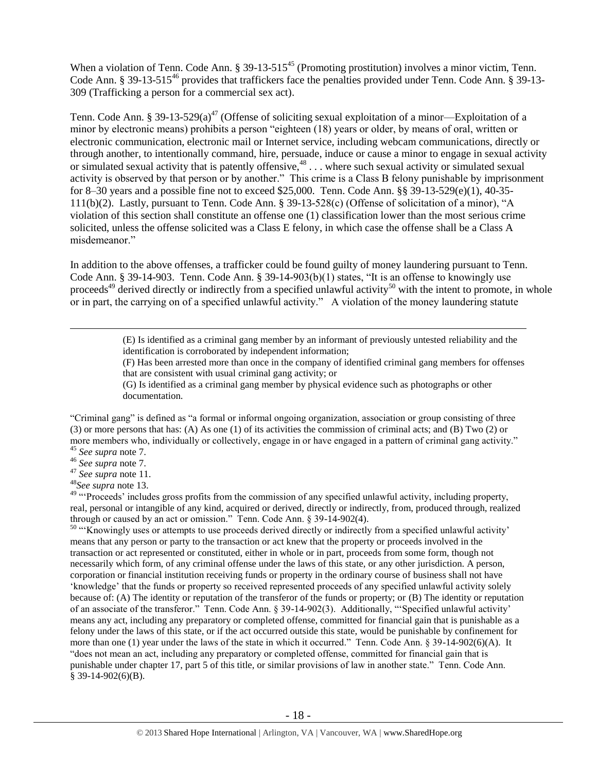When a violation of Tenn. Code Ann. § 39-13-515[45] (Promoting prostitution) involves a minor victim, Tenn. Code Ann. § 39-13-515[46] provides that traffickers face the penalties provided under Tenn. Code Ann. § 39-13-309 (Trafficking a person for a commercial sex act).

Tenn. Code Ann. § 39-13-529(a)[47] (Offense of soliciting sexual exploitation of a minor—Exploitation of a minor by electronic means) prohibits a person "eighteen (18) years or older, by means of oral, written or electronic communication, electronic mail or Internet service, including webcam communications, directly or through another, to intentionally command, hire, persuade, induce or cause a minor to engage in sexual activity or simulated sexual activity that is patently offensive,[48] . . . where such sexual activity or simulated sexual activity is observed by that person or by another." This crime is a Class B felony punishable by imprisonment for 8–30 years and a possible fine not to exceed $25,000. Tenn. Code Ann. §§ 39-13-529(e)(1), 40-35-111(b)(2). Lastly, pursuant to Tenn. Code Ann. § 39-13-528(c) (Offense of solicitation of a minor), "A violation of this section shall constitute an offense one (1) classification lower than the most serious crime solicited, unless the offense solicited was a Class E felony, in which case the offense shall be a Class A misdemeanor."

In addition to the above offenses, a trafficker could be found guilty of money laundering pursuant to Tenn. Code Ann. § 39-14-903. Tenn. Code Ann. § 39-14-903(b)(1) states, "It is an offense to knowingly use proceeds[49] derived directly or indirectly from a specified unlawful activity[50] with the intent to promote, in whole or in part, the carrying on of a specified unlawful activity." A violation of the money laundering statute

---

> (E) Is identified as a criminal gang member by an informant of previously untested reliability and the identification is corroborated by independent information;
>
> (F) Has been arrested more than once in the company of identified criminal gang members for offenses that are consistent with usual criminal gang activity; or
>
> (G) Is identified as a criminal gang member by physical evidence such as photographs or other documentation.

"Criminal gang" is defined as "a formal or informal ongoing organization, association or group consisting of three (3) or more persons that has: (A) As one (1) of its activities the commission of criminal acts; and (B) Two (2) or more members who, individually or collectively, engage in or have engaged in a pattern of criminal gang activity."

[45] *See supra* note 7.

[46] *See supra* note 7.

[47] *See supra* note 11.

[48] *See supra* note 13.

[49] "'Proceeds' includes gross profits from the commission of any specified unlawful activity, including property, real, personal or intangible of any kind, acquired or derived, directly or indirectly, from, produced through, realized through or caused by an act or omission." Tenn. Code Ann. § 39-14-902(4).

[50] "'Knowingly uses or attempts to use proceeds derived directly or indirectly from a specified unlawful activity' means that any person or party to the transaction or act knew that the property or proceeds involved in the transaction or act represented or constituted, either in whole or in part, proceeds from some form, though not necessarily which form, of any criminal offense under the laws of this state, or any other jurisdiction. A person, corporation or financial institution receiving funds or property in the ordinary course of business shall not have 'knowledge' that the funds or property so received represented proceeds of any specified unlawful activity solely because of: (A) The identity or reputation of the transferor of the funds or property; or (B) The identity or reputation of an associate of the transferor." Tenn. Code Ann. § 39-14-902(3). Additionally, "'Specified unlawful activity' means any act, including any preparatory or completed offense, committed for financial gain that is punishable as a felony under the laws of this state, or if the act occurred outside this state, would be punishable by confinement for more than one (1) year under the laws of the state in which it occurred." Tenn. Code Ann. § 39-14-902(6)(A). It "does not mean an act, including any preparatory or completed offense, committed for financial gain that is punishable under chapter 17, part 5 of this title, or similar provisions of law in another state." Tenn. Code Ann. § 39-14-902(6)(B).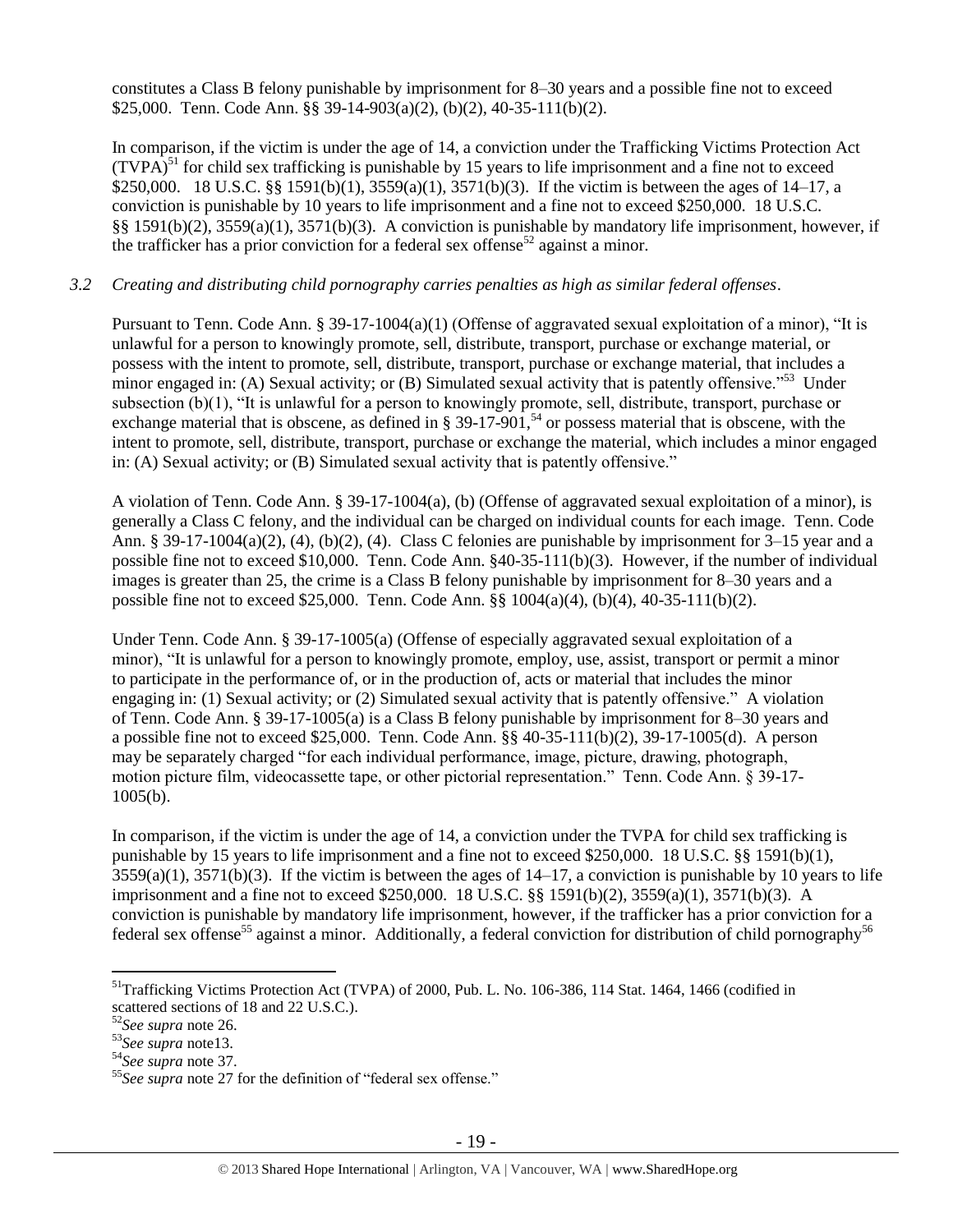constitutes a Class B felony punishable by imprisonment for 8–30 years and a possible fine not to exceed $25,000. Tenn. Code Ann. §§ 39-14-903(a)(2), (b)(2), 40-35-111(b)(2).

In comparison, if the victim is under the age of 14, a conviction under the Trafficking Victims Protection Act (TVPA)[51] for child sex trafficking is punishable by 15 years to life imprisonment and a fine not to exceed $250,000. 18 U.S.C. §§ 1591(b)(1), 3559(a)(1), 3571(b)(3). If the victim is between the ages of 14–17, a conviction is punishable by 10 years to life imprisonment and a fine not to exceed $250,000. 18 U.S.C. §§ 1591(b)(2), 3559(a)(1), 3571(b)(3). A conviction is punishable by mandatory life imprisonment, however, if the trafficker has a prior conviction for a federal sex offense[52] against a minor.

*3.2 Creating and distributing child pornography carries penalties as high as similar federal offenses.*

Pursuant to Tenn. Code Ann. § 39-17-1004(a)(1) (Offense of aggravated sexual exploitation of a minor), "It is unlawful for a person to knowingly promote, sell, distribute, transport, purchase or exchange material, or possess with the intent to promote, sell, distribute, transport, purchase or exchange material, that includes a minor engaged in: (A) Sexual activity; or (B) Simulated sexual activity that is patently offensive."[53] Under subsection (b)(1), "It is unlawful for a person to knowingly promote, sell, distribute, transport, purchase or exchange material that is obscene, as defined in § 39-17-901,[54] or possess material that is obscene, with the intent to promote, sell, distribute, transport, purchase or exchange the material, which includes a minor engaged in: (A) Sexual activity; or (B) Simulated sexual activity that is patently offensive."

A violation of Tenn. Code Ann. § 39-17-1004(a), (b) (Offense of aggravated sexual exploitation of a minor), is generally a Class C felony, and the individual can be charged on individual counts for each image. Tenn. Code Ann. § 39-17-1004(a)(2), (4), (b)(2), (4). Class C felonies are punishable by imprisonment for 3–15 year and a possible fine not to exceed $10,000. Tenn. Code Ann. §40-35-111(b)(3). However, if the number of individual images is greater than 25, the crime is a Class B felony punishable by imprisonment for 8–30 years and a possible fine not to exceed $25,000. Tenn. Code Ann. §§ 1004(a)(4), (b)(4), 40-35-111(b)(2).

Under Tenn. Code Ann. § 39-17-1005(a) (Offense of especially aggravated sexual exploitation of a minor), "It is unlawful for a person to knowingly promote, employ, use, assist, transport or permit a minor to participate in the performance of, or in the production of, acts or material that includes the minor engaging in: (1) Sexual activity; or (2) Simulated sexual activity that is patently offensive." A violation of Tenn. Code Ann. § 39-17-1005(a) is a Class B felony punishable by imprisonment for 8–30 years and a possible fine not to exceed $25,000. Tenn. Code Ann. §§ 40-35-111(b)(2), 39-17-1005(d). A person may be separately charged "for each individual performance, image, picture, drawing, photograph, motion picture film, videocassette tape, or other pictorial representation." Tenn. Code Ann. § 39-17-1005(b).

In comparison, if the victim is under the age of 14, a conviction under the TVPA for child sex trafficking is punishable by 15 years to life imprisonment and a fine not to exceed $250,000. 18 U.S.C. §§ 1591(b)(1), 3559(a)(1), 3571(b)(3). If the victim is between the ages of 14–17, a conviction is punishable by 10 years to life imprisonment and a fine not to exceed $250,000. 18 U.S.C. §§ 1591(b)(2), 3559(a)(1), 3571(b)(3). A conviction is punishable by mandatory life imprisonment, however, if the trafficker has a prior conviction for a federal sex offense[55] against a minor. Additionally, a federal conviction for distribution of child pornography[56]

[51] Trafficking Victims Protection Act (TVPA) of 2000, Pub. L. No. 106-386, 114 Stat. 1464, 1466 (codified in scattered sections of 18 and 22 U.S.C.).

[52] *See supra* note 26.

[53] *See supra* note13.

[54] *See supra* note 37.

[55] *See supra* note 27 for the definition of "federal sex offense."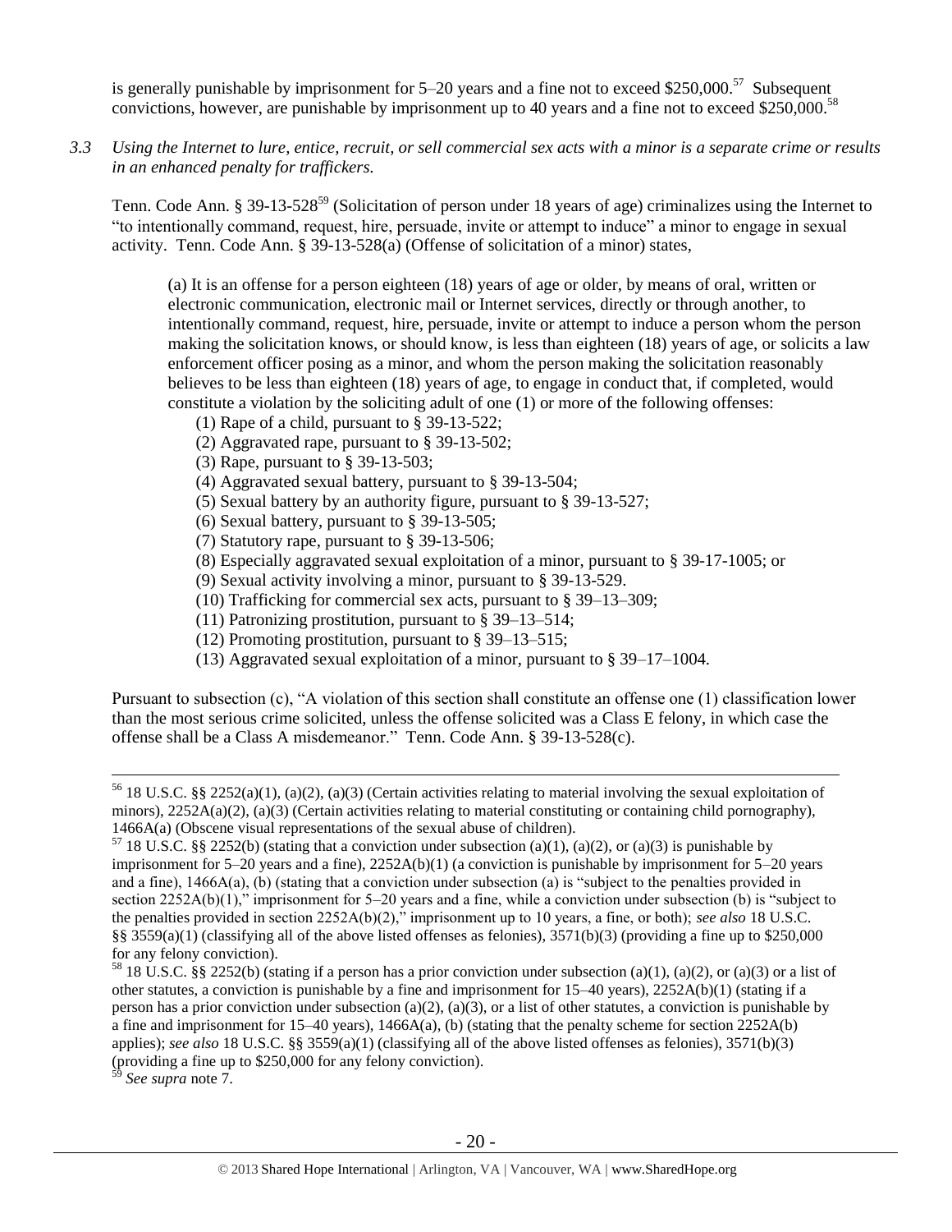is generally punishable by imprisonment for 5–20 years and a fine not to exceed $250,000.[57] Subsequent convictions, however, are punishable by imprisonment up to 40 years and a fine not to exceed $250,000.[58]

*3.3 Using the Internet to lure, entice, recruit, or sell commercial sex acts with a minor is a separate crime or results in an enhanced penalty for traffickers.*

Tenn. Code Ann. § 39-13-528[59] (Solicitation of person under 18 years of age) criminalizes using the Internet to "to intentionally command, request, hire, persuade, invite or attempt to induce" a minor to engage in sexual activity. Tenn. Code Ann. § 39-13-528(a) (Offense of solicitation of a minor) states,

> (a) It is an offense for a person eighteen (18) years of age or older, by means of oral, written or electronic communication, electronic mail or Internet services, directly or through another, to intentionally command, request, hire, persuade, invite or attempt to induce a person whom the person making the solicitation knows, or should know, is less than eighteen (18) years of age, or solicits a law enforcement officer posing as a minor, and whom the person making the solicitation reasonably believes to be less than eighteen (18) years of age, to engage in conduct that, if completed, would constitute a violation by the soliciting adult of one (1) or more of the following offenses:
>
> (1) Rape of a child, pursuant to § 39-13-522;
> (2) Aggravated rape, pursuant to § 39-13-502;
> (3) Rape, pursuant to § 39-13-503;
> (4) Aggravated sexual battery, pursuant to § 39-13-504;
> (5) Sexual battery by an authority figure, pursuant to § 39-13-527;
> (6) Sexual battery, pursuant to § 39-13-505;
> (7) Statutory rape, pursuant to § 39-13-506;
> (8) Especially aggravated sexual exploitation of a minor, pursuant to § 39-17-1005; or
> (9) Sexual activity involving a minor, pursuant to § 39-13-529.
> (10) Trafficking for commercial sex acts, pursuant to § 39–13–309;
> (11) Patronizing prostitution, pursuant to § 39–13–514;
> (12) Promoting prostitution, pursuant to § 39–13–515;
> (13) Aggravated sexual exploitation of a minor, pursuant to § 39–17–1004.

Pursuant to subsection (c), "A violation of this section shall constitute an offense one (1) classification lower than the most serious crime solicited, unless the offense solicited was a Class E felony, in which case the offense shall be a Class A misdemeanor." Tenn. Code Ann. § 39-13-528(c).

---

[56] 18 U.S.C. §§ 2252(a)(1), (a)(2), (a)(3) (Certain activities relating to material involving the sexual exploitation of minors), 2252A(a)(2), (a)(3) (Certain activities relating to material constituting or containing child pornography), 1466A(a) (Obscene visual representations of the sexual abuse of children).

[57] 18 U.S.C. §§ 2252(b) (stating that a conviction under subsection (a)(1), (a)(2), or (a)(3) is punishable by imprisonment for 5–20 years and a fine), 2252A(b)(1) (a conviction is punishable by imprisonment for 5–20 years and a fine), 1466A(a), (b) (stating that a conviction under subsection (a) is "subject to the penalties provided in section 2252A(b)(1)," imprisonment for 5–20 years and a fine, while a conviction under subsection (b) is "subject to the penalties provided in section 2252A(b)(2)," imprisonment up to 10 years, a fine, or both); *see also* 18 U.S.C. §§ 3559(a)(1) (classifying all of the above listed offenses as felonies), 3571(b)(3) (providing a fine up to $250,000 for any felony conviction).

[58] 18 U.S.C. §§ 2252(b) (stating if a person has a prior conviction under subsection (a)(1), (a)(2), or (a)(3) or a list of other statutes, a conviction is punishable by a fine and imprisonment for 15–40 years), 2252A(b)(1) (stating if a person has a prior conviction under subsection (a)(2), (a)(3), or a list of other statutes, a conviction is punishable by a fine and imprisonment for 15–40 years), 1466A(a), (b) (stating that the penalty scheme for section 2252A(b) applies); *see also* 18 U.S.C. §§ 3559(a)(1) (classifying all of the above listed offenses as felonies), 3571(b)(3) (providing a fine up to $250,000 for any felony conviction).

[59] *See supra* note 7.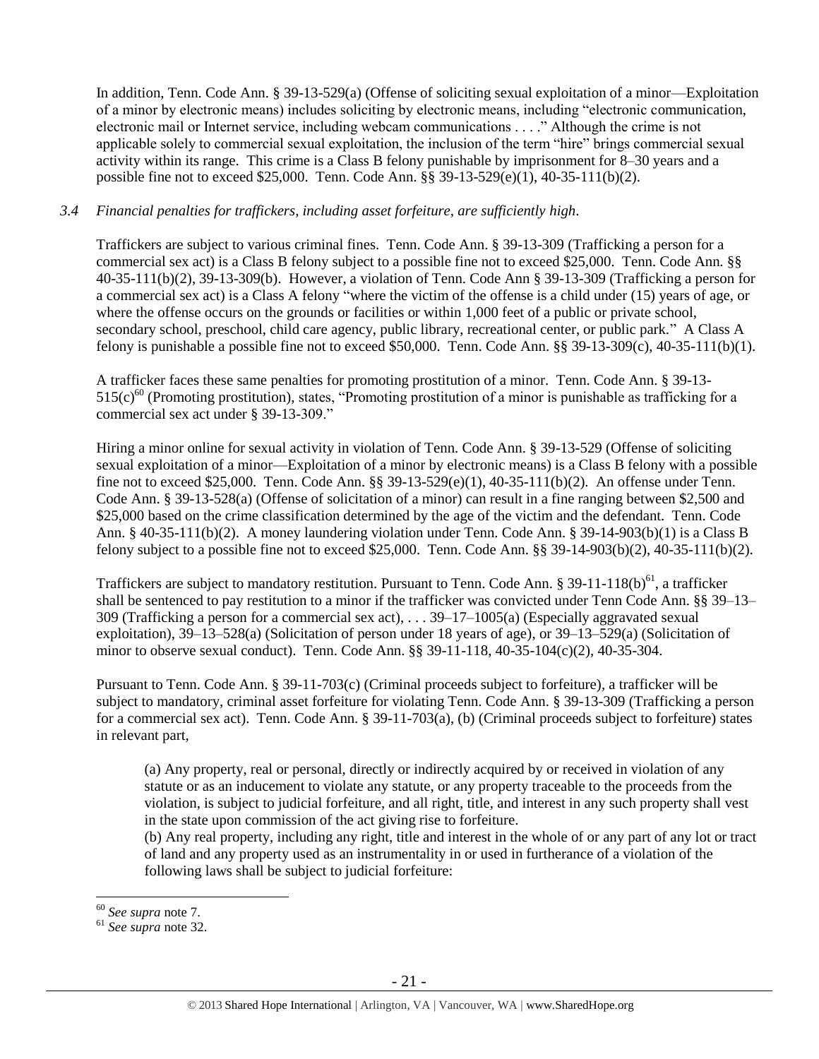In addition, Tenn. Code Ann. § 39-13-529(a) (Offense of soliciting sexual exploitation of a minor—Exploitation of a minor by electronic means) includes soliciting by electronic means, including "electronic communication, electronic mail or Internet service, including webcam communications . . . ." Although the crime is not applicable solely to commercial sexual exploitation, the inclusion of the term "hire" brings commercial sexual activity within its range. This crime is a Class B felony punishable by imprisonment for 8–30 years and a possible fine not to exceed $25,000. Tenn. Code Ann. §§ 39-13-529(e)(1), 40-35-111(b)(2).

*3.4 Financial penalties for traffickers, including asset forfeiture, are sufficiently high.*

Traffickers are subject to various criminal fines. Tenn. Code Ann. § 39-13-309 (Trafficking a person for a commercial sex act) is a Class B felony subject to a possible fine not to exceed $25,000. Tenn. Code Ann. §§ 40-35-111(b)(2), 39-13-309(b). However, a violation of Tenn. Code Ann § 39-13-309 (Trafficking a person for a commercial sex act) is a Class A felony "where the victim of the offense is a child under (15) years of age, or where the offense occurs on the grounds or facilities or within 1,000 feet of a public or private school, secondary school, preschool, child care agency, public library, recreational center, or public park." A Class A felony is punishable a possible fine not to exceed $50,000. Tenn. Code Ann. §§ 39-13-309(c), 40-35-111(b)(1).

A trafficker faces these same penalties for promoting prostitution of a minor. Tenn. Code Ann. § 39-13-515(c)[60] (Promoting prostitution), states, "Promoting prostitution of a minor is punishable as trafficking for a commercial sex act under § 39-13-309."

Hiring a minor online for sexual activity in violation of Tenn. Code Ann. § 39-13-529 (Offense of soliciting sexual exploitation of a minor—Exploitation of a minor by electronic means) is a Class B felony with a possible fine not to exceed $25,000. Tenn. Code Ann. §§ 39-13-529(e)(1), 40-35-111(b)(2). An offense under Tenn. Code Ann. § 39-13-528(a) (Offense of solicitation of a minor) can result in a fine ranging between $2,500 and $25,000 based on the crime classification determined by the age of the victim and the defendant. Tenn. Code Ann. § 40-35-111(b)(2). A money laundering violation under Tenn. Code Ann. § 39-14-903(b)(1) is a Class B felony subject to a possible fine not to exceed $25,000. Tenn. Code Ann. §§ 39-14-903(b)(2), 40-35-111(b)(2).

Traffickers are subject to mandatory restitution. Pursuant to Tenn. Code Ann. § 39-11-118(b)[61], a trafficker shall be sentenced to pay restitution to a minor if the trafficker was convicted under Tenn Code Ann. §§ 39–13–309 (Trafficking a person for a commercial sex act), . . . 39–17–1005(a) (Especially aggravated sexual exploitation), 39–13–528(a) (Solicitation of person under 18 years of age), or 39–13–529(a) (Solicitation of minor to observe sexual conduct). Tenn. Code Ann. §§ 39-11-118, 40-35-104(c)(2), 40-35-304.

Pursuant to Tenn. Code Ann. § 39-11-703(c) (Criminal proceeds subject to forfeiture), a trafficker will be subject to mandatory, criminal asset forfeiture for violating Tenn. Code Ann. § 39-13-309 (Trafficking a person for a commercial sex act). Tenn. Code Ann. § 39-11-703(a), (b) (Criminal proceeds subject to forfeiture) states in relevant part,

> (a) Any property, real or personal, directly or indirectly acquired by or received in violation of any statute or as an inducement to violate any statute, or any property traceable to the proceeds from the violation, is subject to judicial forfeiture, and all right, title, and interest in any such property shall vest in the state upon commission of the act giving rise to forfeiture.
>
> (b) Any real property, including any right, title and interest in the whole of or any part of any lot or tract of land and any property used as an instrumentality in or used in furtherance of a violation of the following laws shall be subject to judicial forfeiture:

[60] *See supra* note 7.
[61] *See supra* note 32.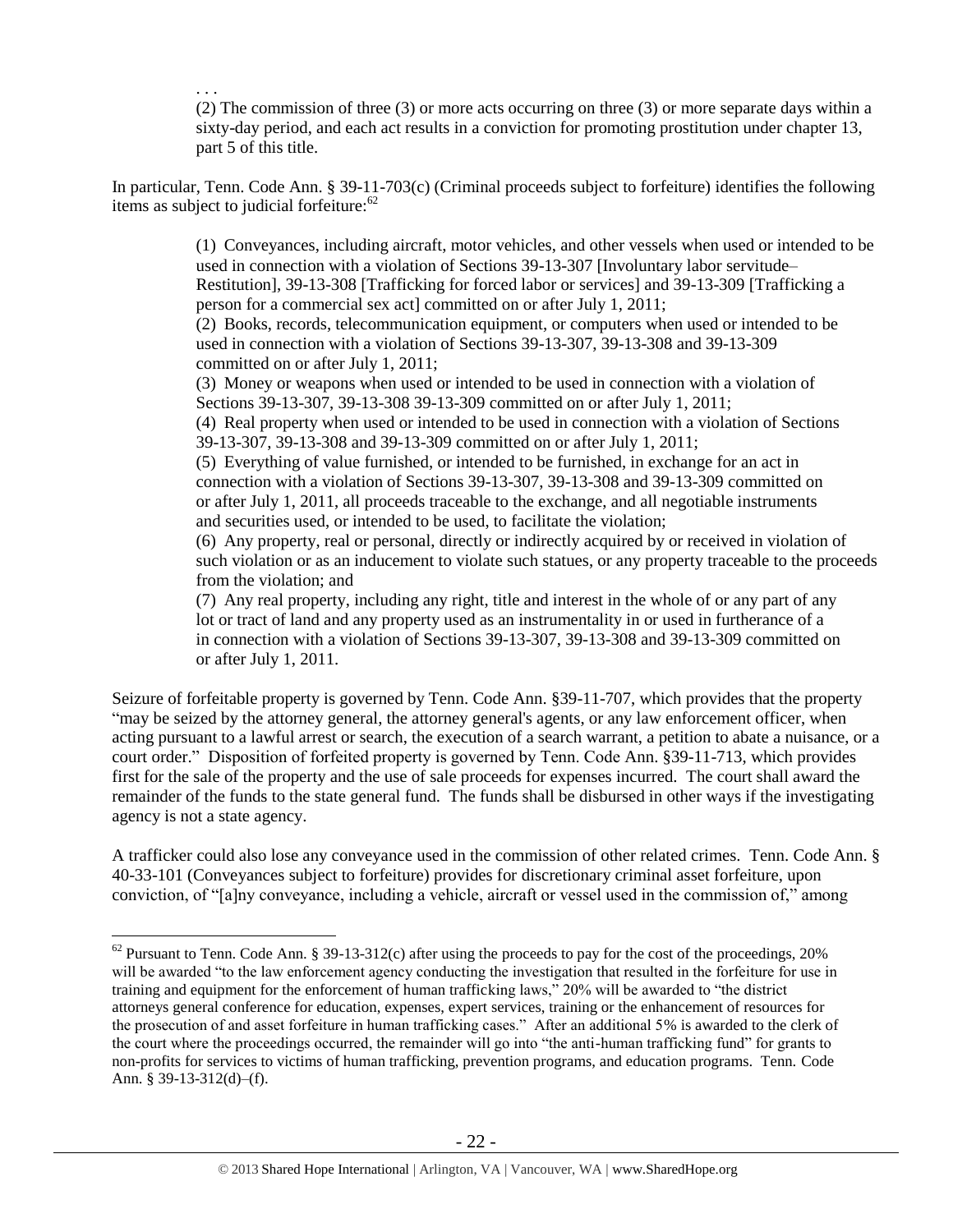. . .

(2) The commission of three (3) or more acts occurring on three (3) or more separate days within a sixty-day period, and each act results in a conviction for promoting prostitution under chapter 13, part 5 of this title.

In particular, Tenn. Code Ann. § 39-11-703(c) (Criminal proceeds subject to forfeiture) identifies the following items as subject to judicial forfeiture:[62]

> (1) Conveyances, including aircraft, motor vehicles, and other vessels when used or intended to be used in connection with a violation of Sections 39-13-307 [Involuntary labor servitude–Restitution], 39-13-308 [Trafficking for forced labor or services] and 39-13-309 [Trafficking a person for a commercial sex act] committed on or after July 1, 2011;
>
> (2) Books, records, telecommunication equipment, or computers when used or intended to be used in connection with a violation of Sections 39-13-307, 39-13-308 and 39-13-309 committed on or after July 1, 2011;
>
> (3) Money or weapons when used or intended to be used in connection with a violation of Sections 39-13-307, 39-13-308 39-13-309 committed on or after July 1, 2011;
>
> (4) Real property when used or intended to be used in connection with a violation of Sections 39-13-307, 39-13-308 and 39-13-309 committed on or after July 1, 2011;
>
> (5) Everything of value furnished, or intended to be furnished, in exchange for an act in connection with a violation of Sections 39-13-307, 39-13-308 and 39-13-309 committed on or after July 1, 2011, all proceeds traceable to the exchange, and all negotiable instruments and securities used, or intended to be used, to facilitate the violation;
>
> (6) Any property, real or personal, directly or indirectly acquired by or received in violation of such violation or as an inducement to violate such statues, or any property traceable to the proceeds from the violation; and
>
> (7) Any real property, including any right, title and interest in the whole of or any part of any lot or tract of land and any property used as an instrumentality in or used in furtherance of a in connection with a violation of Sections 39-13-307, 39-13-308 and 39-13-309 committed on or after July 1, 2011.

Seizure of forfeitable property is governed by Tenn. Code Ann. §39-11-707, which provides that the property "may be seized by the attorney general, the attorney general's agents, or any law enforcement officer, when acting pursuant to a lawful arrest or search, the execution of a search warrant, a petition to abate a nuisance, or a court order." Disposition of forfeited property is governed by Tenn. Code Ann. §39-11-713, which provides first for the sale of the property and the use of sale proceeds for expenses incurred. The court shall award the remainder of the funds to the state general fund. The funds shall be disbursed in other ways if the investigating agency is not a state agency.

A trafficker could also lose any conveyance used in the commission of other related crimes. Tenn. Code Ann. § 40-33-101 (Conveyances subject to forfeiture) provides for discretionary criminal asset forfeiture, upon conviction, of "[a]ny conveyance, including a vehicle, aircraft or vessel used in the commission of," among

---

[62] Pursuant to Tenn. Code Ann. § 39-13-312(c) after using the proceeds to pay for the cost of the proceedings, 20% will be awarded "to the law enforcement agency conducting the investigation that resulted in the forfeiture for use in training and equipment for the enforcement of human trafficking laws," 20% will be awarded to "the district attorneys general conference for education, expenses, expert services, training or the enhancement of resources for the prosecution of and asset forfeiture in human trafficking cases." After an additional 5% is awarded to the clerk of the court where the proceedings occurred, the remainder will go into "the anti-human trafficking fund" for grants to non-profits for services to victims of human trafficking, prevention programs, and education programs. Tenn. Code Ann. § 39-13-312(d)–(f).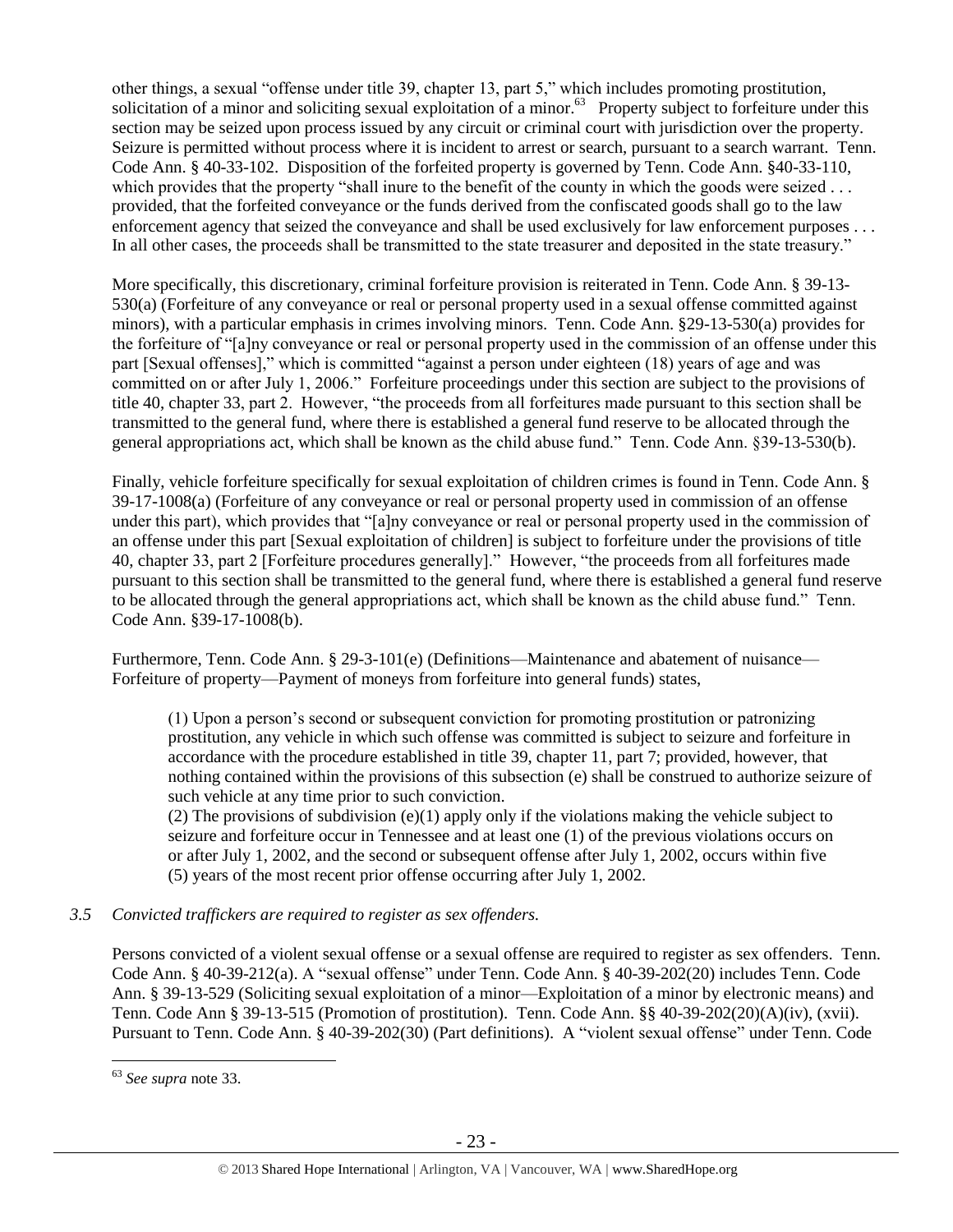other things, a sexual "offense under title 39, chapter 13, part 5," which includes promoting prostitution, solicitation of a minor and soliciting sexual exploitation of a minor.[63] Property subject to forfeiture under this section may be seized upon process issued by any circuit or criminal court with jurisdiction over the property. Seizure is permitted without process where it is incident to arrest or search, pursuant to a search warrant. Tenn. Code Ann. § 40-33-102. Disposition of the forfeited property is governed by Tenn. Code Ann. §40-33-110, which provides that the property "shall inure to the benefit of the county in which the goods were seized . . . provided, that the forfeited conveyance or the funds derived from the confiscated goods shall go to the law enforcement agency that seized the conveyance and shall be used exclusively for law enforcement purposes . . . In all other cases, the proceeds shall be transmitted to the state treasurer and deposited in the state treasury."

More specifically, this discretionary, criminal forfeiture provision is reiterated in Tenn. Code Ann. § 39-13-530(a) (Forfeiture of any conveyance or real or personal property used in a sexual offense committed against minors), with a particular emphasis in crimes involving minors. Tenn. Code Ann. §29-13-530(a) provides for the forfeiture of "[a]ny conveyance or real or personal property used in the commission of an offense under this part [Sexual offenses]," which is committed "against a person under eighteen (18) years of age and was committed on or after July 1, 2006." Forfeiture proceedings under this section are subject to the provisions of title 40, chapter 33, part 2. However, "the proceeds from all forfeitures made pursuant to this section shall be transmitted to the general fund, where there is established a general fund reserve to be allocated through the general appropriations act, which shall be known as the child abuse fund." Tenn. Code Ann. §39-13-530(b).

Finally, vehicle forfeiture specifically for sexual exploitation of children crimes is found in Tenn. Code Ann. § 39-17-1008(a) (Forfeiture of any conveyance or real or personal property used in commission of an offense under this part), which provides that "[a]ny conveyance or real or personal property used in the commission of an offense under this part [Sexual exploitation of children] is subject to forfeiture under the provisions of title 40, chapter 33, part 2 [Forfeiture procedures generally]." However, "the proceeds from all forfeitures made pursuant to this section shall be transmitted to the general fund, where there is established a general fund reserve to be allocated through the general appropriations act, which shall be known as the child abuse fund." Tenn. Code Ann. §39-17-1008(b).

Furthermore, Tenn. Code Ann. § 29-3-101(e) (Definitions—Maintenance and abatement of nuisance—Forfeiture of property—Payment of moneys from forfeiture into general funds) states,

> (1) Upon a person's second or subsequent conviction for promoting prostitution or patronizing prostitution, any vehicle in which such offense was committed is subject to seizure and forfeiture in accordance with the procedure established in title 39, chapter 11, part 7; provided, however, that nothing contained within the provisions of this subsection (e) shall be construed to authorize seizure of such vehicle at any time prior to such conviction.
>
> (2) The provisions of subdivision (e)(1) apply only if the violations making the vehicle subject to seizure and forfeiture occur in Tennessee and at least one (1) of the previous violations occurs on or after July 1, 2002, and the second or subsequent offense after July 1, 2002, occurs within five (5) years of the most recent prior offense occurring after July 1, 2002.

*3.5 Convicted traffickers are required to register as sex offenders.*

Persons convicted of a violent sexual offense or a sexual offense are required to register as sex offenders. Tenn. Code Ann. § 40-39-212(a). A "sexual offense" under Tenn. Code Ann. § 40-39-202(20) includes Tenn. Code Ann. § 39-13-529 (Soliciting sexual exploitation of a minor—Exploitation of a minor by electronic means) and Tenn. Code Ann § 39-13-515 (Promotion of prostitution). Tenn. Code Ann. §§ 40-39-202(20)(A)(iv), (xvii). Pursuant to Tenn. Code Ann. § 40-39-202(30) (Part definitions). A "violent sexual offense" under Tenn. Code

---

[63] *See supra* note 33.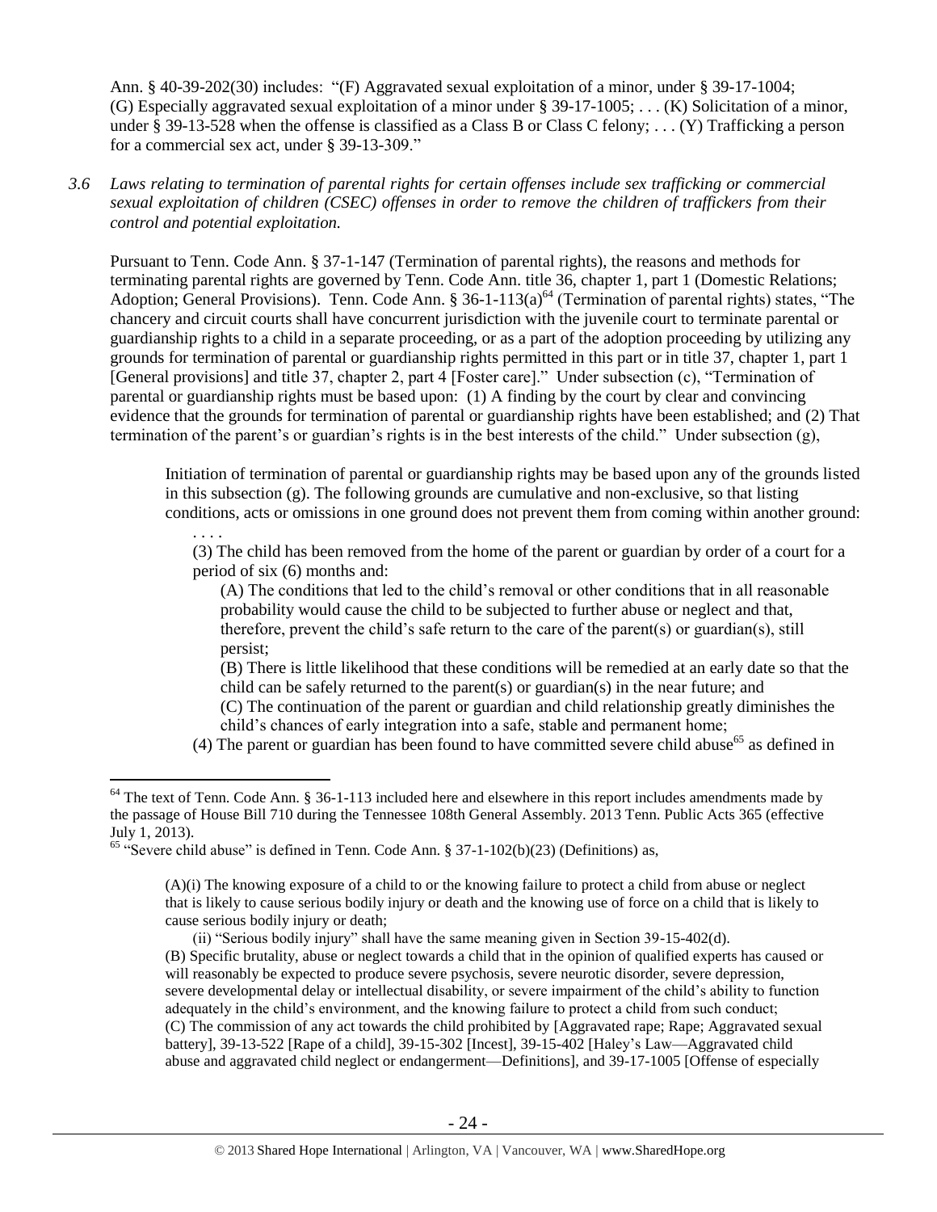Ann. § 40-39-202(30) includes: "(F) Aggravated sexual exploitation of a minor, under § 39-17-1004; (G) Especially aggravated sexual exploitation of a minor under § 39-17-1005; . . . (K) Solicitation of a minor, under § 39-13-528 when the offense is classified as a Class B or Class C felony; . . . (Y) Trafficking a person for a commercial sex act, under § 39-13-309."

*3.6 Laws relating to termination of parental rights for certain offenses include sex trafficking or commercial sexual exploitation of children (CSEC) offenses in order to remove the children of traffickers from their control and potential exploitation.*

Pursuant to Tenn. Code Ann. § 37-1-147 (Termination of parental rights), the reasons and methods for terminating parental rights are governed by Tenn. Code Ann. title 36, chapter 1, part 1 (Domestic Relations; Adoption; General Provisions). Tenn. Code Ann. § 36-1-113(a)[64] (Termination of parental rights) states, "The chancery and circuit courts shall have concurrent jurisdiction with the juvenile court to terminate parental or guardianship rights to a child in a separate proceeding, or as a part of the adoption proceeding by utilizing any grounds for termination of parental or guardianship rights permitted in this part or in title 37, chapter 1, part 1 [General provisions] and title 37, chapter 2, part 4 [Foster care]." Under subsection (c), "Termination of parental or guardianship rights must be based upon: (1) A finding by the court by clear and convincing evidence that the grounds for termination of parental or guardianship rights have been established; and (2) That termination of the parent's or guardian's rights is in the best interests of the child." Under subsection (g),

> Initiation of termination of parental or guardianship rights may be based upon any of the grounds listed in this subsection (g). The following grounds are cumulative and non-exclusive, so that listing conditions, acts or omissions in one ground does not prevent them from coming within another ground:
>
> . . . .
>
> (3) The child has been removed from the home of the parent or guardian by order of a court for a period of six (6) months and:
>
> (A) The conditions that led to the child's removal or other conditions that in all reasonable probability would cause the child to be subjected to further abuse or neglect and that, therefore, prevent the child's safe return to the care of the parent(s) or guardian(s), still persist;
>
> (B) There is little likelihood that these conditions will be remedied at an early date so that the child can be safely returned to the parent(s) or guardian(s) in the near future; and
>
> (C) The continuation of the parent or guardian and child relationship greatly diminishes the child's chances of early integration into a safe, stable and permanent home;
>
> (4) The parent or guardian has been found to have committed severe child abuse[65] as defined in

---

[64] The text of Tenn. Code Ann. § 36-1-113 included here and elsewhere in this report includes amendments made by the passage of House Bill 710 during the Tennessee 108th General Assembly. 2013 Tenn. Public Acts 365 (effective July 1, 2013).

[65] "Severe child abuse" is defined in Tenn. Code Ann. § 37-1-102(b)(23) (Definitions) as,

> (A)(i) The knowing exposure of a child to or the knowing failure to protect a child from abuse or neglect that is likely to cause serious bodily injury or death and the knowing use of force on a child that is likely to cause serious bodily injury or death;
>
> (ii) "Serious bodily injury" shall have the same meaning given in Section 39-15-402(d).
>
> (B) Specific brutality, abuse or neglect towards a child that in the opinion of qualified experts has caused or will reasonably be expected to produce severe psychosis, severe neurotic disorder, severe depression, severe developmental delay or intellectual disability, or severe impairment of the child's ability to function adequately in the child's environment, and the knowing failure to protect a child from such conduct;
>
> (C) The commission of any act towards the child prohibited by [Aggravated rape; Rape; Aggravated sexual battery], 39-13-522 [Rape of a child], 39-15-302 [Incest], 39-15-402 [Haley's Law—Aggravated child abuse and aggravated child neglect or endangerment—Definitions], and 39-17-1005 [Offense of especially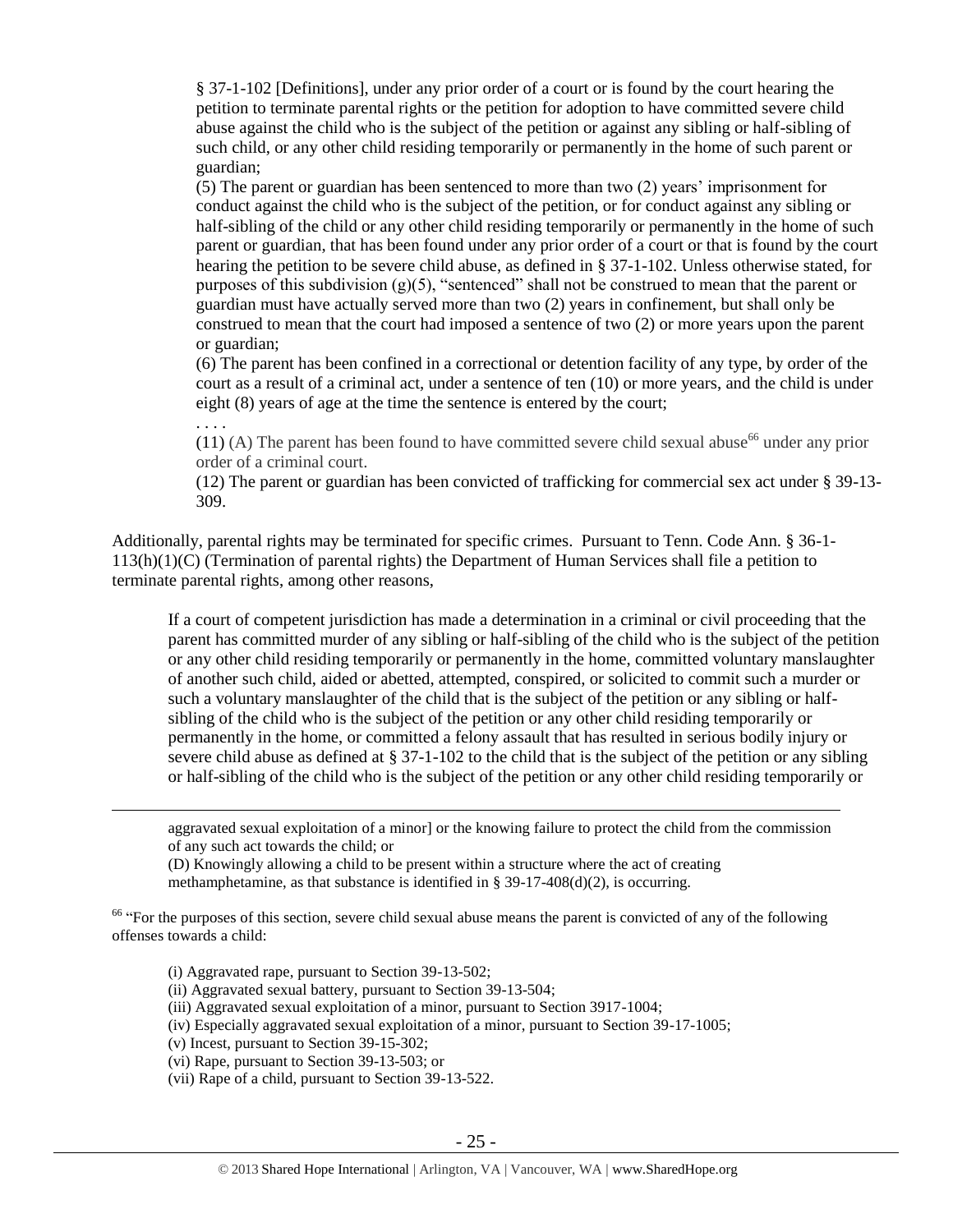§ 37-1-102 [Definitions], under any prior order of a court or is found by the court hearing the petition to terminate parental rights or the petition for adoption to have committed severe child abuse against the child who is the subject of the petition or against any sibling or half-sibling of such child, or any other child residing temporarily or permanently in the home of such parent or guardian;

(5) The parent or guardian has been sentenced to more than two (2) years' imprisonment for conduct against the child who is the subject of the petition, or for conduct against any sibling or half-sibling of the child or any other child residing temporarily or permanently in the home of such parent or guardian, that has been found under any prior order of a court or that is found by the court hearing the petition to be severe child abuse, as defined in § 37-1-102. Unless otherwise stated, for purposes of this subdivision (g)(5), "sentenced" shall not be construed to mean that the parent or guardian must have actually served more than two (2) years in confinement, but shall only be construed to mean that the court had imposed a sentence of two (2) or more years upon the parent or guardian;

(6) The parent has been confined in a correctional or detention facility of any type, by order of the court as a result of a criminal act, under a sentence of ten (10) or more years, and the child is under eight (8) years of age at the time the sentence is entered by the court;

. . . .

(11) (A) The parent has been found to have committed severe child sexual abuse[66] under any prior order of a criminal court.

(12) The parent or guardian has been convicted of trafficking for commercial sex act under § 39-13-309.

Additionally, parental rights may be terminated for specific crimes. Pursuant to Tenn. Code Ann. § 36-1-113(h)(1)(C) (Termination of parental rights) the Department of Human Services shall file a petition to terminate parental rights, among other reasons,

> If a court of competent jurisdiction has made a determination in a criminal or civil proceeding that the parent has committed murder of any sibling or half-sibling of the child who is the subject of the petition or any other child residing temporarily or permanently in the home, committed voluntary manslaughter of another such child, aided or abetted, attempted, conspired, or solicited to commit such a murder or such a voluntary manslaughter of the child that is the subject of the petition or any sibling or half-sibling of the child who is the subject of the petition or any other child residing temporarily or permanently in the home, or committed a felony assault that has resulted in serious bodily injury or severe child abuse as defined at § 37-1-102 to the child that is the subject of the petition or any sibling or half-sibling of the child who is the subject of the petition or any other child residing temporarily or

---

aggravated sexual exploitation of a minor] or the knowing failure to protect the child from the commission of any such act towards the child; or

(D) Knowingly allowing a child to be present within a structure where the act of creating methamphetamine, as that substance is identified in § 39-17-408(d)(2), is occurring.

[66] "For the purposes of this section, severe child sexual abuse means the parent is convicted of any of the following offenses towards a child:

(i) Aggravated rape, pursuant to Section 39-13-502;
(ii) Aggravated sexual battery, pursuant to Section 39-13-504;
(iii) Aggravated sexual exploitation of a minor, pursuant to Section 3917-1004;
(iv) Especially aggravated sexual exploitation of a minor, pursuant to Section 39-17-1005;
(v) Incest, pursuant to Section 39-15-302;
(vi) Rape, pursuant to Section 39-13-503; or
(vii) Rape of a child, pursuant to Section 39-13-522.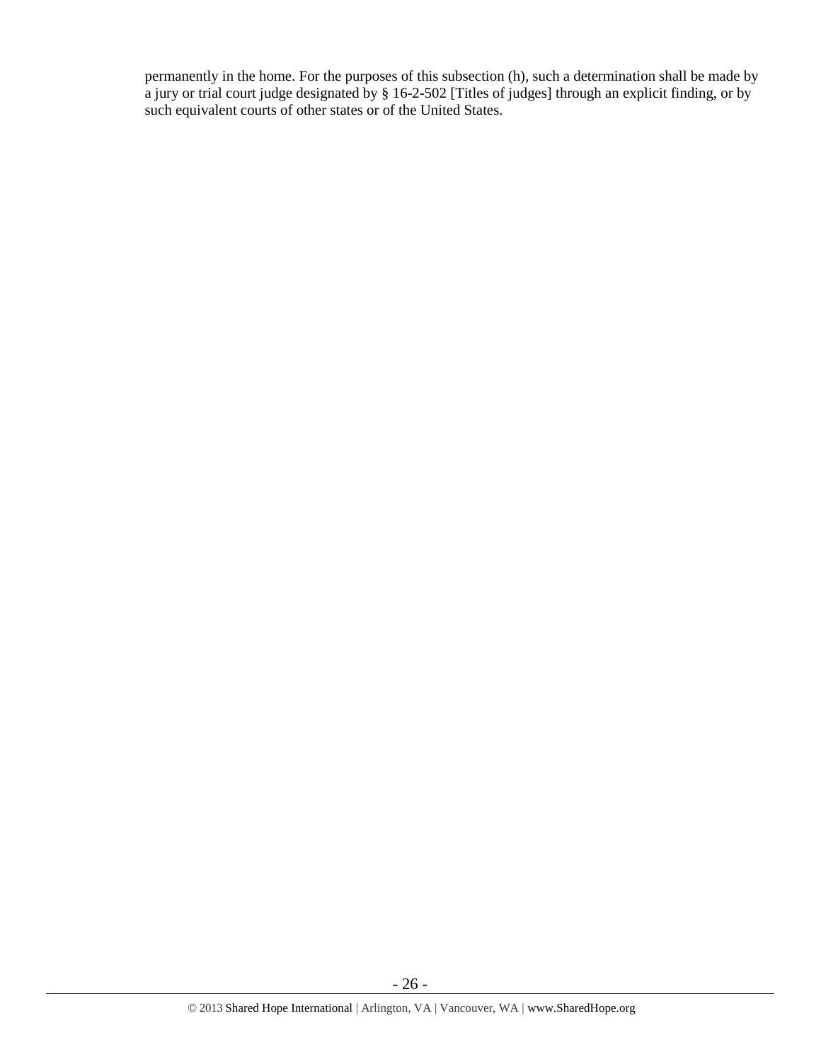permanently in the home. For the purposes of this subsection (h), such a determination shall be made by a jury or trial court judge designated by § 16-2-502 [Titles of judges] through an explicit finding, or by such equivalent courts of other states or of the United States.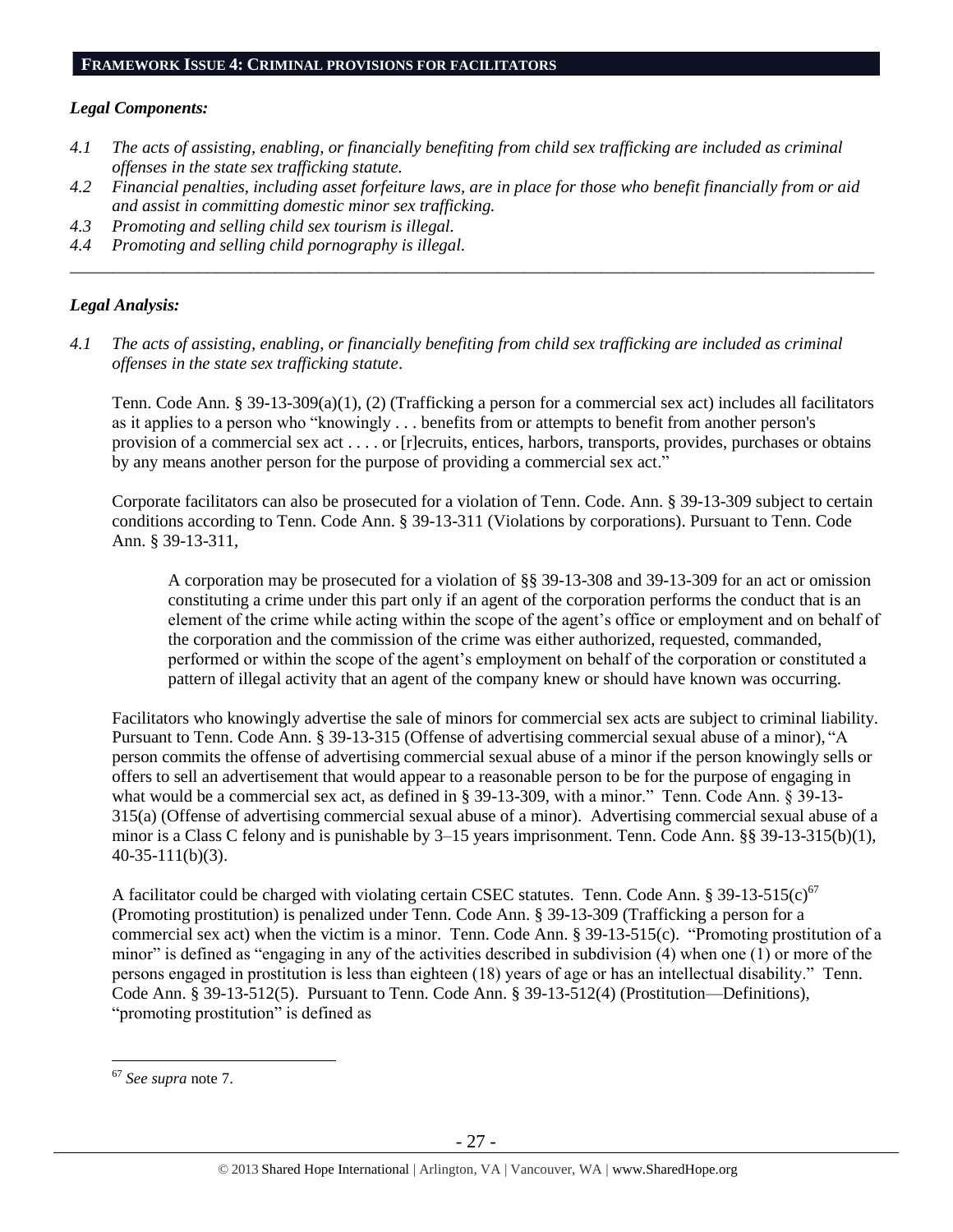## FRAMEWORK ISSUE 4: CRIMINAL PROVISIONS FOR FACILITATORS

### *Legal Components:*

*4.1 The acts of assisting, enabling, or financially benefiting from child sex trafficking are included as criminal offenses in the state sex trafficking statute.*

*4.2 Financial penalties, including asset forfeiture laws, are in place for those who benefit financially from or aid and assist in committing domestic minor sex trafficking.*

*4.3 Promoting and selling child sex tourism is illegal.*

*4.4 Promoting and selling child pornography is illegal.*

---

### *Legal Analysis:*

*4.1 The acts of assisting, enabling, or financially benefiting from child sex trafficking are included as criminal offenses in the state sex trafficking statute.*

Tenn. Code Ann. § 39-13-309(a)(1), (2) (Trafficking a person for a commercial sex act) includes all facilitators as it applies to a person who "knowingly . . . benefits from or attempts to benefit from another person's provision of a commercial sex act . . . . or [r]ecruits, entices, harbors, transports, provides, purchases or obtains by any means another person for the purpose of providing a commercial sex act."

Corporate facilitators can also be prosecuted for a violation of Tenn. Code. Ann. § 39-13-309 subject to certain conditions according to Tenn. Code Ann. § 39-13-311 (Violations by corporations). Pursuant to Tenn. Code Ann. § 39-13-311,

> A corporation may be prosecuted for a violation of §§ 39-13-308 and 39-13-309 for an act or omission constituting a crime under this part only if an agent of the corporation performs the conduct that is an element of the crime while acting within the scope of the agent's office or employment and on behalf of the corporation and the commission of the crime was either authorized, requested, commanded, performed or within the scope of the agent's employment on behalf of the corporation or constituted a pattern of illegal activity that an agent of the company knew or should have known was occurring.

Facilitators who knowingly advertise the sale of minors for commercial sex acts are subject to criminal liability. Pursuant to Tenn. Code Ann. § 39-13-315 (Offense of advertising commercial sexual abuse of a minor), "A person commits the offense of advertising commercial sexual abuse of a minor if the person knowingly sells or offers to sell an advertisement that would appear to a reasonable person to be for the purpose of engaging in what would be a commercial sex act, as defined in § 39-13-309, with a minor." Tenn. Code Ann. § 39-13-315(a) (Offense of advertising commercial sexual abuse of a minor). Advertising commercial sexual abuse of a minor is a Class C felony and is punishable by 3–15 years imprisonment. Tenn. Code Ann. §§ 39-13-315(b)(1), 40-35-111(b)(3).

A facilitator could be charged with violating certain CSEC statutes. Tenn. Code Ann. § 39-13-515(c)[67] (Promoting prostitution) is penalized under Tenn. Code Ann. § 39-13-309 (Trafficking a person for a commercial sex act) when the victim is a minor. Tenn. Code Ann. § 39-13-515(c). "Promoting prostitution of a minor" is defined as "engaging in any of the activities described in subdivision (4) when one (1) or more of the persons engaged in prostitution is less than eighteen (18) years of age or has an intellectual disability." Tenn. Code Ann. § 39-13-512(5). Pursuant to Tenn. Code Ann. § 39-13-512(4) (Prostitution—Definitions), "promoting prostitution" is defined as

---

[67] *See supra* note 7.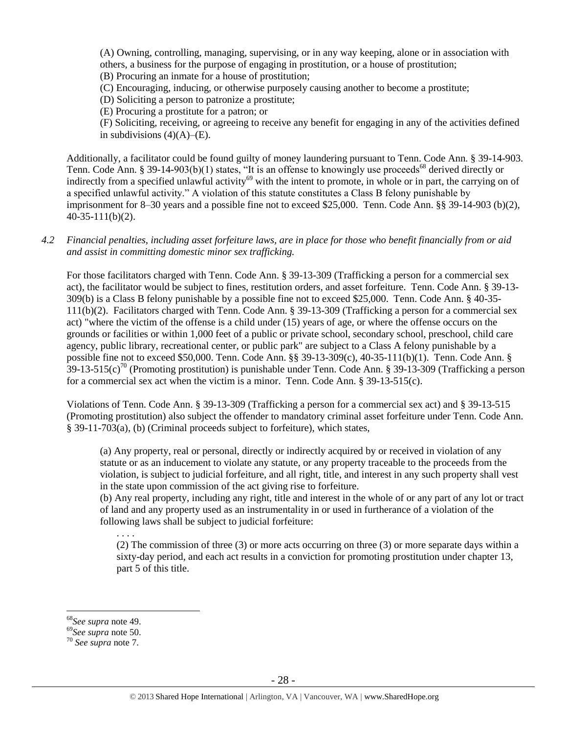(A) Owning, controlling, managing, supervising, or in any way keeping, alone or in association with others, a business for the purpose of engaging in prostitution, or a house of prostitution;
(B) Procuring an inmate for a house of prostitution;
(C) Encouraging, inducing, or otherwise purposely causing another to become a prostitute;
(D) Soliciting a person to patronize a prostitute;
(E) Procuring a prostitute for a patron; or
(F) Soliciting, receiving, or agreeing to receive any benefit for engaging in any of the activities defined in subdivisions (4)(A)–(E).

Additionally, a facilitator could be found guilty of money laundering pursuant to Tenn. Code Ann. § 39-14-903. Tenn. Code Ann. § 39-14-903(b)(1) states, "It is an offense to knowingly use proceeds[68] derived directly or indirectly from a specified unlawful activity[69] with the intent to promote, in whole or in part, the carrying on of a specified unlawful activity." A violation of this statute constitutes a Class B felony punishable by imprisonment for 8–30 years and a possible fine not to exceed $25,000. Tenn. Code Ann. §§ 39-14-903 (b)(2), 40-35-111(b)(2).

*4.2 Financial penalties, including asset forfeiture laws, are in place for those who benefit financially from or aid and assist in committing domestic minor sex trafficking.*

For those facilitators charged with Tenn. Code Ann. § 39-13-309 (Trafficking a person for a commercial sex act), the facilitator would be subject to fines, restitution orders, and asset forfeiture. Tenn. Code Ann. § 39-13-309(b) is a Class B felony punishable by a possible fine not to exceed $25,000. Tenn. Code Ann. § 40-35-111(b)(2). Facilitators charged with Tenn. Code Ann. § 39-13-309 (Trafficking a person for a commercial sex act) "where the victim of the offense is a child under (15) years of age, or where the offense occurs on the grounds or facilities or within 1,000 feet of a public or private school, secondary school, preschool, child care agency, public library, recreational center, or public park" are subject to a Class A felony punishable by a possible fine not to exceed $50,000. Tenn. Code Ann. §§ 39-13-309(c), 40-35-111(b)(1). Tenn. Code Ann. § 39-13-515(c)[70] (Promoting prostitution) is punishable under Tenn. Code Ann. § 39-13-309 (Trafficking a person for a commercial sex act when the victim is a minor. Tenn. Code Ann. § 39-13-515(c).

Violations of Tenn. Code Ann. § 39-13-309 (Trafficking a person for a commercial sex act) and § 39-13-515 (Promoting prostitution) also subject the offender to mandatory criminal asset forfeiture under Tenn. Code Ann. § 39-11-703(a), (b) (Criminal proceeds subject to forfeiture), which states,

> (a) Any property, real or personal, directly or indirectly acquired by or received in violation of any statute or as an inducement to violate any statute, or any property traceable to the proceeds from the violation, is subject to judicial forfeiture, and all right, title, and interest in any such property shall vest in the state upon commission of the act giving rise to forfeiture.
> (b) Any real property, including any right, title and interest in the whole of or any part of any lot or tract of land and any property used as an instrumentality in or used in furtherance of a violation of the following laws shall be subject to judicial forfeiture:
>
> > . . . .
> > (2) The commission of three (3) or more acts occurring on three (3) or more separate days within a sixty-day period, and each act results in a conviction for promoting prostitution under chapter 13, part 5 of this title.

---

[68] *See supra* note 49.
[69] *See supra* note 50.
[70] *See supra* note 7.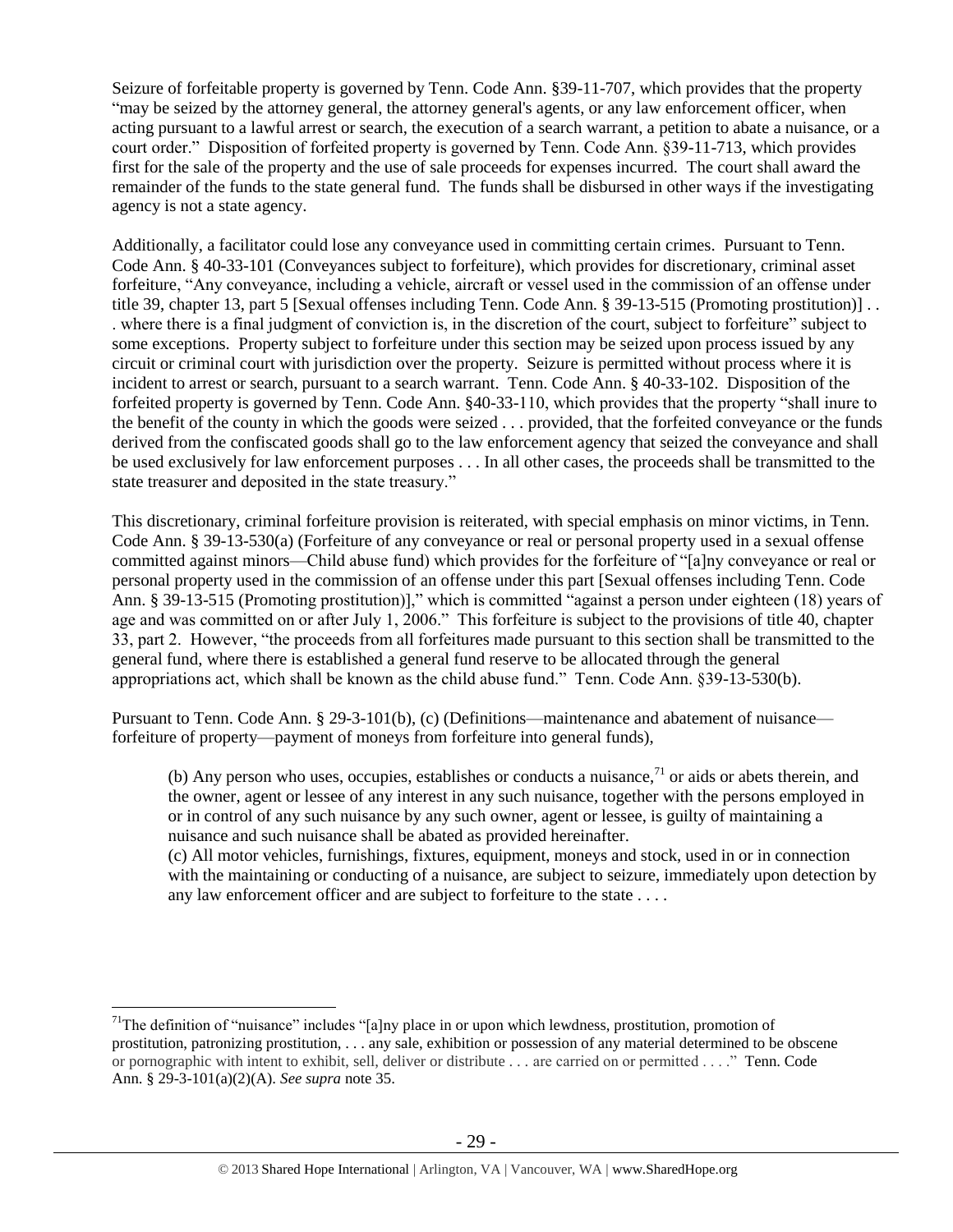Seizure of forfeitable property is governed by Tenn. Code Ann. §39-11-707, which provides that the property "may be seized by the attorney general, the attorney general's agents, or any law enforcement officer, when acting pursuant to a lawful arrest or search, the execution of a search warrant, a petition to abate a nuisance, or a court order." Disposition of forfeited property is governed by Tenn. Code Ann. §39-11-713, which provides first for the sale of the property and the use of sale proceeds for expenses incurred. The court shall award the remainder of the funds to the state general fund. The funds shall be disbursed in other ways if the investigating agency is not a state agency.

Additionally, a facilitator could lose any conveyance used in committing certain crimes. Pursuant to Tenn. Code Ann. § 40-33-101 (Conveyances subject to forfeiture), which provides for discretionary, criminal asset forfeiture, "Any conveyance, including a vehicle, aircraft or vessel used in the commission of an offense under title 39, chapter 13, part 5 [Sexual offenses including Tenn. Code Ann. § 39-13-515 (Promoting prostitution)] . . . where there is a final judgment of conviction is, in the discretion of the court, subject to forfeiture" subject to some exceptions. Property subject to forfeiture under this section may be seized upon process issued by any circuit or criminal court with jurisdiction over the property. Seizure is permitted without process where it is incident to arrest or search, pursuant to a search warrant. Tenn. Code Ann. § 40-33-102. Disposition of the forfeited property is governed by Tenn. Code Ann. §40-33-110, which provides that the property "shall inure to the benefit of the county in which the goods were seized . . . provided, that the forfeited conveyance or the funds derived from the confiscated goods shall go to the law enforcement agency that seized the conveyance and shall be used exclusively for law enforcement purposes . . . In all other cases, the proceeds shall be transmitted to the state treasurer and deposited in the state treasury."

This discretionary, criminal forfeiture provision is reiterated, with special emphasis on minor victims, in Tenn. Code Ann. § 39-13-530(a) (Forfeiture of any conveyance or real or personal property used in a sexual offense committed against minors—Child abuse fund) which provides for the forfeiture of "[a]ny conveyance or real or personal property used in the commission of an offense under this part [Sexual offenses including Tenn. Code Ann. § 39-13-515 (Promoting prostitution)]," which is committed "against a person under eighteen (18) years of age and was committed on or after July 1, 2006." This forfeiture is subject to the provisions of title 40, chapter 33, part 2. However, "the proceeds from all forfeitures made pursuant to this section shall be transmitted to the general fund, where there is established a general fund reserve to be allocated through the general appropriations act, which shall be known as the child abuse fund." Tenn. Code Ann. §39-13-530(b).

Pursuant to Tenn. Code Ann. § 29-3-101(b), (c) (Definitions—maintenance and abatement of nuisance—forfeiture of property—payment of moneys from forfeiture into general funds),

> (b) Any person who uses, occupies, establishes or conducts a nuisance,[71] or aids or abets therein, and the owner, agent or lessee of any interest in any such nuisance, together with the persons employed in or in control of any such nuisance by any such owner, agent or lessee, is guilty of maintaining a nuisance and such nuisance shall be abated as provided hereinafter.
>
> (c) All motor vehicles, furnishings, fixtures, equipment, moneys and stock, used in or in connection with the maintaining or conducting of a nuisance, are subject to seizure, immediately upon detection by any law enforcement officer and are subject to forfeiture to the state . . . .

---

[71] The definition of "nuisance" includes "[a]ny place in or upon which lewdness, prostitution, promotion of prostitution, patronizing prostitution, . . . any sale, exhibition or possession of any material determined to be obscene or pornographic with intent to exhibit, sell, deliver or distribute . . . are carried on or permitted . . . ." Tenn. Code Ann. § 29-3-101(a)(2)(A). *See supra* note 35.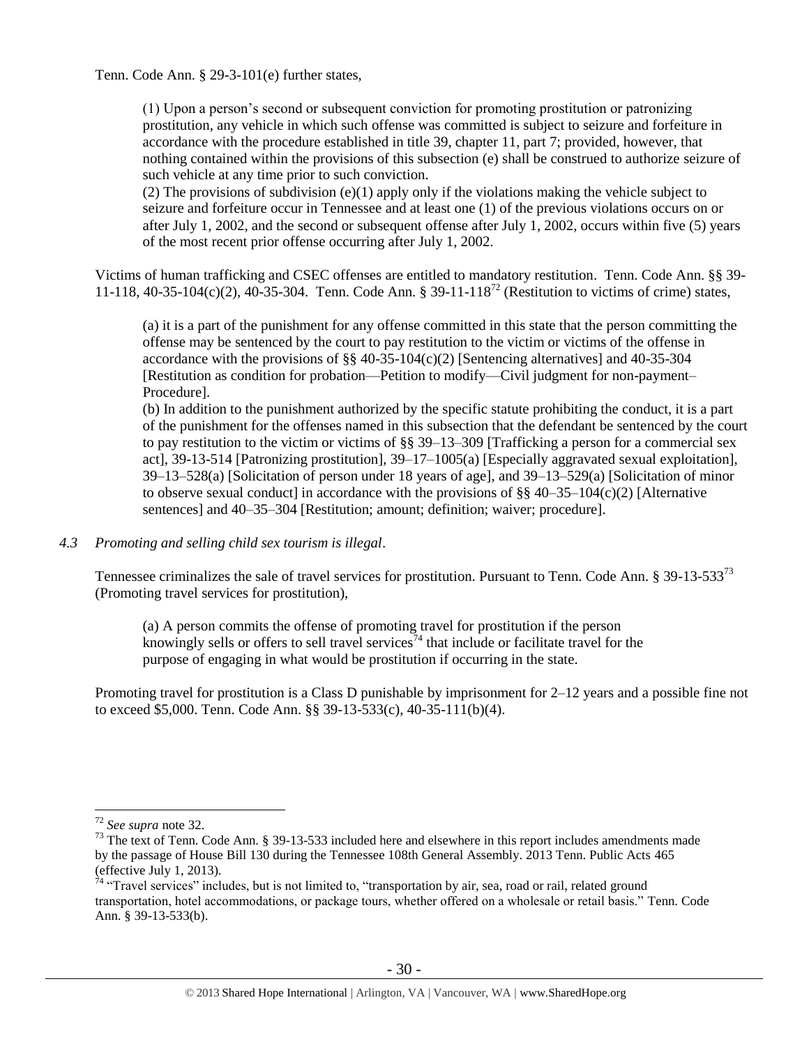Tenn. Code Ann. § 29-3-101(e) further states,

> (1) Upon a person's second or subsequent conviction for promoting prostitution or patronizing prostitution, any vehicle in which such offense was committed is subject to seizure and forfeiture in accordance with the procedure established in title 39, chapter 11, part 7; provided, however, that nothing contained within the provisions of this subsection (e) shall be construed to authorize seizure of such vehicle at any time prior to such conviction.
> (2) The provisions of subdivision (e)(1) apply only if the violations making the vehicle subject to seizure and forfeiture occur in Tennessee and at least one (1) of the previous violations occurs on or after July 1, 2002, and the second or subsequent offense after July 1, 2002, occurs within five (5) years of the most recent prior offense occurring after July 1, 2002.

Victims of human trafficking and CSEC offenses are entitled to mandatory restitution. Tenn. Code Ann. §§ 39-11-118, 40-35-104(c)(2), 40-35-304. Tenn. Code Ann. § 39-11-118[72] (Restitution to victims of crime) states,

> (a) it is a part of the punishment for any offense committed in this state that the person committing the offense may be sentenced by the court to pay restitution to the victim or victims of the offense in accordance with the provisions of §§ 40-35-104(c)(2) [Sentencing alternatives] and 40-35-304 [Restitution as condition for probation—Petition to modify—Civil judgment for non-payment–Procedure].
> (b) In addition to the punishment authorized by the specific statute prohibiting the conduct, it is a part of the punishment for the offenses named in this subsection that the defendant be sentenced by the court to pay restitution to the victim or victims of §§ 39–13–309 [Trafficking a person for a commercial sex act], 39-13-514 [Patronizing prostitution], 39–17–1005(a) [Especially aggravated sexual exploitation], 39–13–528(a) [Solicitation of person under 18 years of age], and 39–13–529(a) [Solicitation of minor to observe sexual conduct] in accordance with the provisions of §§ 40–35–104(c)(2) [Alternative sentences] and 40–35–304 [Restitution; amount; definition; waiver; procedure].

*4.3 Promoting and selling child sex tourism is illegal*.

Tennessee criminalizes the sale of travel services for prostitution. Pursuant to Tenn. Code Ann. § 39-13-533[73] (Promoting travel services for prostitution),

> (a) A person commits the offense of promoting travel for prostitution if the person knowingly sells or offers to sell travel services[74] that include or facilitate travel for the purpose of engaging in what would be prostitution if occurring in the state.

Promoting travel for prostitution is a Class D punishable by imprisonment for 2–12 years and a possible fine not to exceed $5,000. Tenn. Code Ann. §§ 39-13-533(c), 40-35-111(b)(4).

---

[72] *See supra* note 32.

[73] The text of Tenn. Code Ann. § 39-13-533 included here and elsewhere in this report includes amendments made by the passage of House Bill 130 during the Tennessee 108th General Assembly. 2013 Tenn. Public Acts 465 (effective July 1, 2013).

[74] "Travel services" includes, but is not limited to, "transportation by air, sea, road or rail, related ground transportation, hotel accommodations, or package tours, whether offered on a wholesale or retail basis." Tenn. Code Ann. § 39-13-533(b).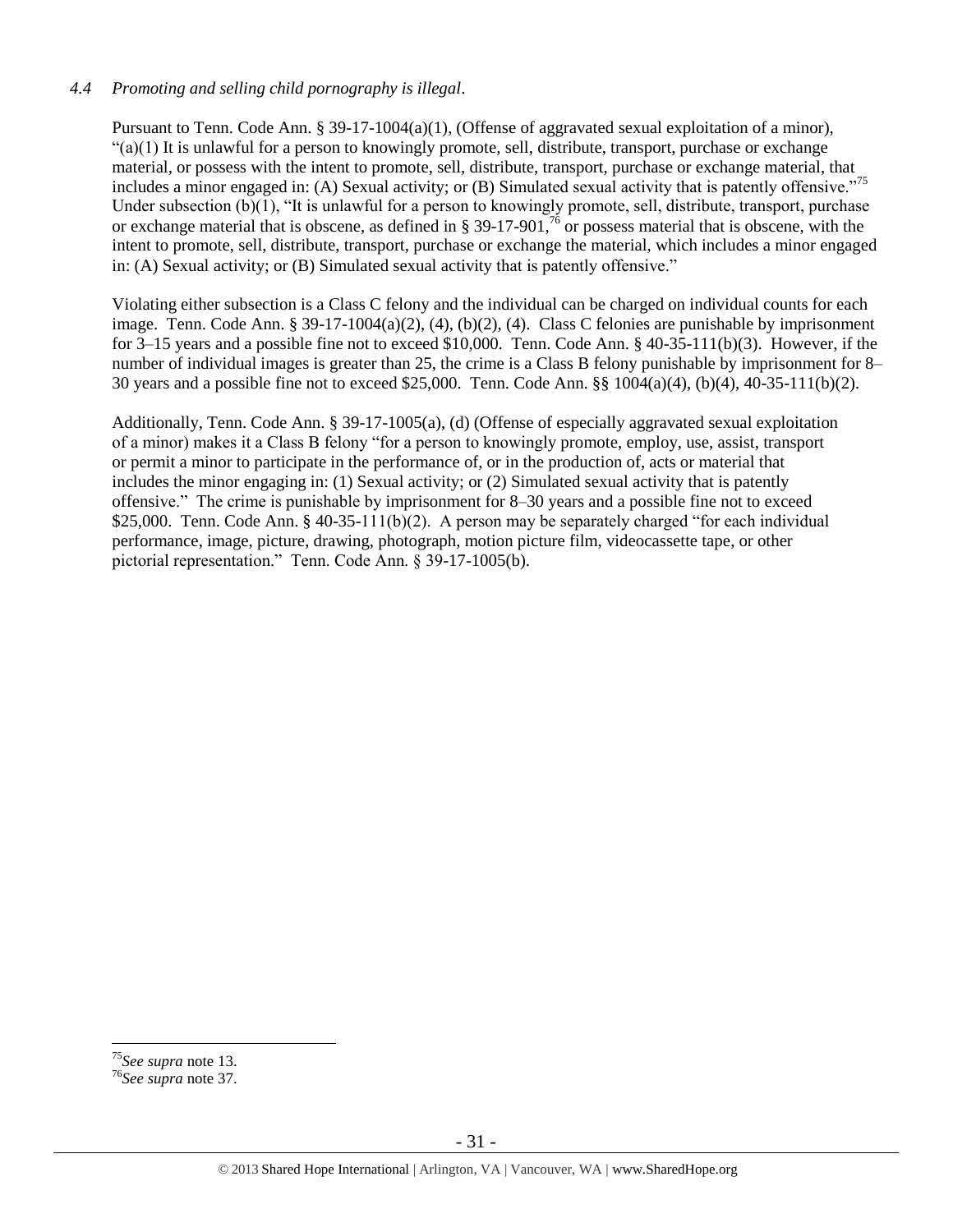*4.4 Promoting and selling child pornography is illegal*.

Pursuant to Tenn. Code Ann. § 39-17-1004(a)(1), (Offense of aggravated sexual exploitation of a minor), "(a)(1) It is unlawful for a person to knowingly promote, sell, distribute, transport, purchase or exchange material, or possess with the intent to promote, sell, distribute, transport, purchase or exchange material, that includes a minor engaged in: (A) Sexual activity; or (B) Simulated sexual activity that is patently offensive."[75] Under subsection (b)(1), "It is unlawful for a person to knowingly promote, sell, distribute, transport, purchase or exchange material that is obscene, as defined in § 39-17-901,[76] or possess material that is obscene, with the intent to promote, sell, distribute, transport, purchase or exchange the material, which includes a minor engaged in: (A) Sexual activity; or (B) Simulated sexual activity that is patently offensive."

Violating either subsection is a Class C felony and the individual can be charged on individual counts for each image. Tenn. Code Ann. § 39-17-1004(a)(2), (4), (b)(2), (4). Class C felonies are punishable by imprisonment for 3–15 years and a possible fine not to exceed $10,000. Tenn. Code Ann. § 40-35-111(b)(3). However, if the number of individual images is greater than 25, the crime is a Class B felony punishable by imprisonment for 8–30 years and a possible fine not to exceed $25,000. Tenn. Code Ann. §§ 1004(a)(4), (b)(4), 40-35-111(b)(2).

Additionally, Tenn. Code Ann. § 39-17-1005(a), (d) (Offense of especially aggravated sexual exploitation of a minor) makes it a Class B felony "for a person to knowingly promote, employ, use, assist, transport or permit a minor to participate in the performance of, or in the production of, acts or material that includes the minor engaging in: (1) Sexual activity; or (2) Simulated sexual activity that is patently offensive." The crime is punishable by imprisonment for 8–30 years and a possible fine not to exceed $25,000. Tenn. Code Ann. § 40-35-111(b)(2). A person may be separately charged "for each individual performance, image, picture, drawing, photograph, motion picture film, videocassette tape, or other pictorial representation." Tenn. Code Ann. § 39-17-1005(b).

[75] *See supra* note 13.

[76] *See supra* note 37.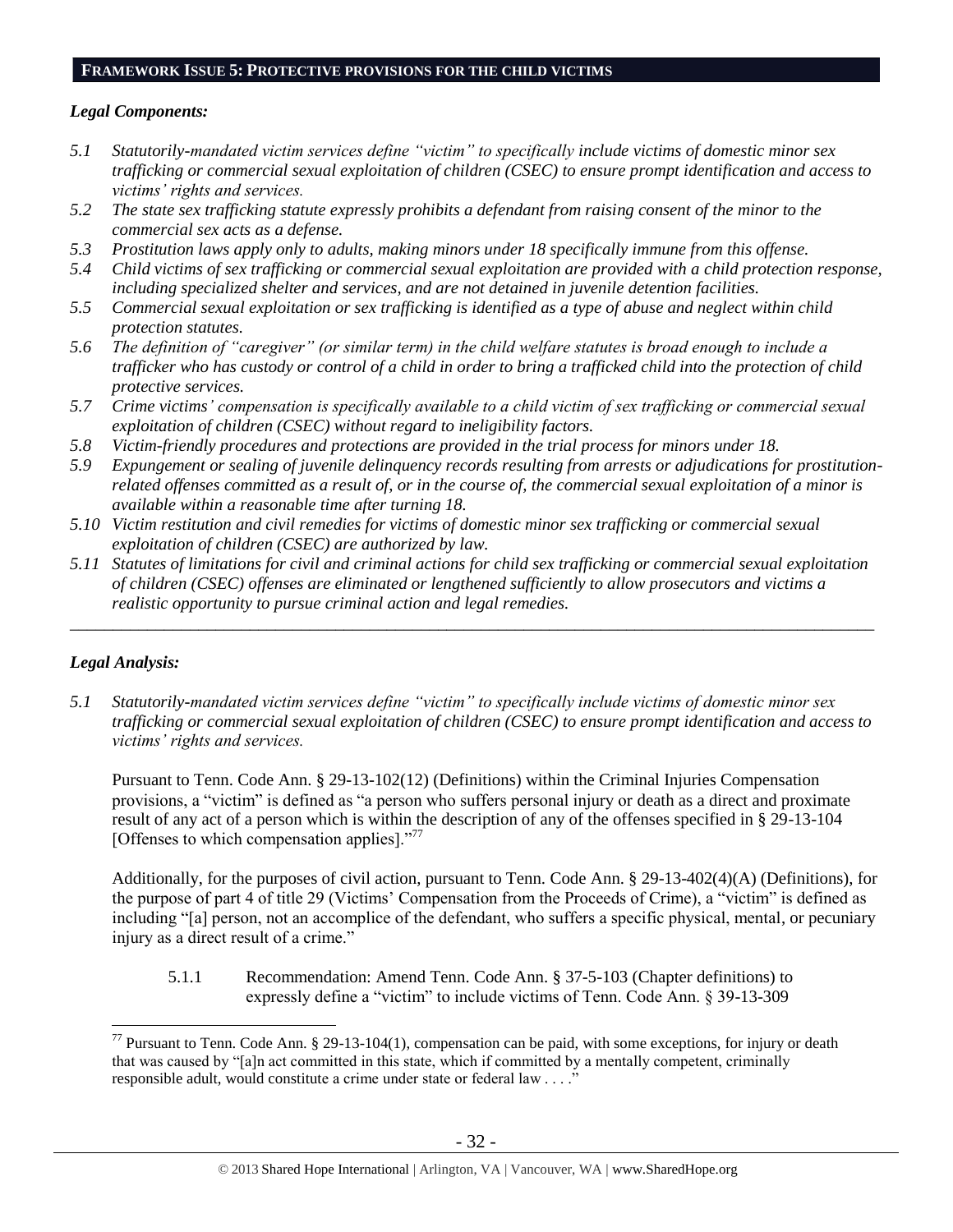## FRAMEWORK ISSUE 5: PROTECTIVE PROVISIONS FOR THE CHILD VICTIMS

### *Legal Components:*

*5.1 Statutorily-mandated victim services define "victim" to specifically include victims of domestic minor sex trafficking or commercial sexual exploitation of children (CSEC) to ensure prompt identification and access to victims' rights and services.*

*5.2 The state sex trafficking statute expressly prohibits a defendant from raising consent of the minor to the commercial sex acts as a defense.*

*5.3 Prostitution laws apply only to adults, making minors under 18 specifically immune from this offense.*

*5.4 Child victims of sex trafficking or commercial sexual exploitation are provided with a child protection response, including specialized shelter and services, and are not detained in juvenile detention facilities.*

*5.5 Commercial sexual exploitation or sex trafficking is identified as a type of abuse and neglect within child protection statutes.*

*5.6 The definition of "caregiver" (or similar term) in the child welfare statutes is broad enough to include a trafficker who has custody or control of a child in order to bring a trafficked child into the protection of child protective services.*

*5.7 Crime victims' compensation is specifically available to a child victim of sex trafficking or commercial sexual exploitation of children (CSEC) without regard to ineligibility factors.*

*5.8 Victim-friendly procedures and protections are provided in the trial process for minors under 18.*

*5.9 Expungement or sealing of juvenile delinquency records resulting from arrests or adjudications for prostitution-related offenses committed as a result of, or in the course of, the commercial sexual exploitation of a minor is available within a reasonable time after turning 18.*

*5.10 Victim restitution and civil remedies for victims of domestic minor sex trafficking or commercial sexual exploitation of children (CSEC) are authorized by law.*

*5.11 Statutes of limitations for civil and criminal actions for child sex trafficking or commercial sexual exploitation of children (CSEC) offenses are eliminated or lengthened sufficiently to allow prosecutors and victims a realistic opportunity to pursue criminal action and legal remedies.*

---

### *Legal Analysis:*

*5.1 Statutorily-mandated victim services define "victim" to specifically include victims of domestic minor sex trafficking or commercial sexual exploitation of children (CSEC) to ensure prompt identification and access to victims' rights and services.*

Pursuant to Tenn. Code Ann. § 29-13-102(12) (Definitions) within the Criminal Injuries Compensation provisions, a "victim" is defined as "a person who suffers personal injury or death as a direct and proximate result of any act of a person which is within the description of any of the offenses specified in § 29-13-104 [Offenses to which compensation applies]."[77]

Additionally, for the purposes of civil action, pursuant to Tenn. Code Ann. § 29-13-402(4)(A) (Definitions), for the purpose of part 4 of title 29 (Victims' Compensation from the Proceeds of Crime), a "victim" is defined as including "[a] person, not an accomplice of the defendant, who suffers a specific physical, mental, or pecuniary injury as a direct result of a crime."

5.1.1 Recommendation: Amend Tenn. Code Ann. § 37-5-103 (Chapter definitions) to expressly define a "victim" to include victims of Tenn. Code Ann. § 39-13-309

---

[77] Pursuant to Tenn. Code Ann. § 29-13-104(1), compensation can be paid, with some exceptions, for injury or death that was caused by "[a]n act committed in this state, which if committed by a mentally competent, criminally responsible adult, would constitute a crime under state or federal law . . . ."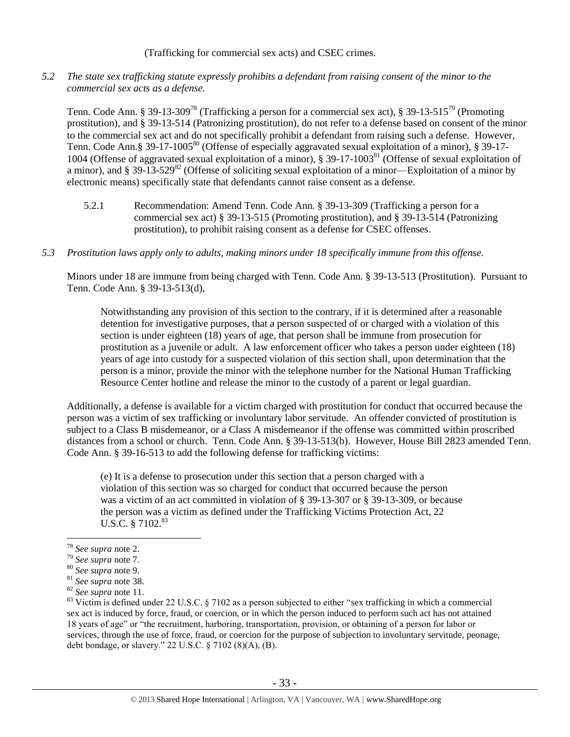(Trafficking for commercial sex acts) and CSEC crimes.

*5.2 The state sex trafficking statute expressly prohibits a defendant from raising consent of the minor to the commercial sex acts as a defense.*

Tenn. Code Ann. § 39-13-309[78] (Trafficking a person for a commercial sex act), § 39-13-515[79] (Promoting prostitution), and § 39-13-514 (Patronizing prostitution), do not refer to a defense based on consent of the minor to the commercial sex act and do not specifically prohibit a defendant from raising such a defense. However, Tenn. Code Ann.§ 39-17-1005[80] (Offense of especially aggravated sexual exploitation of a minor), § 39-17-1004 (Offense of aggravated sexual exploitation of a minor), § 39-17-1003[81] (Offense of sexual exploitation of a minor), and § 39-13-529[82] (Offense of soliciting sexual exploitation of a minor—Exploitation of a minor by electronic means) specifically state that defendants cannot raise consent as a defense.

5.2.1 Recommendation: Amend Tenn. Code Ann. § 39-13-309 (Trafficking a person for a commercial sex act) § 39-13-515 (Promoting prostitution), and § 39-13-514 (Patronizing prostitution), to prohibit raising consent as a defense for CSEC offenses.

*5.3 Prostitution laws apply only to adults, making minors under 18 specifically immune from this offense.*

Minors under 18 are immune from being charged with Tenn. Code Ann. § 39-13-513 (Prostitution). Pursuant to Tenn. Code Ann. § 39-13-513(d),

> Notwithstanding any provision of this section to the contrary, if it is determined after a reasonable detention for investigative purposes, that a person suspected of or charged with a violation of this section is under eighteen (18) years of age, that person shall be immune from prosecution for prostitution as a juvenile or adult. A law enforcement officer who takes a person under eighteen (18) years of age into custody for a suspected violation of this section shall, upon determination that the person is a minor, provide the minor with the telephone number for the National Human Trafficking Resource Center hotline and release the minor to the custody of a parent or legal guardian.

Additionally, a defense is available for a victim charged with prostitution for conduct that occurred because the person was a victim of sex trafficking or involuntary labor servitude. An offender convicted of prostitution is subject to a Class B misdemeanor, or a Class A misdemeanor if the offense was committed within proscribed distances from a school or church. Tenn. Code Ann. § 39-13-513(b). However, House Bill 2823 amended Tenn. Code Ann. § 39-16-513 to add the following defense for trafficking victims:

> (e) It is a defense to prosecution under this section that a person charged with a violation of this section was so charged for conduct that occurred because the person was a victim of an act committed in violation of § 39-13-307 or § 39-13-309, or because the person was a victim as defined under the Trafficking Victims Protection Act, 22 U.S.C. § 7102.[83]

---

[78] *See supra* note 2.

[79] *See supra* note 7.

[80] *See supra* note 9.

[81] *See supra* note 38.

[82] *See supra* note 11.

[83] Victim is defined under 22 U.S.C. § 7102 as a person subjected to either "sex trafficking in which a commercial sex act is induced by force, fraud, or coercion, or in which the person induced to perform such act has not attained 18 years of age" or "the recruitment, harboring, transportation, provision, or obtaining of a person for labor or services, through the use of force, fraud, or coercion for the purpose of subjection to involuntary servitude, peonage, debt bondage, or slavery." 22 U.S.C. § 7102 (8)(A), (B).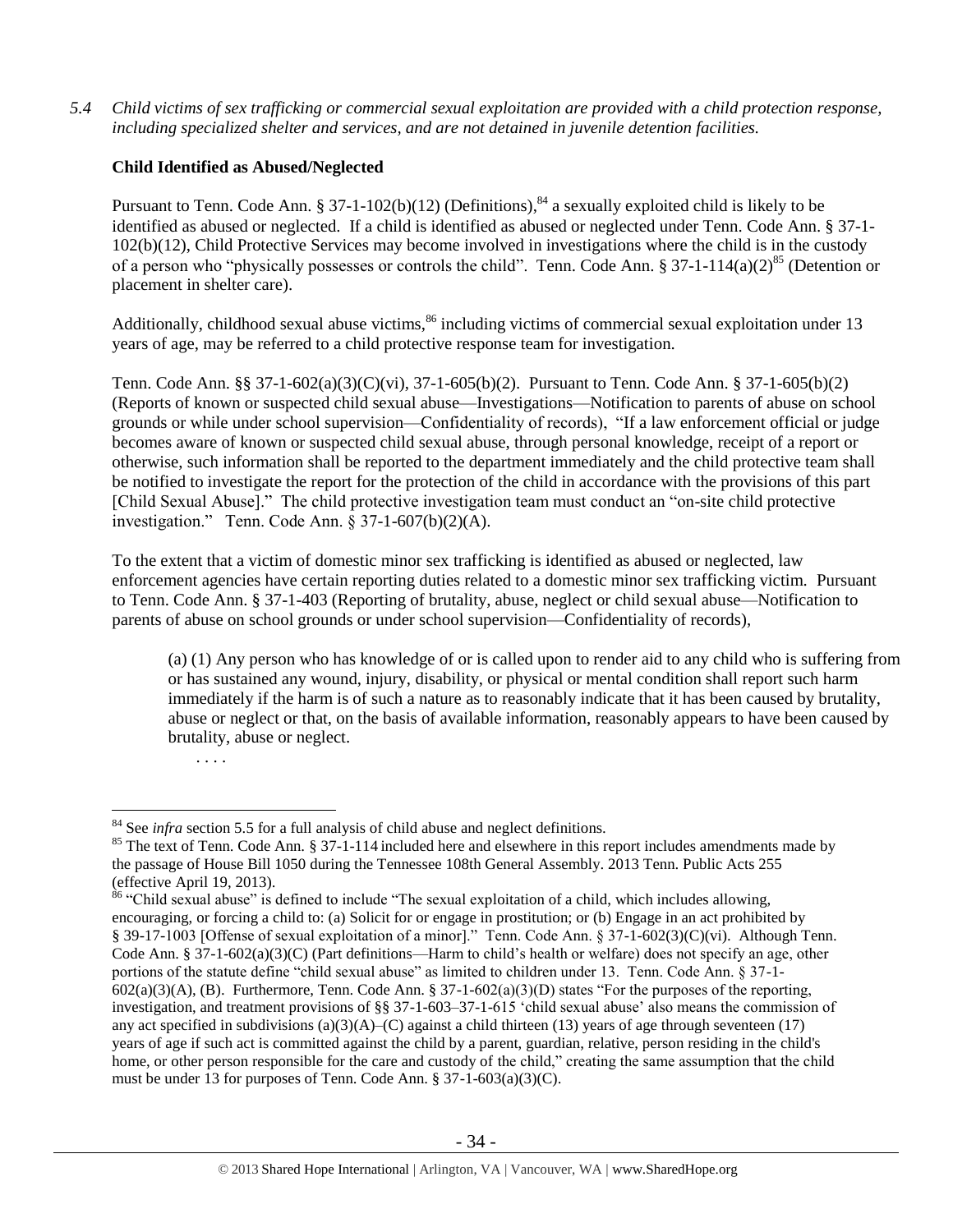*5.4 Child victims of sex trafficking or commercial sexual exploitation are provided with a child protection response, including specialized shelter and services, and are not detained in juvenile detention facilities.*

**Child Identified as Abused/Neglected**

Pursuant to Tenn. Code Ann. § 37-1-102(b)(12) (Definitions),[84] a sexually exploited child is likely to be identified as abused or neglected. If a child is identified as abused or neglected under Tenn. Code Ann. § 37-1-102(b)(12), Child Protective Services may become involved in investigations where the child is in the custody of a person who "physically possesses or controls the child". Tenn. Code Ann. § 37-1-114(a)(2)[85] (Detention or placement in shelter care).

Additionally, childhood sexual abuse victims,[86] including victims of commercial sexual exploitation under 13 years of age, may be referred to a child protective response team for investigation.

Tenn. Code Ann. §§ 37-1-602(a)(3)(C)(vi), 37-1-605(b)(2). Pursuant to Tenn. Code Ann. § 37-1-605(b)(2) (Reports of known or suspected child sexual abuse—Investigations—Notification to parents of abuse on school grounds or while under school supervision—Confidentiality of records), "If a law enforcement official or judge becomes aware of known or suspected child sexual abuse, through personal knowledge, receipt of a report or otherwise, such information shall be reported to the department immediately and the child protective team shall be notified to investigate the report for the protection of the child in accordance with the provisions of this part [Child Sexual Abuse]." The child protective investigation team must conduct an "on-site child protective investigation." Tenn. Code Ann. § 37-1-607(b)(2)(A).

To the extent that a victim of domestic minor sex trafficking is identified as abused or neglected, law enforcement agencies have certain reporting duties related to a domestic minor sex trafficking victim. Pursuant to Tenn. Code Ann. § 37-1-403 (Reporting of brutality, abuse, neglect or child sexual abuse—Notification to parents of abuse on school grounds or under school supervision—Confidentiality of records),

> (a) (1) Any person who has knowledge of or is called upon to render aid to any child who is suffering from or has sustained any wound, injury, disability, or physical or mental condition shall report such harm immediately if the harm is of such a nature as to reasonably indicate that it has been caused by brutality, abuse or neglect or that, on the basis of available information, reasonably appears to have been caused by brutality, abuse or neglect.
>
> . . . .

---

[84] See *infra* section 5.5 for a full analysis of child abuse and neglect definitions.

[85] The text of Tenn. Code Ann. § 37-1-114 included here and elsewhere in this report includes amendments made by the passage of House Bill 1050 during the Tennessee 108th General Assembly. 2013 Tenn. Public Acts 255 (effective April 19, 2013).

[86] "Child sexual abuse" is defined to include "The sexual exploitation of a child, which includes allowing, encouraging, or forcing a child to: (a) Solicit for or engage in prostitution; or (b) Engage in an act prohibited by § 39-17-1003 [Offense of sexual exploitation of a minor]." Tenn. Code Ann. § 37-1-602(3)(C)(vi). Although Tenn. Code Ann. § 37-1-602(a)(3)(C) (Part definitions—Harm to child's health or welfare) does not specify an age, other portions of the statute define "child sexual abuse" as limited to children under 13. Tenn. Code Ann. § 37-1-602(a)(3)(A), (B). Furthermore, Tenn. Code Ann. § 37-1-602(a)(3)(D) states "For the purposes of the reporting, investigation, and treatment provisions of §§ 37-1-603–37-1-615 'child sexual abuse' also means the commission of any act specified in subdivisions (a)(3)(A)–(C) against a child thirteen (13) years of age through seventeen (17) years of age if such act is committed against the child by a parent, guardian, relative, person residing in the child's home, or other person responsible for the care and custody of the child," creating the same assumption that the child must be under 13 for purposes of Tenn. Code Ann. § 37-1-603(a)(3)(C).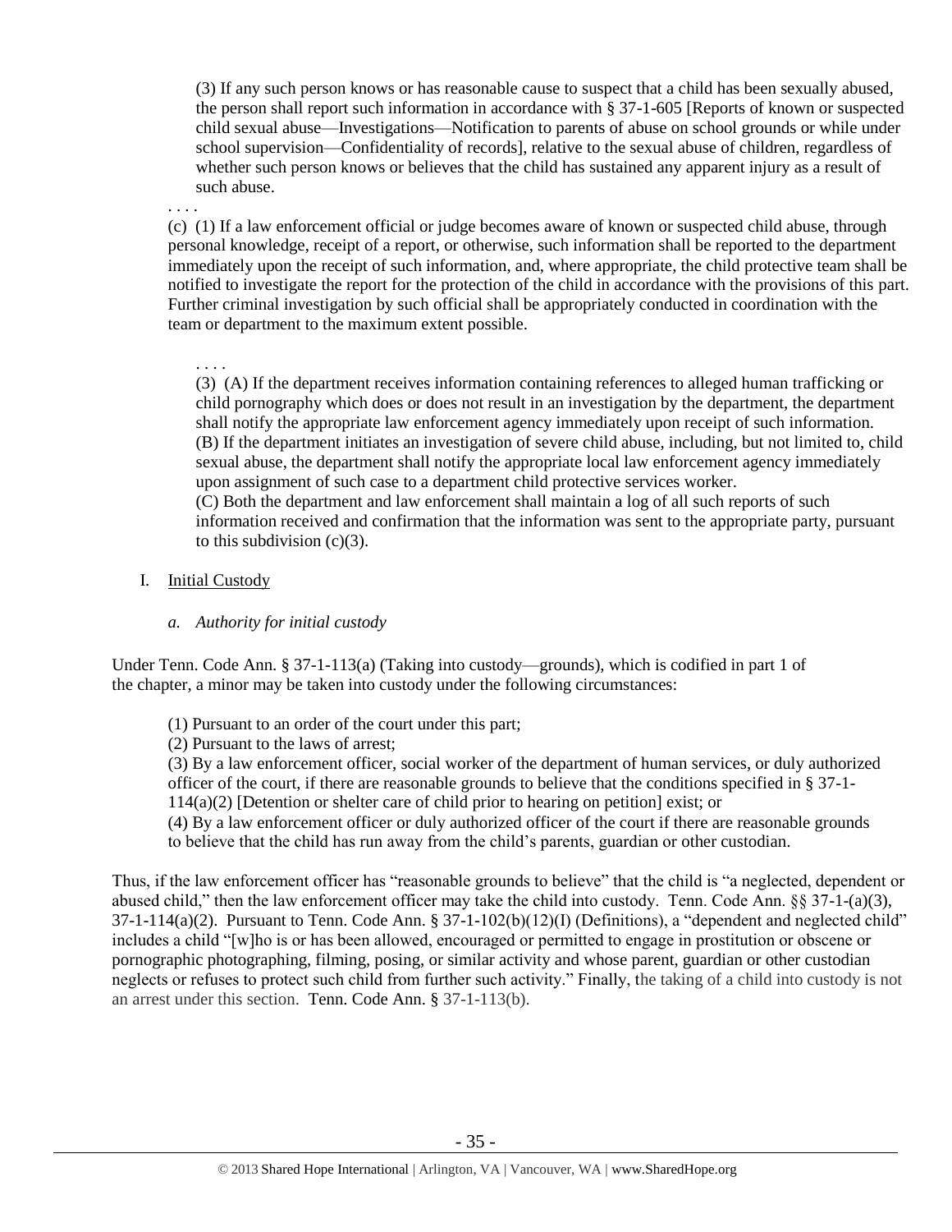(3) If any such person knows or has reasonable cause to suspect that a child has been sexually abused, the person shall report such information in accordance with § 37-1-605 [Reports of known or suspected child sexual abuse—Investigations—Notification to parents of abuse on school grounds or while under school supervision—Confidentiality of records], relative to the sexual abuse of children, regardless of whether such person knows or believes that the child has sustained any apparent injury as a result of such abuse.

. . . .

(c) (1) If a law enforcement official or judge becomes aware of known or suspected child abuse, through personal knowledge, receipt of a report, or otherwise, such information shall be reported to the department immediately upon the receipt of such information, and, where appropriate, the child protective team shall be notified to investigate the report for the protection of the child in accordance with the provisions of this part. Further criminal investigation by such official shall be appropriately conducted in coordination with the team or department to the maximum extent possible.

. . . .

(3) (A) If the department receives information containing references to alleged human trafficking or child pornography which does or does not result in an investigation by the department, the department shall notify the appropriate law enforcement agency immediately upon receipt of such information.
(B) If the department initiates an investigation of severe child abuse, including, but not limited to, child sexual abuse, the department shall notify the appropriate local law enforcement agency immediately upon assignment of such case to a department child protective services worker.
(C) Both the department and law enforcement shall maintain a log of all such reports of such information received and confirmation that the information was sent to the appropriate party, pursuant to this subdivision (c)(3).

I. Initial Custody

*a. Authority for initial custody*

Under Tenn. Code Ann. § 37-1-113(a) (Taking into custody—grounds), which is codified in part 1 of the chapter, a minor may be taken into custody under the following circumstances:

(1) Pursuant to an order of the court under this part;
(2) Pursuant to the laws of arrest;
(3) By a law enforcement officer, social worker of the department of human services, or duly authorized officer of the court, if there are reasonable grounds to believe that the conditions specified in § 37-1-114(a)(2) [Detention or shelter care of child prior to hearing on petition] exist; or
(4) By a law enforcement officer or duly authorized officer of the court if there are reasonable grounds to believe that the child has run away from the child's parents, guardian or other custodian.

Thus, if the law enforcement officer has "reasonable grounds to believe" that the child is "a neglected, dependent or abused child," then the law enforcement officer may take the child into custody. Tenn. Code Ann. §§ 37-1-(a)(3), 37-1-114(a)(2). Pursuant to Tenn. Code Ann. § 37-1-102(b)(12)(I) (Definitions), a "dependent and neglected child" includes a child "[w]ho is or has been allowed, encouraged or permitted to engage in prostitution or obscene or pornographic photographing, filming, posing, or similar activity and whose parent, guardian or other custodian neglects or refuses to protect such child from further such activity." Finally, the taking of a child into custody is not an arrest under this section. Tenn. Code Ann. § 37-1-113(b).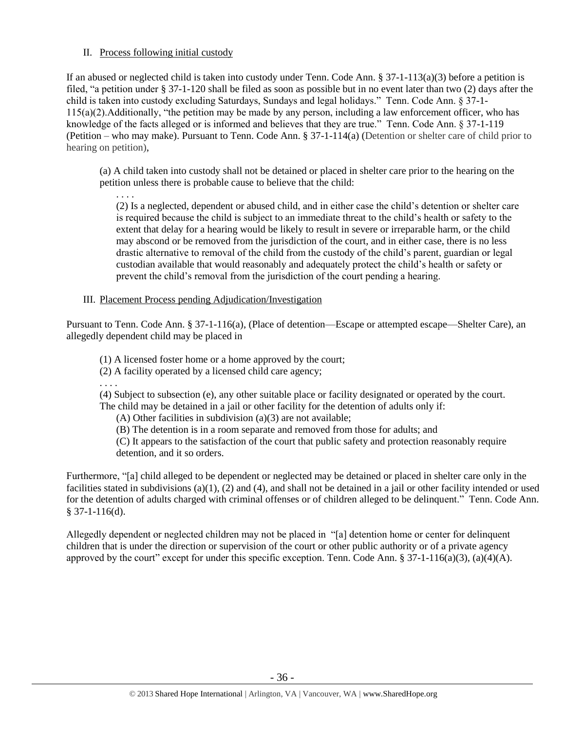II. Process following initial custody

If an abused or neglected child is taken into custody under Tenn. Code Ann. § 37-1-113(a)(3) before a petition is filed, "a petition under § 37-1-120 shall be filed as soon as possible but in no event later than two (2) days after the child is taken into custody excluding Saturdays, Sundays and legal holidays." Tenn. Code Ann. § 37-1-115(a)(2).Additionally, "the petition may be made by any person, including a law enforcement officer, who has knowledge of the facts alleged or is informed and believes that they are true." Tenn. Code Ann. § 37-1-119 (Petition – who may make). Pursuant to Tenn. Code Ann. § 37-1-114(a) (Detention or shelter care of child prior to hearing on petition),

> (a) A child taken into custody shall not be detained or placed in shelter care prior to the hearing on the petition unless there is probable cause to believe that the child:
>
> . . . .
>
> (2) Is a neglected, dependent or abused child, and in either case the child's detention or shelter care is required because the child is subject to an immediate threat to the child's health or safety to the extent that delay for a hearing would be likely to result in severe or irreparable harm, or the child may abscond or be removed from the jurisdiction of the court, and in either case, there is no less drastic alternative to removal of the child from the custody of the child's parent, guardian or legal custodian available that would reasonably and adequately protect the child's health or safety or prevent the child's removal from the jurisdiction of the court pending a hearing.

III. Placement Process pending Adjudication/Investigation

Pursuant to Tenn. Code Ann. § 37-1-116(a), (Place of detention—Escape or attempted escape—Shelter Care), an allegedly dependent child may be placed in

> (1) A licensed foster home or a home approved by the court;
>
> (2) A facility operated by a licensed child care agency;
>
> . . . .
>
> (4) Subject to subsection (e), any other suitable place or facility designated or operated by the court. The child may be detained in a jail or other facility for the detention of adults only if:
>
> (A) Other facilities in subdivision (a)(3) are not available;
>
> (B) The detention is in a room separate and removed from those for adults; and
>
> (C) It appears to the satisfaction of the court that public safety and protection reasonably require detention, and it so orders.

Furthermore, "[a] child alleged to be dependent or neglected may be detained or placed in shelter care only in the facilities stated in subdivisions (a)(1), (2) and (4), and shall not be detained in a jail or other facility intended or used for the detention of adults charged with criminal offenses or of children alleged to be delinquent." Tenn. Code Ann. § 37-1-116(d).

Allegedly dependent or neglected children may not be placed in "[a] detention home or center for delinquent children that is under the direction or supervision of the court or other public authority or of a private agency approved by the court" except for under this specific exception. Tenn. Code Ann. § 37-1-116(a)(3), (a)(4)(A).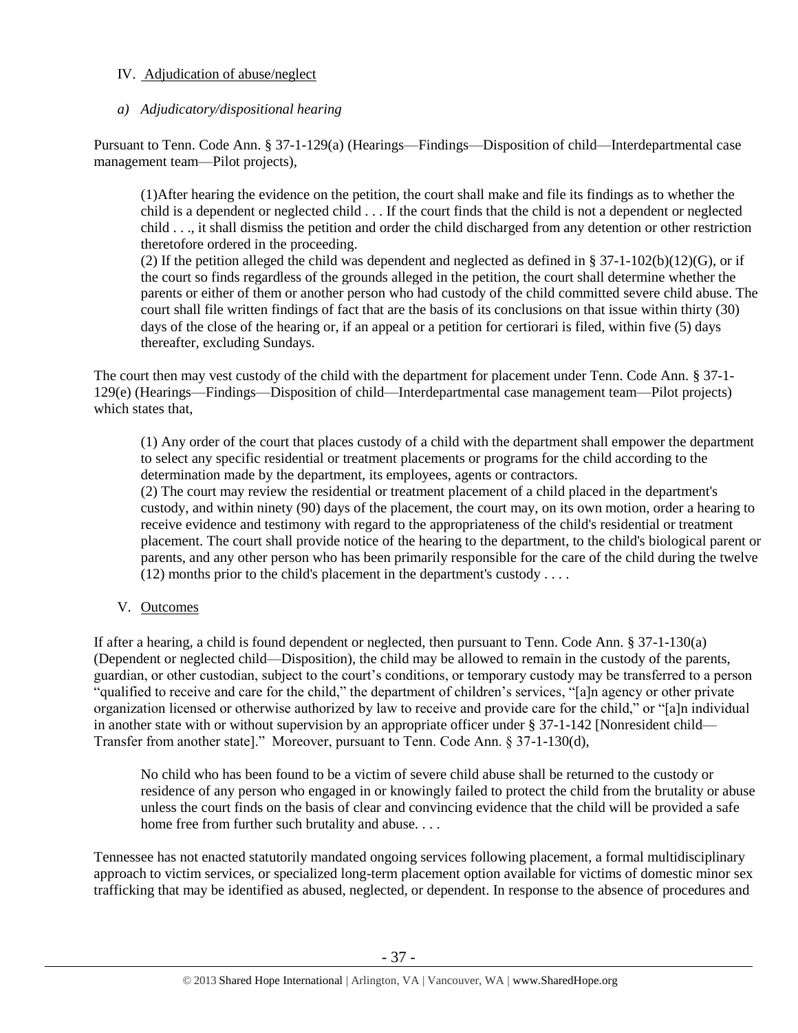## IV. Adjudication of abuse/neglect

### *a) Adjudicatory/dispositional hearing*

Pursuant to Tenn. Code Ann. § 37-1-129(a) (Hearings—Findings—Disposition of child—Interdepartmental case management team—Pilot projects),

> (1)After hearing the evidence on the petition, the court shall make and file its findings as to whether the child is a dependent or neglected child . . . If the court finds that the child is not a dependent or neglected child . . ., it shall dismiss the petition and order the child discharged from any detention or other restriction theretofore ordered in the proceeding.
>
> (2) If the petition alleged the child was dependent and neglected as defined in § 37-1-102(b)(12)(G), or if the court so finds regardless of the grounds alleged in the petition, the court shall determine whether the parents or either of them or another person who had custody of the child committed severe child abuse. The court shall file written findings of fact that are the basis of its conclusions on that issue within thirty (30) days of the close of the hearing or, if an appeal or a petition for certiorari is filed, within five (5) days thereafter, excluding Sundays.

The court then may vest custody of the child with the department for placement under Tenn. Code Ann. § 37-1-129(e) (Hearings—Findings—Disposition of child—Interdepartmental case management team—Pilot projects) which states that,

> (1) Any order of the court that places custody of a child with the department shall empower the department to select any specific residential or treatment placements or programs for the child according to the determination made by the department, its employees, agents or contractors.
>
> (2) The court may review the residential or treatment placement of a child placed in the department's custody, and within ninety (90) days of the placement, the court may, on its own motion, order a hearing to receive evidence and testimony with regard to the appropriateness of the child's residential or treatment placement. The court shall provide notice of the hearing to the department, to the child's biological parent or parents, and any other person who has been primarily responsible for the care of the child during the twelve (12) months prior to the child's placement in the department's custody . . . .

## V. Outcomes

If after a hearing, a child is found dependent or neglected, then pursuant to Tenn. Code Ann. § 37-1-130(a) (Dependent or neglected child—Disposition), the child may be allowed to remain in the custody of the parents, guardian, or other custodian, subject to the court's conditions, or temporary custody may be transferred to a person "qualified to receive and care for the child," the department of children's services, "[a]n agency or other private organization licensed or otherwise authorized by law to receive and provide care for the child," or "[a]n individual in another state with or without supervision by an appropriate officer under § 37-1-142 [Nonresident child—Transfer from another state]." Moreover, pursuant to Tenn. Code Ann. § 37-1-130(d),

> No child who has been found to be a victim of severe child abuse shall be returned to the custody or residence of any person who engaged in or knowingly failed to protect the child from the brutality or abuse unless the court finds on the basis of clear and convincing evidence that the child will be provided a safe home free from further such brutality and abuse. . . .

Tennessee has not enacted statutorily mandated ongoing services following placement, a formal multidisciplinary approach to victim services, or specialized long-term placement option available for victims of domestic minor sex trafficking that may be identified as abused, neglected, or dependent. In response to the absence of procedures and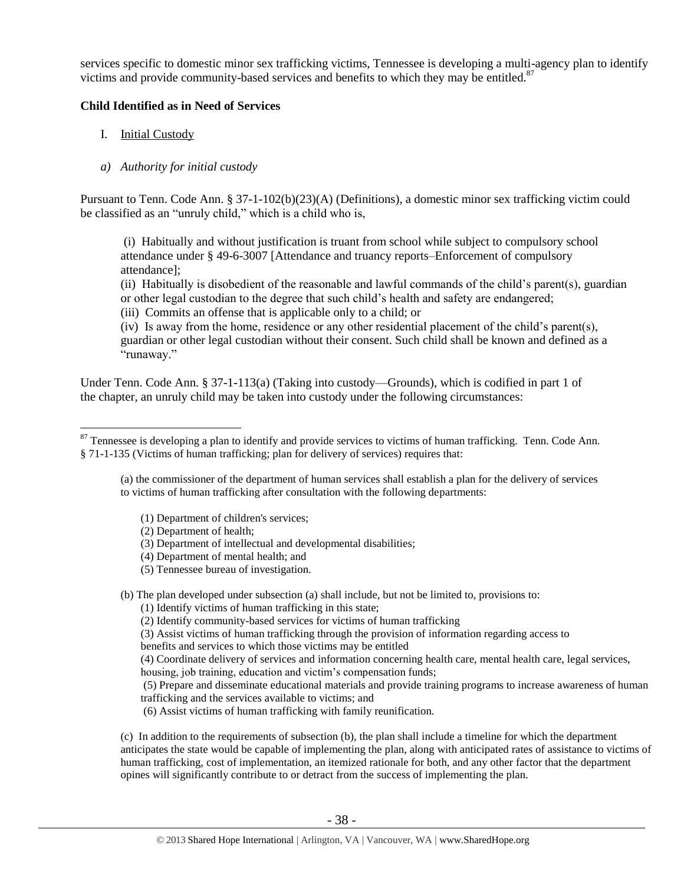services specific to domestic minor sex trafficking victims, Tennessee is developing a multi-agency plan to identify victims and provide community-based services and benefits to which they may be entitled.[87]

**Child Identified as in Need of Services**

I. Initial Custody

*a) Authority for initial custody*

Pursuant to Tenn. Code Ann. § 37-1-102(b)(23)(A) (Definitions), a domestic minor sex trafficking victim could be classified as an "unruly child," which is a child who is,

> (i) Habitually and without justification is truant from school while subject to compulsory school attendance under § 49-6-3007 [Attendance and truancy reports–Enforcement of compulsory attendance];
> (ii) Habitually is disobedient of the reasonable and lawful commands of the child's parent(s), guardian or other legal custodian to the degree that such child's health and safety are endangered;
> (iii) Commits an offense that is applicable only to a child; or
> (iv) Is away from the home, residence or any other residential placement of the child's parent(s), guardian or other legal custodian without their consent. Such child shall be known and defined as a "runaway."

Under Tenn. Code Ann. § 37-1-113(a) (Taking into custody—Grounds), which is codified in part 1 of the chapter, an unruly child may be taken into custody under the following circumstances:

---

[87] Tennessee is developing a plan to identify and provide services to victims of human trafficking. Tenn. Code Ann. § 71-1-135 (Victims of human trafficking; plan for delivery of services) requires that:

> (a) the commissioner of the department of human services shall establish a plan for the delivery of services to victims of human trafficking after consultation with the following departments:
>
> (1) Department of children's services;
> (2) Department of health;
> (3) Department of intellectual and developmental disabilities;
> (4) Department of mental health; and
> (5) Tennessee bureau of investigation.
>
> (b) The plan developed under subsection (a) shall include, but not be limited to, provisions to:
> (1) Identify victims of human trafficking in this state;
> (2) Identify community-based services for victims of human trafficking
> (3) Assist victims of human trafficking through the provision of information regarding access to benefits and services to which those victims may be entitled
> (4) Coordinate delivery of services and information concerning health care, mental health care, legal services, housing, job training, education and victim's compensation funds;
> (5) Prepare and disseminate educational materials and provide training programs to increase awareness of human trafficking and the services available to victims; and
> (6) Assist victims of human trafficking with family reunification.
>
> (c) In addition to the requirements of subsection (b), the plan shall include a timeline for which the department anticipates the state would be capable of implementing the plan, along with anticipated rates of assistance to victims of human trafficking, cost of implementation, an itemized rationale for both, and any other factor that the department opines will significantly contribute to or detract from the success of implementing the plan.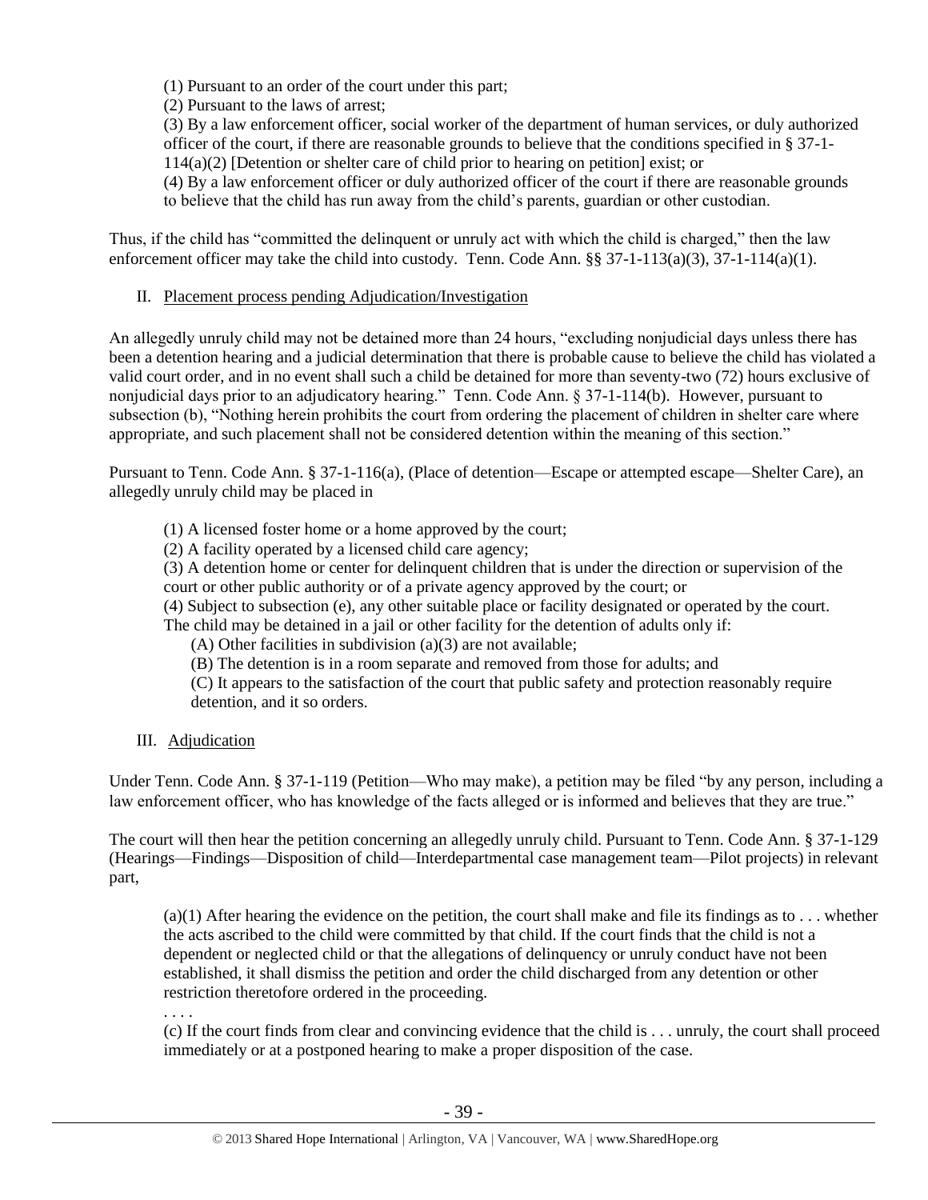(1) Pursuant to an order of the court under this part;

(2) Pursuant to the laws of arrest;

(3) By a law enforcement officer, social worker of the department of human services, or duly authorized officer of the court, if there are reasonable grounds to believe that the conditions specified in § 37-1-114(a)(2) [Detention or shelter care of child prior to hearing on petition] exist; or

(4) By a law enforcement officer or duly authorized officer of the court if there are reasonable grounds to believe that the child has run away from the child's parents, guardian or other custodian.

Thus, if the child has "committed the delinquent or unruly act with which the child is charged," then the law enforcement officer may take the child into custody. Tenn. Code Ann. §§ 37-1-113(a)(3), 37-1-114(a)(1).

II. Placement process pending Adjudication/Investigation

An allegedly unruly child may not be detained more than 24 hours, "excluding nonjudicial days unless there has been a detention hearing and a judicial determination that there is probable cause to believe the child has violated a valid court order, and in no event shall such a child be detained for more than seventy-two (72) hours exclusive of nonjudicial days prior to an adjudicatory hearing." Tenn. Code Ann. § 37-1-114(b). However, pursuant to subsection (b), "Nothing herein prohibits the court from ordering the placement of children in shelter care where appropriate, and such placement shall not be considered detention within the meaning of this section."

Pursuant to Tenn. Code Ann. § 37-1-116(a), (Place of detention—Escape or attempted escape—Shelter Care), an allegedly unruly child may be placed in

(1) A licensed foster home or a home approved by the court;

(2) A facility operated by a licensed child care agency;

(3) A detention home or center for delinquent children that is under the direction or supervision of the court or other public authority or of a private agency approved by the court; or

(4) Subject to subsection (e), any other suitable place or facility designated or operated by the court.

The child may be detained in a jail or other facility for the detention of adults only if:

(A) Other facilities in subdivision (a)(3) are not available;

(B) The detention is in a room separate and removed from those for adults; and

(C) It appears to the satisfaction of the court that public safety and protection reasonably require detention, and it so orders.

III. Adjudication

Under Tenn. Code Ann. § 37-1-119 (Petition—Who may make), a petition may be filed "by any person, including a law enforcement officer, who has knowledge of the facts alleged or is informed and believes that they are true."

The court will then hear the petition concerning an allegedly unruly child. Pursuant to Tenn. Code Ann. § 37-1-129 (Hearings—Findings—Disposition of child—Interdepartmental case management team—Pilot projects) in relevant part,

(a)(1) After hearing the evidence on the petition, the court shall make and file its findings as to . . . whether the acts ascribed to the child were committed by that child. If the court finds that the child is not a dependent or neglected child or that the allegations of delinquency or unruly conduct have not been established, it shall dismiss the petition and order the child discharged from any detention or other restriction theretofore ordered in the proceeding.

. . . .

(c) If the court finds from clear and convincing evidence that the child is . . . unruly, the court shall proceed immediately or at a postponed hearing to make a proper disposition of the case.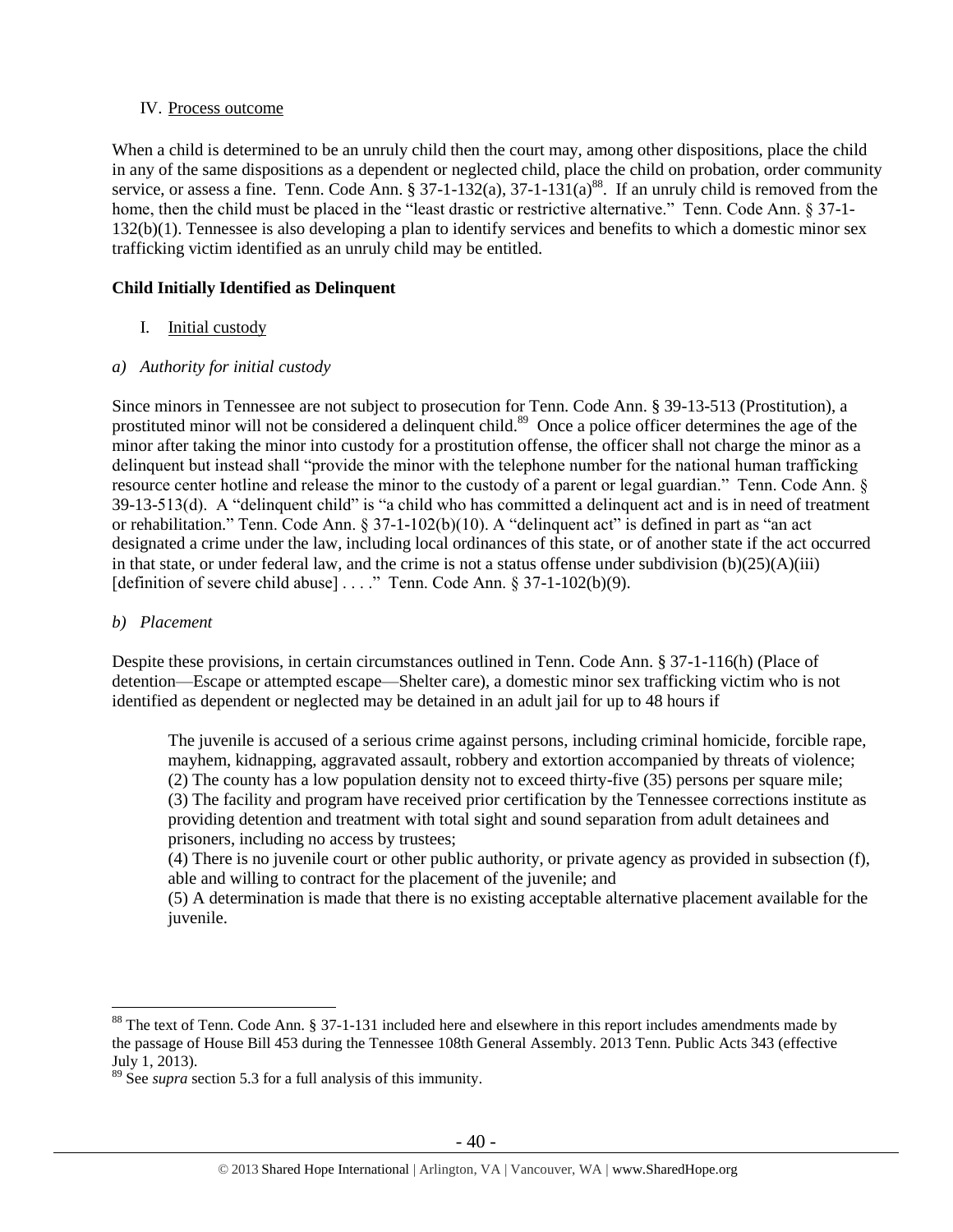IV. Process outcome

When a child is determined to be an unruly child then the court may, among other dispositions, place the child in any of the same dispositions as a dependent or neglected child, place the child on probation, order community service, or assess a fine. Tenn. Code Ann. § 37-1-132(a), 37-1-131(a)[88]. If an unruly child is removed from the home, then the child must be placed in the "least drastic or restrictive alternative." Tenn. Code Ann. § 37-1-132(b)(1). Tennessee is also developing a plan to identify services and benefits to which a domestic minor sex trafficking victim identified as an unruly child may be entitled.

**Child Initially Identified as Delinquent**

I. Initial custody

*a) Authority for initial custody*

Since minors in Tennessee are not subject to prosecution for Tenn. Code Ann. § 39-13-513 (Prostitution), a prostituted minor will not be considered a delinquent child.[89] Once a police officer determines the age of the minor after taking the minor into custody for a prostitution offense, the officer shall not charge the minor as a delinquent but instead shall "provide the minor with the telephone number for the national human trafficking resource center hotline and release the minor to the custody of a parent or legal guardian." Tenn. Code Ann. § 39-13-513(d). A "delinquent child" is "a child who has committed a delinquent act and is in need of treatment or rehabilitation." Tenn. Code Ann. § 37-1-102(b)(10). A "delinquent act" is defined in part as "an act designated a crime under the law, including local ordinances of this state, or of another state if the act occurred in that state, or under federal law, and the crime is not a status offense under subdivision (b)(25)(A)(iii) [definition of severe child abuse] . . . ." Tenn. Code Ann. § 37-1-102(b)(9).

*b) Placement*

Despite these provisions, in certain circumstances outlined in Tenn. Code Ann. § 37-1-116(h) (Place of detention—Escape or attempted escape—Shelter care), a domestic minor sex trafficking victim who is not identified as dependent or neglected may be detained in an adult jail for up to 48 hours if

> The juvenile is accused of a serious crime against persons, including criminal homicide, forcible rape, mayhem, kidnapping, aggravated assault, robbery and extortion accompanied by threats of violence;
> (2) The county has a low population density not to exceed thirty-five (35) persons per square mile;
> (3) The facility and program have received prior certification by the Tennessee corrections institute as providing detention and treatment with total sight and sound separation from adult detainees and prisoners, including no access by trustees;
> (4) There is no juvenile court or other public authority, or private agency as provided in subsection (f), able and willing to contract for the placement of the juvenile; and
> (5) A determination is made that there is no existing acceptable alternative placement available for the juvenile.

---

[88] The text of Tenn. Code Ann. § 37-1-131 included here and elsewhere in this report includes amendments made by the passage of House Bill 453 during the Tennessee 108th General Assembly. 2013 Tenn. Public Acts 343 (effective July 1, 2013).

[89] See *supra* section 5.3 for a full analysis of this immunity.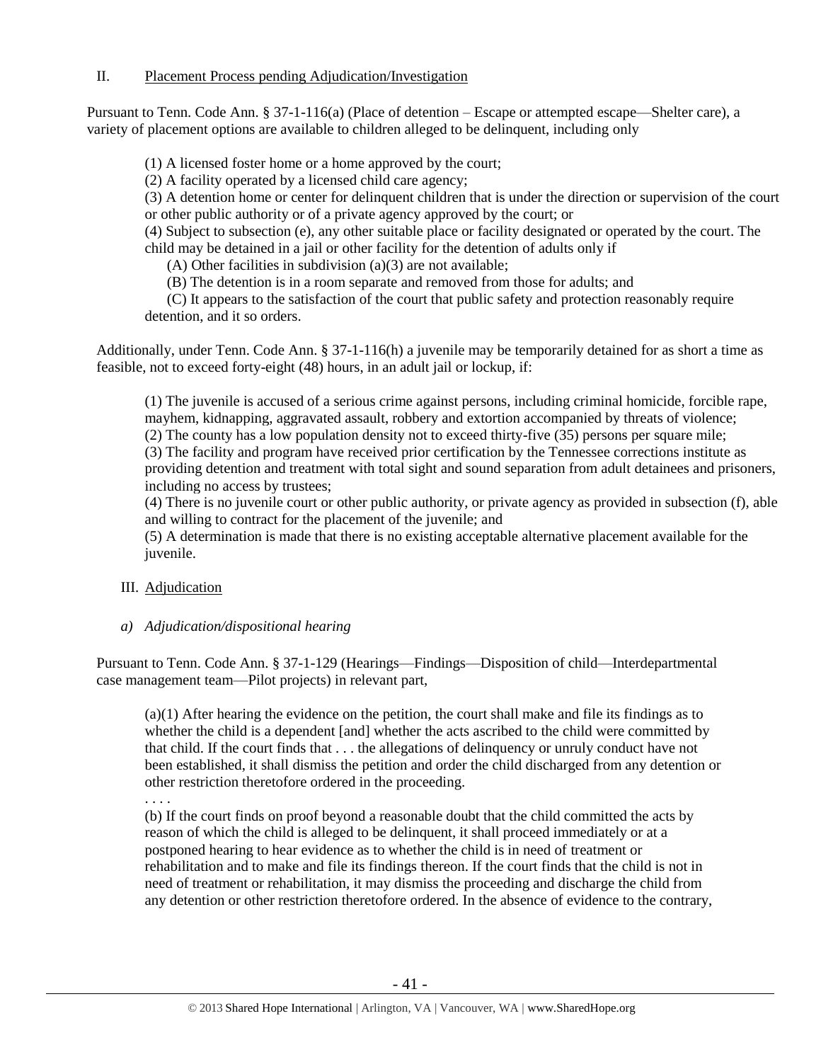## II. Placement Process pending Adjudication/Investigation

Pursuant to Tenn. Code Ann. § 37-1-116(a) (Place of detention – Escape or attempted escape—Shelter care), a variety of placement options are available to children alleged to be delinquent, including only

> (1) A licensed foster home or a home approved by the court;
> (2) A facility operated by a licensed child care agency;
> (3) A detention home or center for delinquent children that is under the direction or supervision of the court or other public authority or of a private agency approved by the court; or
> (4) Subject to subsection (e), any other suitable place or facility designated or operated by the court. The child may be detained in a jail or other facility for the detention of adults only if
> (A) Other facilities in subdivision (a)(3) are not available;
> (B) The detention is in a room separate and removed from those for adults; and
> (C) It appears to the satisfaction of the court that public safety and protection reasonably require detention, and it so orders.

Additionally, under Tenn. Code Ann. § 37-1-116(h) a juvenile may be temporarily detained for as short a time as feasible, not to exceed forty-eight (48) hours, in an adult jail or lockup, if:

> (1) The juvenile is accused of a serious crime against persons, including criminal homicide, forcible rape, mayhem, kidnapping, aggravated assault, robbery and extortion accompanied by threats of violence;
> (2) The county has a low population density not to exceed thirty-five (35) persons per square mile;
> (3) The facility and program have received prior certification by the Tennessee corrections institute as providing detention and treatment with total sight and sound separation from adult detainees and prisoners, including no access by trustees;
> (4) There is no juvenile court or other public authority, or private agency as provided in subsection (f), able and willing to contract for the placement of the juvenile; and
> (5) A determination is made that there is no existing acceptable alternative placement available for the juvenile.

## III. Adjudication

### *a) Adjudication/dispositional hearing*

Pursuant to Tenn. Code Ann. § 37-1-129 (Hearings—Findings—Disposition of child—Interdepartmental case management team—Pilot projects) in relevant part,

> (a)(1) After hearing the evidence on the petition, the court shall make and file its findings as to whether the child is a dependent [and] whether the acts ascribed to the child were committed by that child. If the court finds that . . . the allegations of delinquency or unruly conduct have not been established, it shall dismiss the petition and order the child discharged from any detention or other restriction theretofore ordered in the proceeding.
> . . . .
> (b) If the court finds on proof beyond a reasonable doubt that the child committed the acts by reason of which the child is alleged to be delinquent, it shall proceed immediately or at a postponed hearing to hear evidence as to whether the child is in need of treatment or rehabilitation and to make and file its findings thereon. If the court finds that the child is not in need of treatment or rehabilitation, it may dismiss the proceeding and discharge the child from any detention or other restriction theretofore ordered. In the absence of evidence to the contrary,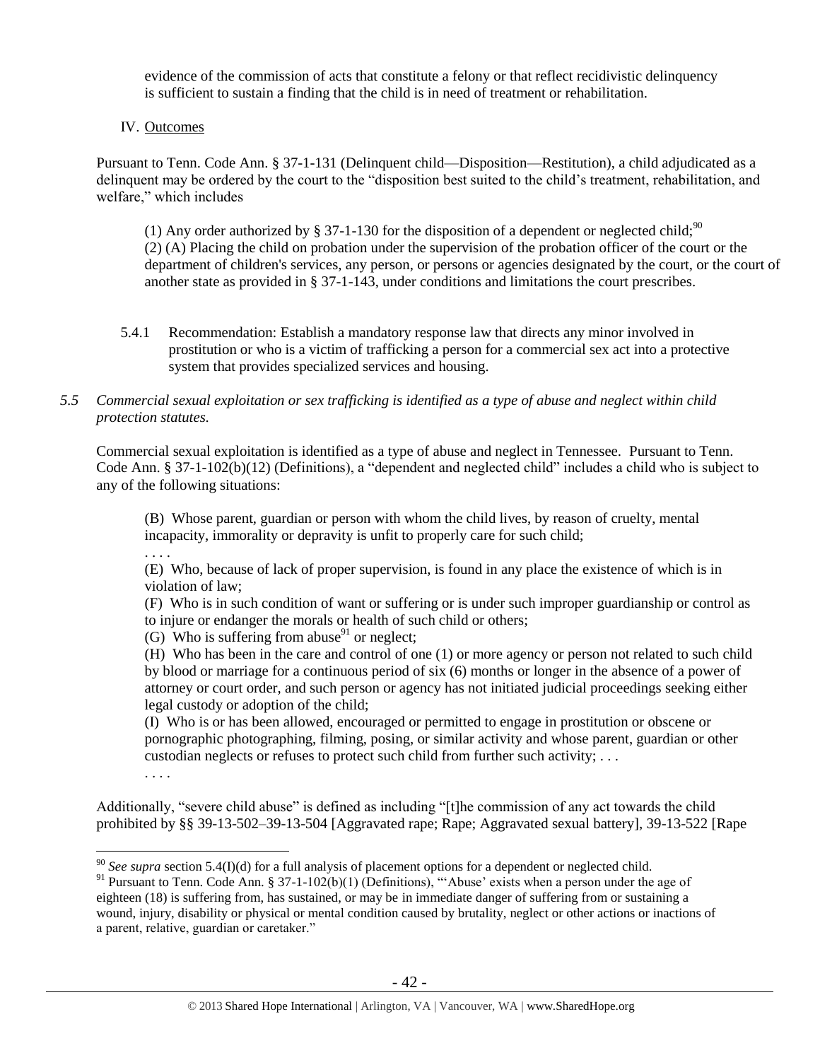evidence of the commission of acts that constitute a felony or that reflect recidivistic delinquency is sufficient to sustain a finding that the child is in need of treatment or rehabilitation.

IV. Outcomes

Pursuant to Tenn. Code Ann. § 37-1-131 (Delinquent child—Disposition—Restitution), a child adjudicated as a delinquent may be ordered by the court to the "disposition best suited to the child's treatment, rehabilitation, and welfare," which includes

> (1) Any order authorized by § 37-1-130 for the disposition of a dependent or neglected child;[90]
> (2) (A) Placing the child on probation under the supervision of the probation officer of the court or the department of children's services, any person, or persons or agencies designated by the court, or the court of another state as provided in § 37-1-143, under conditions and limitations the court prescribes.

5.4.1 Recommendation: Establish a mandatory response law that directs any minor involved in prostitution or who is a victim of trafficking a person for a commercial sex act into a protective system that provides specialized services and housing.

*5.5 Commercial sexual exploitation or sex trafficking is identified as a type of abuse and neglect within child protection statutes.*

Commercial sexual exploitation is identified as a type of abuse and neglect in Tennessee. Pursuant to Tenn. Code Ann. § 37-1-102(b)(12) (Definitions), a "dependent and neglected child" includes a child who is subject to any of the following situations:

> (B) Whose parent, guardian or person with whom the child lives, by reason of cruelty, mental incapacity, immorality or depravity is unfit to properly care for such child;
> . . . .
> (E) Who, because of lack of proper supervision, is found in any place the existence of which is in violation of law;
> (F) Who is in such condition of want or suffering or is under such improper guardianship or control as to injure or endanger the morals or health of such child or others;
> (G) Who is suffering from abuse[91] or neglect;
> (H) Who has been in the care and control of one (1) or more agency or person not related to such child by blood or marriage for a continuous period of six (6) months or longer in the absence of a power of attorney or court order, and such person or agency has not initiated judicial proceedings seeking either legal custody or adoption of the child;
> (I) Who is or has been allowed, encouraged or permitted to engage in prostitution or obscene or pornographic photographing, filming, posing, or similar activity and whose parent, guardian or other custodian neglects or refuses to protect such child from further such activity; . . .
> . . . .

Additionally, "severe child abuse" is defined as including "[t]he commission of any act towards the child prohibited by §§ 39-13-502–39-13-504 [Aggravated rape; Rape; Aggravated sexual battery], 39-13-522 [Rape

---

[90] *See supra* section 5.4(I)(d) for a full analysis of placement options for a dependent or neglected child.

[91] Pursuant to Tenn. Code Ann. § 37-1-102(b)(1) (Definitions), "'Abuse' exists when a person under the age of eighteen (18) is suffering from, has sustained, or may be in immediate danger of suffering from or sustaining a wound, injury, disability or physical or mental condition caused by brutality, neglect or other actions or inactions of a parent, relative, guardian or caretaker."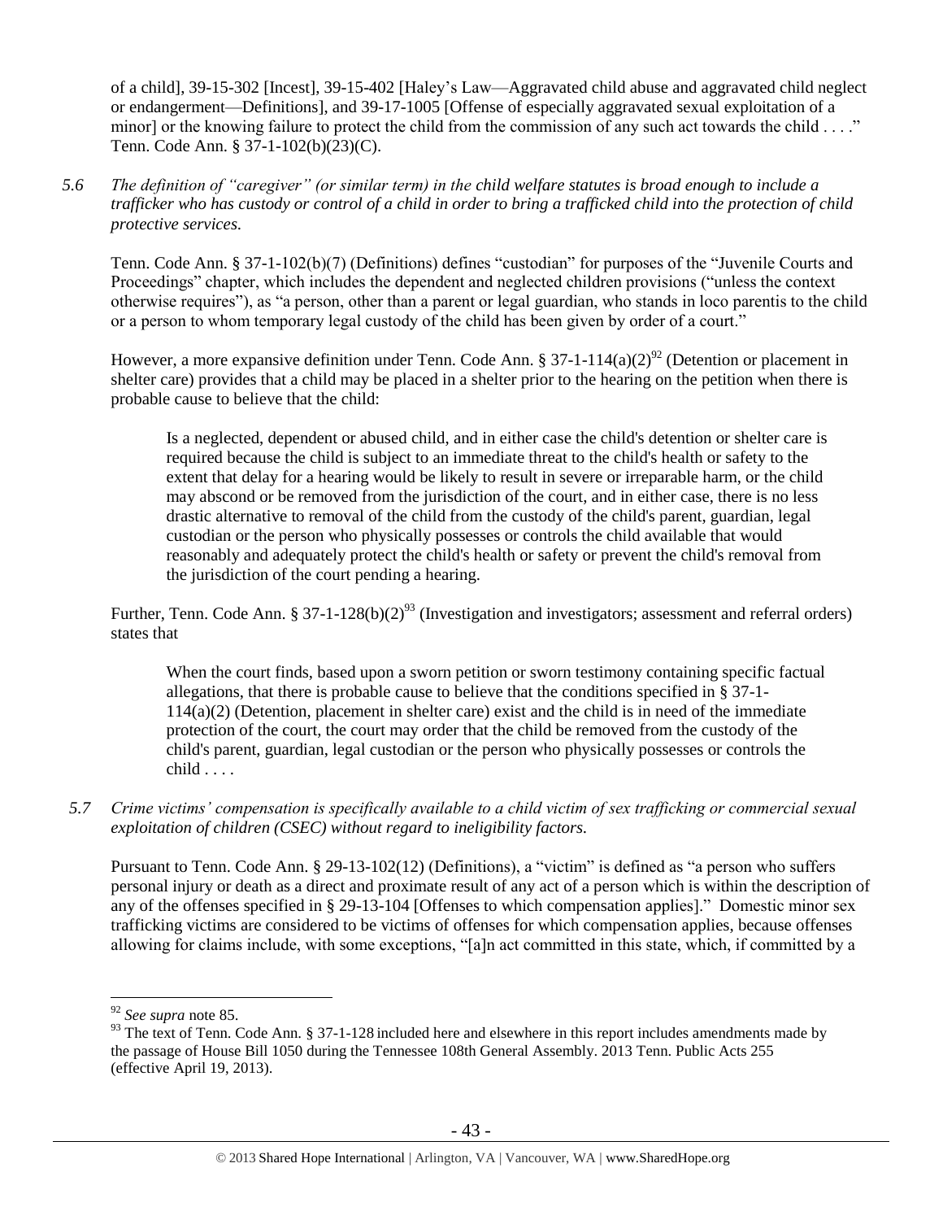of a child], 39-15-302 [Incest], 39-15-402 [Haley's Law—Aggravated child abuse and aggravated child neglect or endangerment—Definitions], and 39-17-1005 [Offense of especially aggravated sexual exploitation of a minor] or the knowing failure to protect the child from the commission of any such act towards the child . . . ." Tenn. Code Ann. § 37-1-102(b)(23)(C).

*5.6 The definition of "caregiver" (or similar term) in the child welfare statutes is broad enough to include a trafficker who has custody or control of a child in order to bring a trafficked child into the protection of child protective services.*

Tenn. Code Ann. § 37-1-102(b)(7) (Definitions) defines "custodian" for purposes of the "Juvenile Courts and Proceedings" chapter, which includes the dependent and neglected children provisions ("unless the context otherwise requires"), as "a person, other than a parent or legal guardian, who stands in loco parentis to the child or a person to whom temporary legal custody of the child has been given by order of a court."

However, a more expansive definition under Tenn. Code Ann. § 37-1-114(a)(2)[92] (Detention or placement in shelter care) provides that a child may be placed in a shelter prior to the hearing on the petition when there is probable cause to believe that the child:

> Is a neglected, dependent or abused child, and in either case the child's detention or shelter care is required because the child is subject to an immediate threat to the child's health or safety to the extent that delay for a hearing would be likely to result in severe or irreparable harm, or the child may abscond or be removed from the jurisdiction of the court, and in either case, there is no less drastic alternative to removal of the child from the custody of the child's parent, guardian, legal custodian or the person who physically possesses or controls the child available that would reasonably and adequately protect the child's health or safety or prevent the child's removal from the jurisdiction of the court pending a hearing.

Further, Tenn. Code Ann. § 37-1-128(b)(2)[93] (Investigation and investigators; assessment and referral orders) states that

> When the court finds, based upon a sworn petition or sworn testimony containing specific factual allegations, that there is probable cause to believe that the conditions specified in § 37-1-114(a)(2) (Detention, placement in shelter care) exist and the child is in need of the immediate protection of the court, the court may order that the child be removed from the custody of the child's parent, guardian, legal custodian or the person who physically possesses or controls the child . . . .

*5.7 Crime victims' compensation is specifically available to a child victim of sex trafficking or commercial sexual exploitation of children (CSEC) without regard to ineligibility factors.*

Pursuant to Tenn. Code Ann. § 29-13-102(12) (Definitions), a "victim" is defined as "a person who suffers personal injury or death as a direct and proximate result of any act of a person which is within the description of any of the offenses specified in § 29-13-104 [Offenses to which compensation applies]." Domestic minor sex trafficking victims are considered to be victims of offenses for which compensation applies, because offenses allowing for claims include, with some exceptions, "[a]n act committed in this state, which, if committed by a

---

[92] *See supra* note 85.

[93] The text of Tenn. Code Ann. § 37-1-128 included here and elsewhere in this report includes amendments made by the passage of House Bill 1050 during the Tennessee 108th General Assembly. 2013 Tenn. Public Acts 255 (effective April 19, 2013).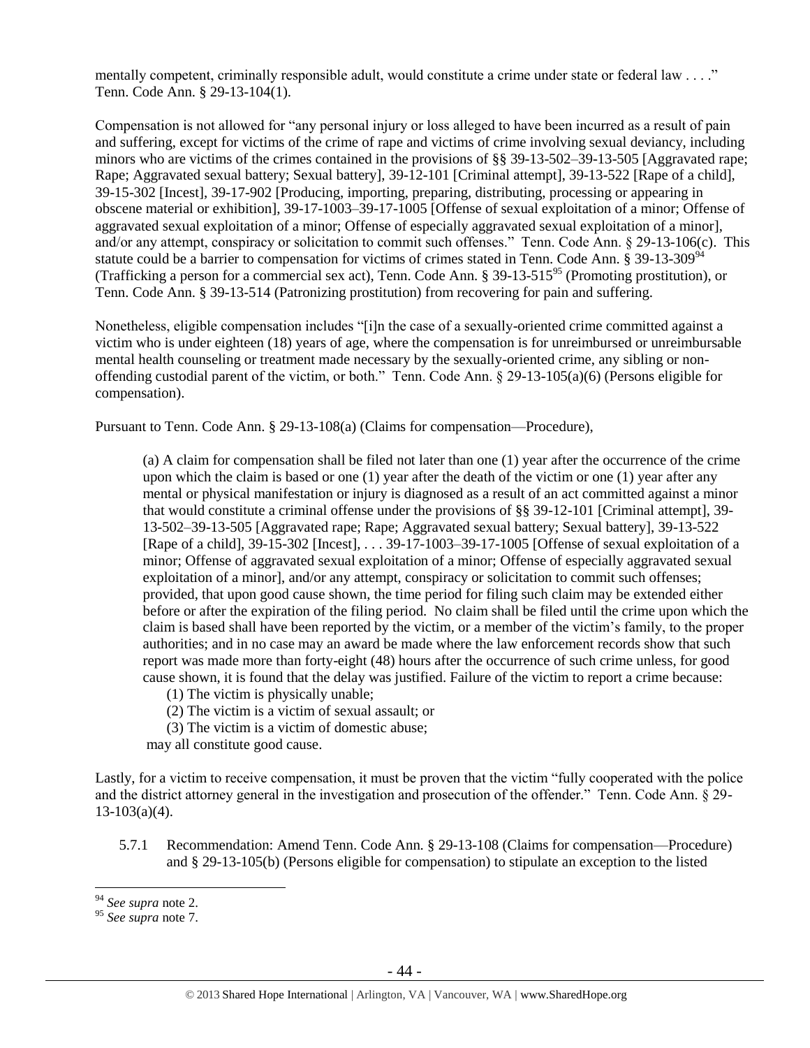mentally competent, criminally responsible adult, would constitute a crime under state or federal law . . . ." Tenn. Code Ann. § 29-13-104(1).

Compensation is not allowed for "any personal injury or loss alleged to have been incurred as a result of pain and suffering, except for victims of the crime of rape and victims of crime involving sexual deviancy, including minors who are victims of the crimes contained in the provisions of §§ 39-13-502–39-13-505 [Aggravated rape; Rape; Aggravated sexual battery; Sexual battery], 39-12-101 [Criminal attempt], 39-13-522 [Rape of a child], 39-15-302 [Incest], 39-17-902 [Producing, importing, preparing, distributing, processing or appearing in obscene material or exhibition], 39-17-1003–39-17-1005 [Offense of sexual exploitation of a minor; Offense of aggravated sexual exploitation of a minor; Offense of especially aggravated sexual exploitation of a minor], and/or any attempt, conspiracy or solicitation to commit such offenses." Tenn. Code Ann. § 29-13-106(c). This statute could be a barrier to compensation for victims of crimes stated in Tenn. Code Ann. § 39-13-309[94] (Trafficking a person for a commercial sex act), Tenn. Code Ann. § 39-13-515[95] (Promoting prostitution), or Tenn. Code Ann. § 39-13-514 (Patronizing prostitution) from recovering for pain and suffering.

Nonetheless, eligible compensation includes "[i]n the case of a sexually-oriented crime committed against a victim who is under eighteen (18) years of age, where the compensation is for unreimbursed or unreimbursable mental health counseling or treatment made necessary by the sexually-oriented crime, any sibling or non-offending custodial parent of the victim, or both." Tenn. Code Ann. § 29-13-105(a)(6) (Persons eligible for compensation).

Pursuant to Tenn. Code Ann. § 29-13-108(a) (Claims for compensation—Procedure),

> (a) A claim for compensation shall be filed not later than one (1) year after the occurrence of the crime upon which the claim is based or one (1) year after the death of the victim or one (1) year after any mental or physical manifestation or injury is diagnosed as a result of an act committed against a minor that would constitute a criminal offense under the provisions of §§ 39-12-101 [Criminal attempt], 39-13-502–39-13-505 [Aggravated rape; Rape; Aggravated sexual battery; Sexual battery], 39-13-522 [Rape of a child], 39-15-302 [Incest], . . . 39-17-1003–39-17-1005 [Offense of sexual exploitation of a minor; Offense of aggravated sexual exploitation of a minor; Offense of especially aggravated sexual exploitation of a minor], and/or any attempt, conspiracy or solicitation to commit such offenses; provided, that upon good cause shown, the time period for filing such claim may be extended either before or after the expiration of the filing period. No claim shall be filed until the crime upon which the claim is based shall have been reported by the victim, or a member of the victim's family, to the proper authorities; and in no case may an award be made where the law enforcement records show that such report was made more than forty-eight (48) hours after the occurrence of such crime unless, for good cause shown, it is found that the delay was justified. Failure of the victim to report a crime because:
>
> (1) The victim is physically unable;
>
> (2) The victim is a victim of sexual assault; or
>
> (3) The victim is a victim of domestic abuse;
>
> may all constitute good cause.

Lastly, for a victim to receive compensation, it must be proven that the victim "fully cooperated with the police and the district attorney general in the investigation and prosecution of the offender." Tenn. Code Ann. § 29-13-103(a)(4).

5.7.1 Recommendation: Amend Tenn. Code Ann. § 29-13-108 (Claims for compensation—Procedure) and § 29-13-105(b) (Persons eligible for compensation) to stipulate an exception to the listed

---

[94] *See supra* note 2.

[95] *See supra* note 7.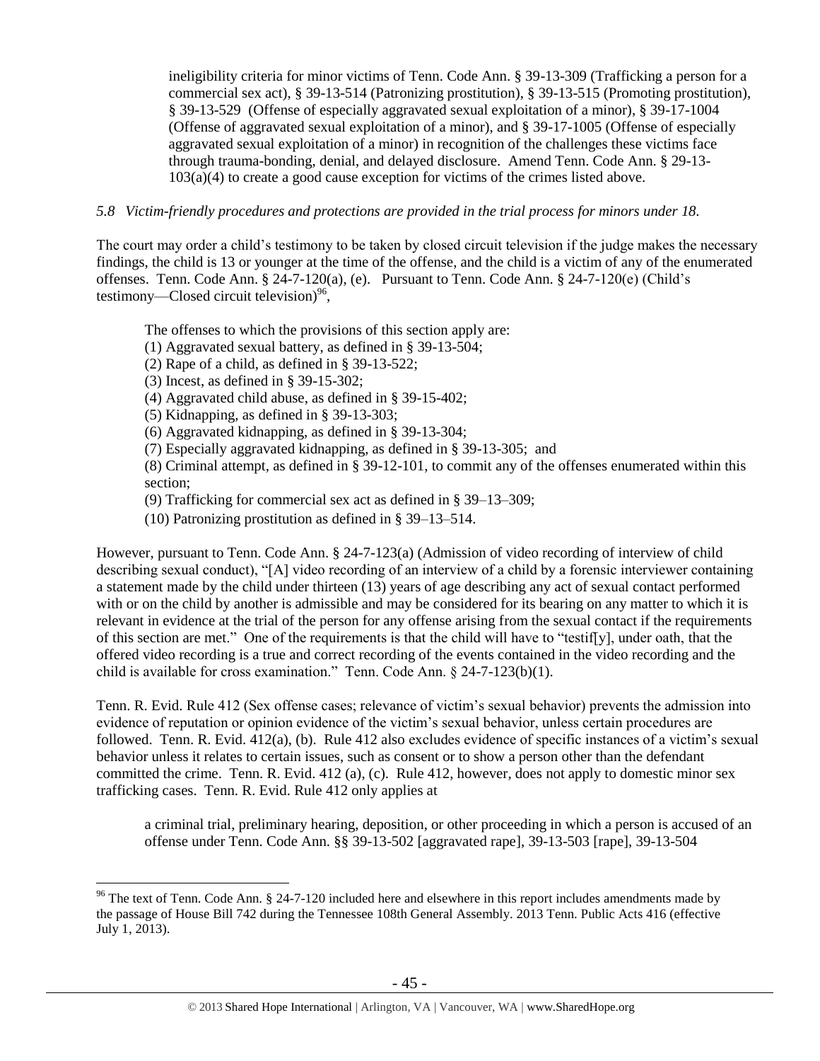ineligibility criteria for minor victims of Tenn. Code Ann. § 39-13-309 (Trafficking a person for a commercial sex act), § 39-13-514 (Patronizing prostitution), § 39-13-515 (Promoting prostitution), § 39-13-529 (Offense of especially aggravated sexual exploitation of a minor), § 39-17-1004 (Offense of aggravated sexual exploitation of a minor), and § 39-17-1005 (Offense of especially aggravated sexual exploitation of a minor) in recognition of the challenges these victims face through trauma-bonding, denial, and delayed disclosure. Amend Tenn. Code Ann. § 29-13-103(a)(4) to create a good cause exception for victims of the crimes listed above.

*5.8 Victim-friendly procedures and protections are provided in the trial process for minors under 18.*

The court may order a child's testimony to be taken by closed circuit television if the judge makes the necessary findings, the child is 13 or younger at the time of the offense, and the child is a victim of any of the enumerated offenses. Tenn. Code Ann. § 24-7-120(a), (e). Pursuant to Tenn. Code Ann. § 24-7-120(e) (Child's testimony—Closed circuit television)[96],

> The offenses to which the provisions of this section apply are:
> (1) Aggravated sexual battery, as defined in § 39-13-504;
> (2) Rape of a child, as defined in § 39-13-522;
> (3) Incest, as defined in § 39-15-302;
> (4) Aggravated child abuse, as defined in § 39-15-402;
> (5) Kidnapping, as defined in § 39-13-303;
> (6) Aggravated kidnapping, as defined in § 39-13-304;
> (7) Especially aggravated kidnapping, as defined in § 39-13-305; and
> (8) Criminal attempt, as defined in § 39-12-101, to commit any of the offenses enumerated within this section;
> (9) Trafficking for commercial sex act as defined in § 39–13–309;
> (10) Patronizing prostitution as defined in § 39–13–514.

However, pursuant to Tenn. Code Ann. § 24-7-123(a) (Admission of video recording of interview of child describing sexual conduct), "[A] video recording of an interview of a child by a forensic interviewer containing a statement made by the child under thirteen (13) years of age describing any act of sexual contact performed with or on the child by another is admissible and may be considered for its bearing on any matter to which it is relevant in evidence at the trial of the person for any offense arising from the sexual contact if the requirements of this section are met." One of the requirements is that the child will have to "testif[y], under oath, that the offered video recording is a true and correct recording of the events contained in the video recording and the child is available for cross examination." Tenn. Code Ann. § 24-7-123(b)(1).

Tenn. R. Evid. Rule 412 (Sex offense cases; relevance of victim's sexual behavior) prevents the admission into evidence of reputation or opinion evidence of the victim's sexual behavior, unless certain procedures are followed. Tenn. R. Evid. 412(a), (b). Rule 412 also excludes evidence of specific instances of a victim's sexual behavior unless it relates to certain issues, such as consent or to show a person other than the defendant committed the crime. Tenn. R. Evid. 412 (a), (c). Rule 412, however, does not apply to domestic minor sex trafficking cases. Tenn. R. Evid. Rule 412 only applies at

> a criminal trial, preliminary hearing, deposition, or other proceeding in which a person is accused of an offense under Tenn. Code Ann. §§ 39-13-502 [aggravated rape], 39-13-503 [rape], 39-13-504

---

[96] The text of Tenn. Code Ann. § 24-7-120 included here and elsewhere in this report includes amendments made by the passage of House Bill 742 during the Tennessee 108th General Assembly. 2013 Tenn. Public Acts 416 (effective July 1, 2013).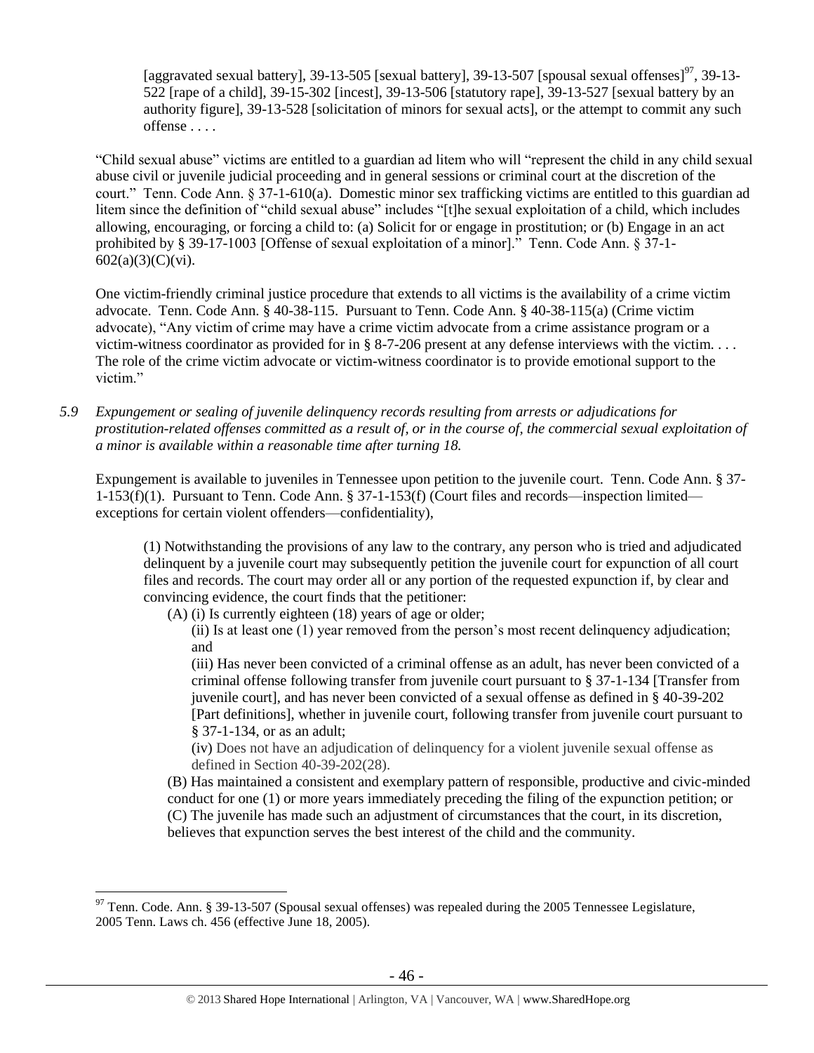> [aggravated sexual battery], 39-13-505 [sexual battery], 39-13-507 [spousal sexual offenses][97], 39-13-522 [rape of a child], 39-15-302 [incest], 39-13-506 [statutory rape], 39-13-527 [sexual battery by an authority figure], 39-13-528 [solicitation of minors for sexual acts], or the attempt to commit any such offense . . . .

"Child sexual abuse" victims are entitled to a guardian ad litem who will "represent the child in any child sexual abuse civil or juvenile judicial proceeding and in general sessions or criminal court at the discretion of the court." Tenn. Code Ann. § 37-1-610(a). Domestic minor sex trafficking victims are entitled to this guardian ad litem since the definition of "child sexual abuse" includes "[t]he sexual exploitation of a child, which includes allowing, encouraging, or forcing a child to: (a) Solicit for or engage in prostitution; or (b) Engage in an act prohibited by § 39-17-1003 [Offense of sexual exploitation of a minor]." Tenn. Code Ann. § 37-1-602(a)(3)(C)(vi).

One victim-friendly criminal justice procedure that extends to all victims is the availability of a crime victim advocate. Tenn. Code Ann. § 40-38-115. Pursuant to Tenn. Code Ann. § 40-38-115(a) (Crime victim advocate), "Any victim of crime may have a crime victim advocate from a crime assistance program or a victim-witness coordinator as provided for in § 8-7-206 present at any defense interviews with the victim. . . . The role of the crime victim advocate or victim-witness coordinator is to provide emotional support to the victim."

*5.9 Expungement or sealing of juvenile delinquency records resulting from arrests or adjudications for prostitution-related offenses committed as a result of, or in the course of, the commercial sexual exploitation of a minor is available within a reasonable time after turning 18.*

Expungement is available to juveniles in Tennessee upon petition to the juvenile court. Tenn. Code Ann. § 37-1-153(f)(1). Pursuant to Tenn. Code Ann. § 37-1-153(f) (Court files and records—inspection limited—exceptions for certain violent offenders—confidentiality),

> (1) Notwithstanding the provisions of any law to the contrary, any person who is tried and adjudicated delinquent by a juvenile court may subsequently petition the juvenile court for expunction of all court files and records. The court may order all or any portion of the requested expunction if, by clear and convincing evidence, the court finds that the petitioner:
>
> (A) (i) Is currently eighteen (18) years of age or older;
>
> (ii) Is at least one (1) year removed from the person's most recent delinquency adjudication; and
>
> (iii) Has never been convicted of a criminal offense as an adult, has never been convicted of a criminal offense following transfer from juvenile court pursuant to § 37-1-134 [Transfer from juvenile court], and has never been convicted of a sexual offense as defined in § 40-39-202 [Part definitions], whether in juvenile court, following transfer from juvenile court pursuant to § 37-1-134, or as an adult;
>
> (iv) Does not have an adjudication of delinquency for a violent juvenile sexual offense as defined in Section 40-39-202(28).
>
> (B) Has maintained a consistent and exemplary pattern of responsible, productive and civic-minded conduct for one (1) or more years immediately preceding the filing of the expunction petition; or
>
> (C) The juvenile has made such an adjustment of circumstances that the court, in its discretion, believes that expunction serves the best interest of the child and the community.

[97] Tenn. Code. Ann. § 39-13-507 (Spousal sexual offenses) was repealed during the 2005 Tennessee Legislature, 2005 Tenn. Laws ch. 456 (effective June 18, 2005).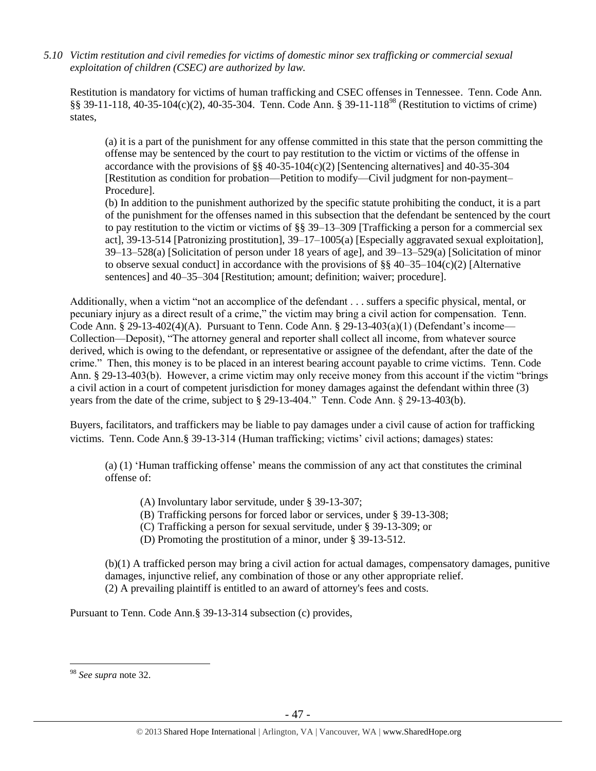*5.10 Victim restitution and civil remedies for victims of domestic minor sex trafficking or commercial sexual exploitation of children (CSEC) are authorized by law.*

Restitution is mandatory for victims of human trafficking and CSEC offenses in Tennessee. Tenn. Code Ann. §§ 39-11-118, 40-35-104(c)(2), 40-35-304. Tenn. Code Ann. § 39-11-118[98] (Restitution to victims of crime) states,

> (a) it is a part of the punishment for any offense committed in this state that the person committing the offense may be sentenced by the court to pay restitution to the victim or victims of the offense in accordance with the provisions of §§ 40-35-104(c)(2) [Sentencing alternatives] and 40-35-304 [Restitution as condition for probation—Petition to modify—Civil judgment for non-payment–Procedure].
>
> (b) In addition to the punishment authorized by the specific statute prohibiting the conduct, it is a part of the punishment for the offenses named in this subsection that the defendant be sentenced by the court to pay restitution to the victim or victims of §§ 39–13–309 [Trafficking a person for a commercial sex act], 39-13-514 [Patronizing prostitution], 39–17–1005(a) [Especially aggravated sexual exploitation], 39–13–528(a) [Solicitation of person under 18 years of age], and 39–13–529(a) [Solicitation of minor to observe sexual conduct] in accordance with the provisions of §§ 40–35–104(c)(2) [Alternative sentences] and 40–35–304 [Restitution; amount; definition; waiver; procedure].

Additionally, when a victim "not an accomplice of the defendant . . . suffers a specific physical, mental, or pecuniary injury as a direct result of a crime," the victim may bring a civil action for compensation. Tenn. Code Ann. § 29-13-402(4)(A). Pursuant to Tenn. Code Ann. § 29-13-403(a)(1) (Defendant's income—Collection—Deposit), "The attorney general and reporter shall collect all income, from whatever source derived, which is owing to the defendant, or representative or assignee of the defendant, after the date of the crime." Then, this money is to be placed in an interest bearing account payable to crime victims. Tenn. Code Ann. § 29-13-403(b). However, a crime victim may only receive money from this account if the victim "brings a civil action in a court of competent jurisdiction for money damages against the defendant within three (3) years from the date of the crime, subject to § 29-13-404." Tenn. Code Ann. § 29-13-403(b).

Buyers, facilitators, and traffickers may be liable to pay damages under a civil cause of action for trafficking victims. Tenn. Code Ann.§ 39-13-314 (Human trafficking; victims' civil actions; damages) states:

> (a) (1) 'Human trafficking offense' means the commission of any act that constitutes the criminal offense of:
>
> (A) Involuntary labor servitude, under § 39-13-307;
> (B) Trafficking persons for forced labor or services, under § 39-13-308;
> (C) Trafficking a person for sexual servitude, under § 39-13-309; or
> (D) Promoting the prostitution of a minor, under § 39-13-512.
>
> (b)(1) A trafficked person may bring a civil action for actual damages, compensatory damages, punitive damages, injunctive relief, any combination of those or any other appropriate relief.
> (2) A prevailing plaintiff is entitled to an award of attorney's fees and costs.

Pursuant to Tenn. Code Ann.§ 39-13-314 subsection (c) provides,

---

[98] *See supra* note 32.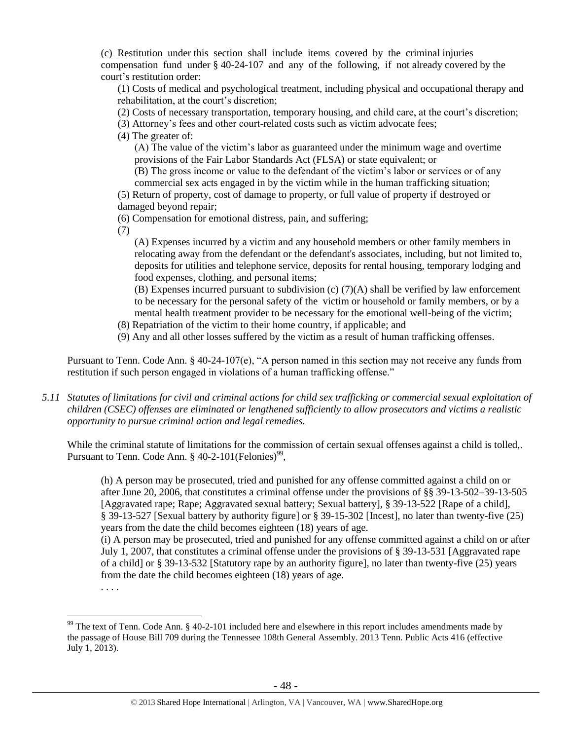(c) Restitution under this section shall include items covered by the criminal injuries compensation fund under § 40-24-107 and any of the following, if not already covered by the court's restitution order:

(1) Costs of medical and psychological treatment, including physical and occupational therapy and rehabilitation, at the court's discretion;

(2) Costs of necessary transportation, temporary housing, and child care, at the court's discretion;

(3) Attorney's fees and other court-related costs such as victim advocate fees;

(4) The greater of:

(A) The value of the victim's labor as guaranteed under the minimum wage and overtime provisions of the Fair Labor Standards Act (FLSA) or state equivalent; or

(B) The gross income or value to the defendant of the victim's labor or services or of any commercial sex acts engaged in by the victim while in the human trafficking situation;

(5) Return of property, cost of damage to property, or full value of property if destroyed or damaged beyond repair;

(6) Compensation for emotional distress, pain, and suffering;

(7)

(A) Expenses incurred by a victim and any household members or other family members in relocating away from the defendant or the defendant's associates, including, but not limited to, deposits for utilities and telephone service, deposits for rental housing, temporary lodging and food expenses, clothing, and personal items;

(B) Expenses incurred pursuant to subdivision (c) (7)(A) shall be verified by law enforcement to be necessary for the personal safety of the victim or household or family members, or by a mental health treatment provider to be necessary for the emotional well-being of the victim;

(8) Repatriation of the victim to their home country, if applicable; and

(9) Any and all other losses suffered by the victim as a result of human trafficking offenses.

Pursuant to Tenn. Code Ann. § 40-24-107(e), "A person named in this section may not receive any funds from restitution if such person engaged in violations of a human trafficking offense."

*5.11 Statutes of limitations for civil and criminal actions for child sex trafficking or commercial sexual exploitation of children (CSEC) offenses are eliminated or lengthened sufficiently to allow prosecutors and victims a realistic opportunity to pursue criminal action and legal remedies.*

While the criminal statute of limitations for the commission of certain sexual offenses against a child is tolled,. Pursuant to Tenn. Code Ann. § 40-2-101(Felonies)[99],

> (h) A person may be prosecuted, tried and punished for any offense committed against a child on or after June 20, 2006, that constitutes a criminal offense under the provisions of §§ 39-13-502–39-13-505 [Aggravated rape; Rape; Aggravated sexual battery; Sexual battery], § 39-13-522 [Rape of a child], § 39-13-527 [Sexual battery by authority figure] or § 39-15-302 [Incest], no later than twenty-five (25) years from the date the child becomes eighteen (18) years of age.
>
> (i) A person may be prosecuted, tried and punished for any offense committed against a child on or after July 1, 2007, that constitutes a criminal offense under the provisions of § 39-13-531 [Aggravated rape of a child] or § 39-13-532 [Statutory rape by an authority figure], no later than twenty-five (25) years from the date the child becomes eighteen (18) years of age.
>
> . . . .

---

[99] The text of Tenn. Code Ann. § 40-2-101 included here and elsewhere in this report includes amendments made by the passage of House Bill 709 during the Tennessee 108th General Assembly. 2013 Tenn. Public Acts 416 (effective July 1, 2013).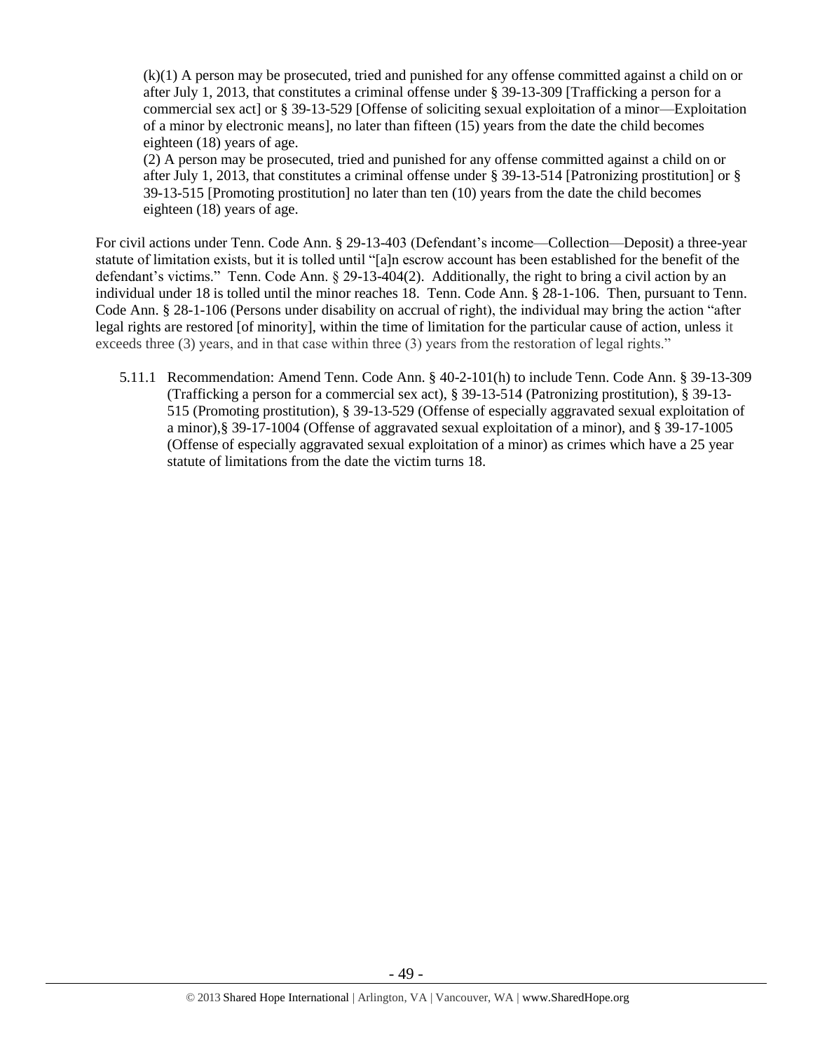(k)(1) A person may be prosecuted, tried and punished for any offense committed against a child on or after July 1, 2013, that constitutes a criminal offense under § 39-13-309 [Trafficking a person for a commercial sex act] or § 39-13-529 [Offense of soliciting sexual exploitation of a minor—Exploitation of a minor by electronic means], no later than fifteen (15) years from the date the child becomes eighteen (18) years of age.

(2) A person may be prosecuted, tried and punished for any offense committed against a child on or after July 1, 2013, that constitutes a criminal offense under § 39-13-514 [Patronizing prostitution] or § 39-13-515 [Promoting prostitution] no later than ten (10) years from the date the child becomes eighteen (18) years of age.

For civil actions under Tenn. Code Ann. § 29-13-403 (Defendant's income—Collection—Deposit) a three-year statute of limitation exists, but it is tolled until "[a]n escrow account has been established for the benefit of the defendant's victims." Tenn. Code Ann. § 29-13-404(2). Additionally, the right to bring a civil action by an individual under 18 is tolled until the minor reaches 18. Tenn. Code Ann. § 28-1-106. Then, pursuant to Tenn. Code Ann. § 28-1-106 (Persons under disability on accrual of right), the individual may bring the action "after legal rights are restored [of minority], within the time of limitation for the particular cause of action, unless it exceeds three (3) years, and in that case within three (3) years from the restoration of legal rights."

5.11.1 Recommendation: Amend Tenn. Code Ann. § 40-2-101(h) to include Tenn. Code Ann. § 39-13-309 (Trafficking a person for a commercial sex act), § 39-13-514 (Patronizing prostitution), § 39-13-515 (Promoting prostitution), § 39-13-529 (Offense of especially aggravated sexual exploitation of a minor),§ 39-17-1004 (Offense of aggravated sexual exploitation of a minor), and § 39-17-1005 (Offense of especially aggravated sexual exploitation of a minor) as crimes which have a 25 year statute of limitations from the date the victim turns 18.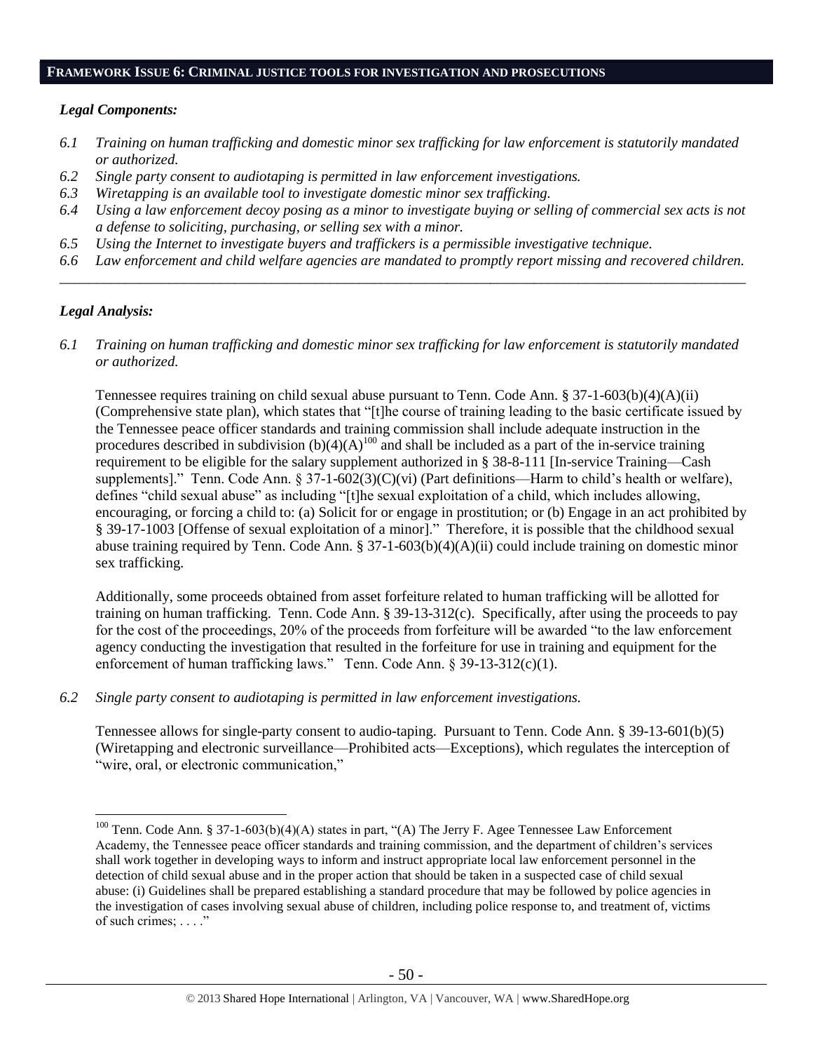## FRAMEWORK ISSUE 6: CRIMINAL JUSTICE TOOLS FOR INVESTIGATION AND PROSECUTIONS

***Legal Components:***

*6.1 Training on human trafficking and domestic minor sex trafficking for law enforcement is statutorily mandated or authorized.*
*6.2 Single party consent to audiotaping is permitted in law enforcement investigations.*
*6.3 Wiretapping is an available tool to investigate domestic minor sex trafficking.*
*6.4 Using a law enforcement decoy posing as a minor to investigate buying or selling of commercial sex acts is not a defense to soliciting, purchasing, or selling sex with a minor.*
*6.5 Using the Internet to investigate buyers and traffickers is a permissible investigative technique.*
*6.6 Law enforcement and child welfare agencies are mandated to promptly report missing and recovered children.*

---

***Legal Analysis:***

*6.1 Training on human trafficking and domestic minor sex trafficking for law enforcement is statutorily mandated or authorized.*

Tennessee requires training on child sexual abuse pursuant to Tenn. Code Ann. § 37-1-603(b)(4)(A)(ii) (Comprehensive state plan), which states that "[t]he course of training leading to the basic certificate issued by the Tennessee peace officer standards and training commission shall include adequate instruction in the procedures described in subdivision (b)(4)(A)[100] and shall be included as a part of the in-service training requirement to be eligible for the salary supplement authorized in § 38-8-111 [In-service Training—Cash supplements]." Tenn. Code Ann. § 37-1-602(3)(C)(vi) (Part definitions—Harm to child's health or welfare), defines "child sexual abuse" as including "[t]he sexual exploitation of a child, which includes allowing, encouraging, or forcing a child to: (a) Solicit for or engage in prostitution; or (b) Engage in an act prohibited by § 39-17-1003 [Offense of sexual exploitation of a minor]." Therefore, it is possible that the childhood sexual abuse training required by Tenn. Code Ann. § 37-1-603(b)(4)(A)(ii) could include training on domestic minor sex trafficking.

Additionally, some proceeds obtained from asset forfeiture related to human trafficking will be allotted for training on human trafficking. Tenn. Code Ann. § 39-13-312(c). Specifically, after using the proceeds to pay for the cost of the proceedings, 20% of the proceeds from forfeiture will be awarded "to the law enforcement agency conducting the investigation that resulted in the forfeiture for use in training and equipment for the enforcement of human trafficking laws." Tenn. Code Ann. § 39-13-312(c)(1).

*6.2 Single party consent to audiotaping is permitted in law enforcement investigations.*

Tennessee allows for single-party consent to audio-taping. Pursuant to Tenn. Code Ann. § 39-13-601(b)(5) (Wiretapping and electronic surveillance—Prohibited acts—Exceptions), which regulates the interception of "wire, oral, or electronic communication,"

---

[100] Tenn. Code Ann. § 37-1-603(b)(4)(A) states in part, "(A) The Jerry F. Agee Tennessee Law Enforcement Academy, the Tennessee peace officer standards and training commission, and the department of children's services shall work together in developing ways to inform and instruct appropriate local law enforcement personnel in the detection of child sexual abuse and in the proper action that should be taken in a suspected case of child sexual abuse: (i) Guidelines shall be prepared establishing a standard procedure that may be followed by police agencies in the investigation of cases involving sexual abuse of children, including police response to, and treatment of, victims of such crimes; . . . ."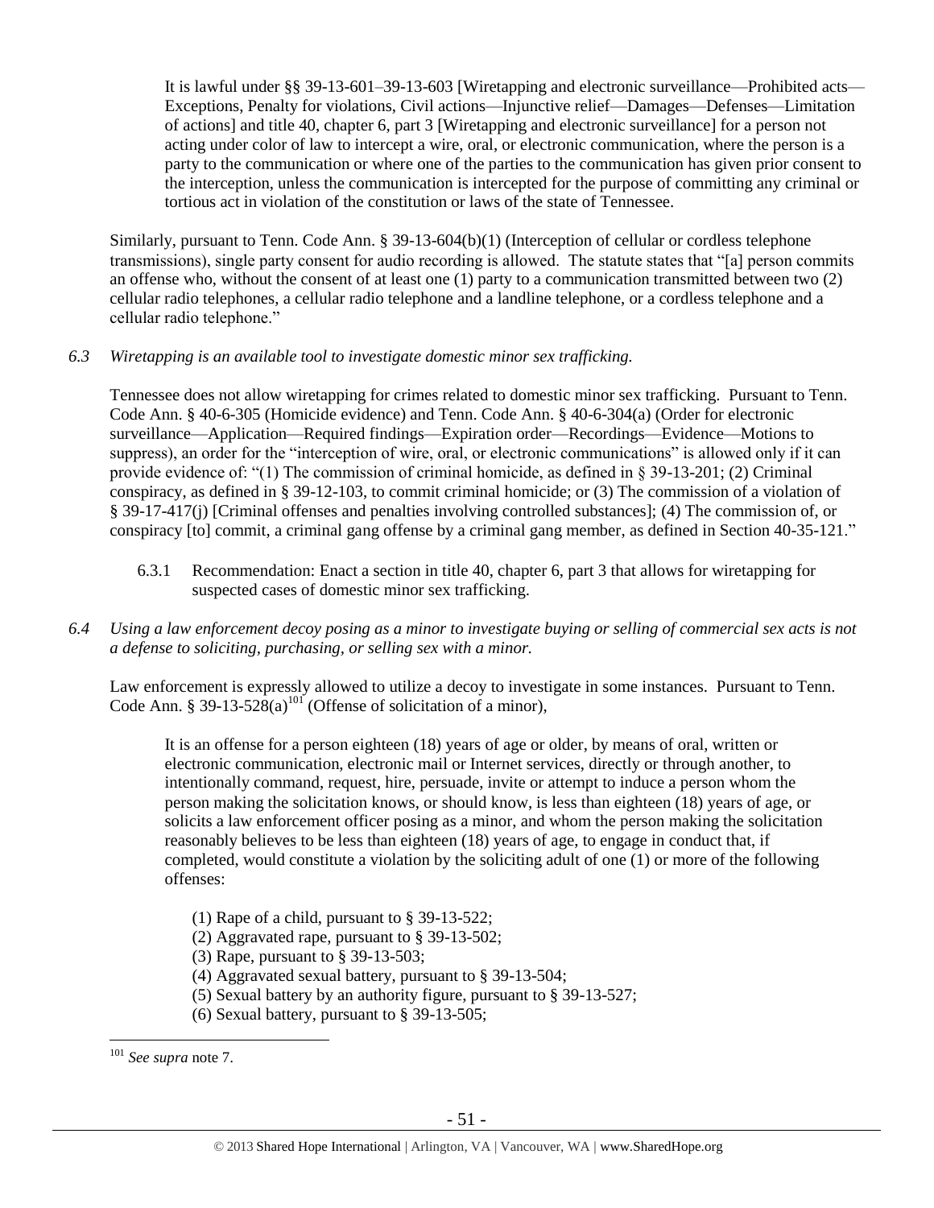> It is lawful under §§ 39-13-601–39-13-603 [Wiretapping and electronic surveillance—Prohibited acts—Exceptions, Penalty for violations, Civil actions—Injunctive relief—Damages—Defenses—Limitation of actions] and title 40, chapter 6, part 3 [Wiretapping and electronic surveillance] for a person not acting under color of law to intercept a wire, oral, or electronic communication, where the person is a party to the communication or where one of the parties to the communication has given prior consent to the interception, unless the communication is intercepted for the purpose of committing any criminal or tortious act in violation of the constitution or laws of the state of Tennessee.

Similarly, pursuant to Tenn. Code Ann. § 39-13-604(b)(1) (Interception of cellular or cordless telephone transmissions), single party consent for audio recording is allowed. The statute states that "[a] person commits an offense who, without the consent of at least one (1) party to a communication transmitted between two (2) cellular radio telephones, a cellular radio telephone and a landline telephone, or a cordless telephone and a cellular radio telephone."

*6.3 Wiretapping is an available tool to investigate domestic minor sex trafficking.*

Tennessee does not allow wiretapping for crimes related to domestic minor sex trafficking. Pursuant to Tenn. Code Ann. § 40-6-305 (Homicide evidence) and Tenn. Code Ann. § 40-6-304(a) (Order for electronic surveillance—Application—Required findings—Expiration order—Recordings—Evidence—Motions to suppress), an order for the "interception of wire, oral, or electronic communications" is allowed only if it can provide evidence of: "(1) The commission of criminal homicide, as defined in § 39-13-201; (2) Criminal conspiracy, as defined in § 39-12-103, to commit criminal homicide; or (3) The commission of a violation of § 39-17-417(j) [Criminal offenses and penalties involving controlled substances]; (4) The commission of, or conspiracy [to] commit, a criminal gang offense by a criminal gang member, as defined in Section 40-35-121."

6.3.1 Recommendation: Enact a section in title 40, chapter 6, part 3 that allows for wiretapping for suspected cases of domestic minor sex trafficking.

*6.4 Using a law enforcement decoy posing as a minor to investigate buying or selling of commercial sex acts is not a defense to soliciting, purchasing, or selling sex with a minor.*

Law enforcement is expressly allowed to utilize a decoy to investigate in some instances. Pursuant to Tenn. Code Ann. § 39-13-528(a)[101] (Offense of solicitation of a minor),

> It is an offense for a person eighteen (18) years of age or older, by means of oral, written or electronic communication, electronic mail or Internet services, directly or through another, to intentionally command, request, hire, persuade, invite or attempt to induce a person whom the person making the solicitation knows, or should know, is less than eighteen (18) years of age, or solicits a law enforcement officer posing as a minor, and whom the person making the solicitation reasonably believes to be less than eighteen (18) years of age, to engage in conduct that, if completed, would constitute a violation by the soliciting adult of one (1) or more of the following offenses:
>
> (1) Rape of a child, pursuant to § 39-13-522;
> (2) Aggravated rape, pursuant to § 39-13-502;
> (3) Rape, pursuant to § 39-13-503;
> (4) Aggravated sexual battery, pursuant to § 39-13-504;
> (5) Sexual battery by an authority figure, pursuant to § 39-13-527;
> (6) Sexual battery, pursuant to § 39-13-505;

[101] *See supra* note 7.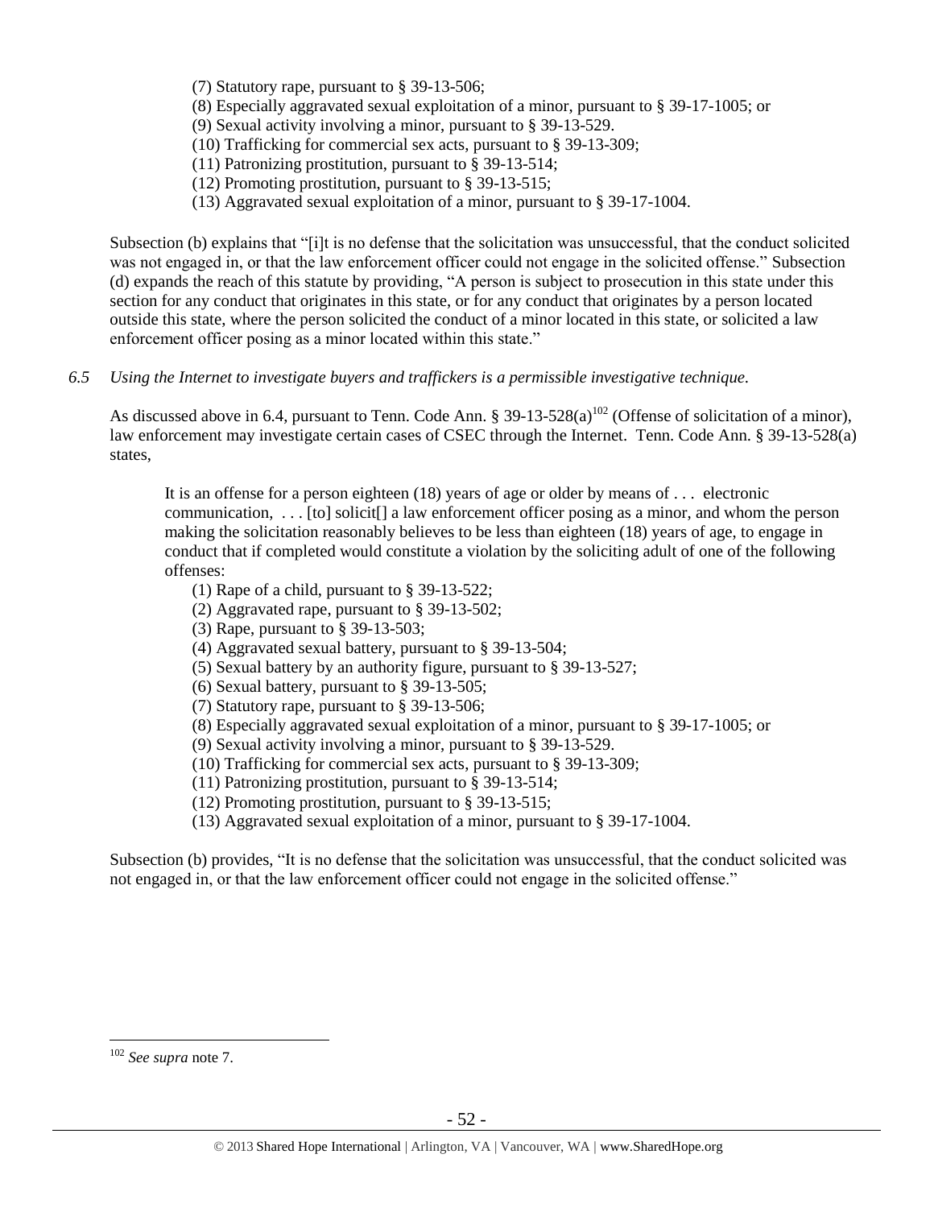(7) Statutory rape, pursuant to § 39-13-506;
(8) Especially aggravated sexual exploitation of a minor, pursuant to § 39-17-1005; or
(9) Sexual activity involving a minor, pursuant to § 39-13-529.
(10) Trafficking for commercial sex acts, pursuant to § 39-13-309;
(11) Patronizing prostitution, pursuant to § 39-13-514;
(12) Promoting prostitution, pursuant to § 39-13-515;
(13) Aggravated sexual exploitation of a minor, pursuant to § 39-17-1004.

Subsection (b) explains that "[i]t is no defense that the solicitation was unsuccessful, that the conduct solicited was not engaged in, or that the law enforcement officer could not engage in the solicited offense." Subsection (d) expands the reach of this statute by providing, "A person is subject to prosecution in this state under this section for any conduct that originates in this state, or for any conduct that originates by a person located outside this state, where the person solicited the conduct of a minor located in this state, or solicited a law enforcement officer posing as a minor located within this state."

*6.5 Using the Internet to investigate buyers and traffickers is a permissible investigative technique.*

As discussed above in 6.4, pursuant to Tenn. Code Ann. § 39-13-528(a)[102] (Offense of solicitation of a minor), law enforcement may investigate certain cases of CSEC through the Internet. Tenn. Code Ann. § 39-13-528(a) states,

> It is an offense for a person eighteen (18) years of age or older by means of . . . electronic communication, . . . [to] solicit[] a law enforcement officer posing as a minor, and whom the person making the solicitation reasonably believes to be less than eighteen (18) years of age, to engage in conduct that if completed would constitute a violation by the soliciting adult of one of the following offenses:
>
> (1) Rape of a child, pursuant to § 39-13-522;
> (2) Aggravated rape, pursuant to § 39-13-502;
> (3) Rape, pursuant to § 39-13-503;
> (4) Aggravated sexual battery, pursuant to § 39-13-504;
> (5) Sexual battery by an authority figure, pursuant to § 39-13-527;
> (6) Sexual battery, pursuant to § 39-13-505;
> (7) Statutory rape, pursuant to § 39-13-506;
> (8) Especially aggravated sexual exploitation of a minor, pursuant to § 39-17-1005; or
> (9) Sexual activity involving a minor, pursuant to § 39-13-529.
> (10) Trafficking for commercial sex acts, pursuant to § 39-13-309;
> (11) Patronizing prostitution, pursuant to § 39-13-514;
> (12) Promoting prostitution, pursuant to § 39-13-515;
> (13) Aggravated sexual exploitation of a minor, pursuant to § 39-17-1004.

Subsection (b) provides, "It is no defense that the solicitation was unsuccessful, that the conduct solicited was not engaged in, or that the law enforcement officer could not engage in the solicited offense."

[102] *See supra* note 7.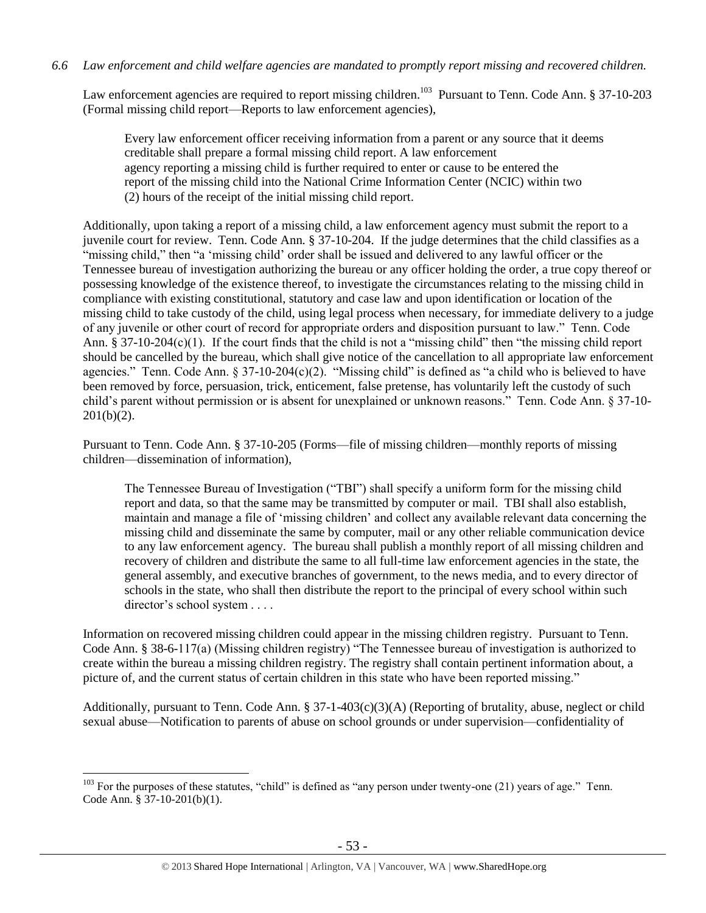*6.6 Law enforcement and child welfare agencies are mandated to promptly report missing and recovered children.*

Law enforcement agencies are required to report missing children.[103] Pursuant to Tenn. Code Ann. § 37-10-203 (Formal missing child report—Reports to law enforcement agencies),

> Every law enforcement officer receiving information from a parent or any source that it deems creditable shall prepare a formal missing child report. A law enforcement agency reporting a missing child is further required to enter or cause to be entered the report of the missing child into the National Crime Information Center (NCIC) within two (2) hours of the receipt of the initial missing child report.

Additionally, upon taking a report of a missing child, a law enforcement agency must submit the report to a juvenile court for review. Tenn. Code Ann. § 37-10-204. If the judge determines that the child classifies as a "missing child," then "a 'missing child' order shall be issued and delivered to any lawful officer or the Tennessee bureau of investigation authorizing the bureau or any officer holding the order, a true copy thereof or possessing knowledge of the existence thereof, to investigate the circumstances relating to the missing child in compliance with existing constitutional, statutory and case law and upon identification or location of the missing child to take custody of the child, using legal process when necessary, for immediate delivery to a judge of any juvenile or other court of record for appropriate orders and disposition pursuant to law." Tenn. Code Ann. § 37-10-204(c)(1). If the court finds that the child is not a "missing child" then "the missing child report should be cancelled by the bureau, which shall give notice of the cancellation to all appropriate law enforcement agencies." Tenn. Code Ann. § 37-10-204(c)(2). "Missing child" is defined as "a child who is believed to have been removed by force, persuasion, trick, enticement, false pretense, has voluntarily left the custody of such child's parent without permission or is absent for unexplained or unknown reasons." Tenn. Code Ann. § 37-10-201(b)(2).

Pursuant to Tenn. Code Ann. § 37-10-205 (Forms—file of missing children—monthly reports of missing children—dissemination of information),

> The Tennessee Bureau of Investigation ("TBI") shall specify a uniform form for the missing child report and data, so that the same may be transmitted by computer or mail. TBI shall also establish, maintain and manage a file of 'missing children' and collect any available relevant data concerning the missing child and disseminate the same by computer, mail or any other reliable communication device to any law enforcement agency. The bureau shall publish a monthly report of all missing children and recovery of children and distribute the same to all full-time law enforcement agencies in the state, the general assembly, and executive branches of government, to the news media, and to every director of schools in the state, who shall then distribute the report to the principal of every school within such director's school system . . . .

Information on recovered missing children could appear in the missing children registry. Pursuant to Tenn. Code Ann. § 38-6-117(a) (Missing children registry) "The Tennessee bureau of investigation is authorized to create within the bureau a missing children registry. The registry shall contain pertinent information about, a picture of, and the current status of certain children in this state who have been reported missing."

Additionally, pursuant to Tenn. Code Ann. § 37-1-403(c)(3)(A) (Reporting of brutality, abuse, neglect or child sexual abuse—Notification to parents of abuse on school grounds or under supervision—confidentiality of

---

[103] For the purposes of these statutes, "child" is defined as "any person under twenty-one (21) years of age." Tenn. Code Ann. § 37-10-201(b)(1).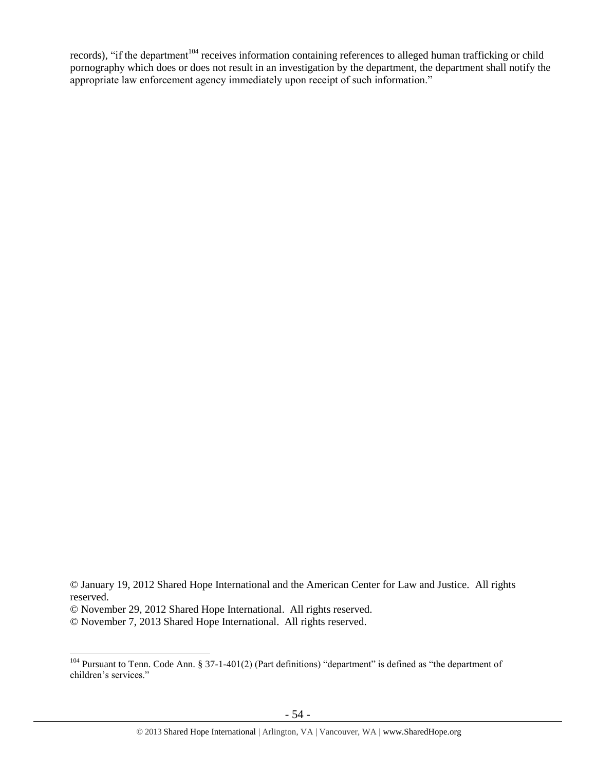records), "if the department[104] receives information containing references to alleged human trafficking or child pornography which does or does not result in an investigation by the department, the department shall notify the appropriate law enforcement agency immediately upon receipt of such information."

© January 19, 2012 Shared Hope International and the American Center for Law and Justice. All rights reserved.
© November 29, 2012 Shared Hope International. All rights reserved.
© November 7, 2013 Shared Hope International. All rights reserved.

[104] Pursuant to Tenn. Code Ann. § 37-1-401(2) (Part definitions) "department" is defined as "the department of children's services."